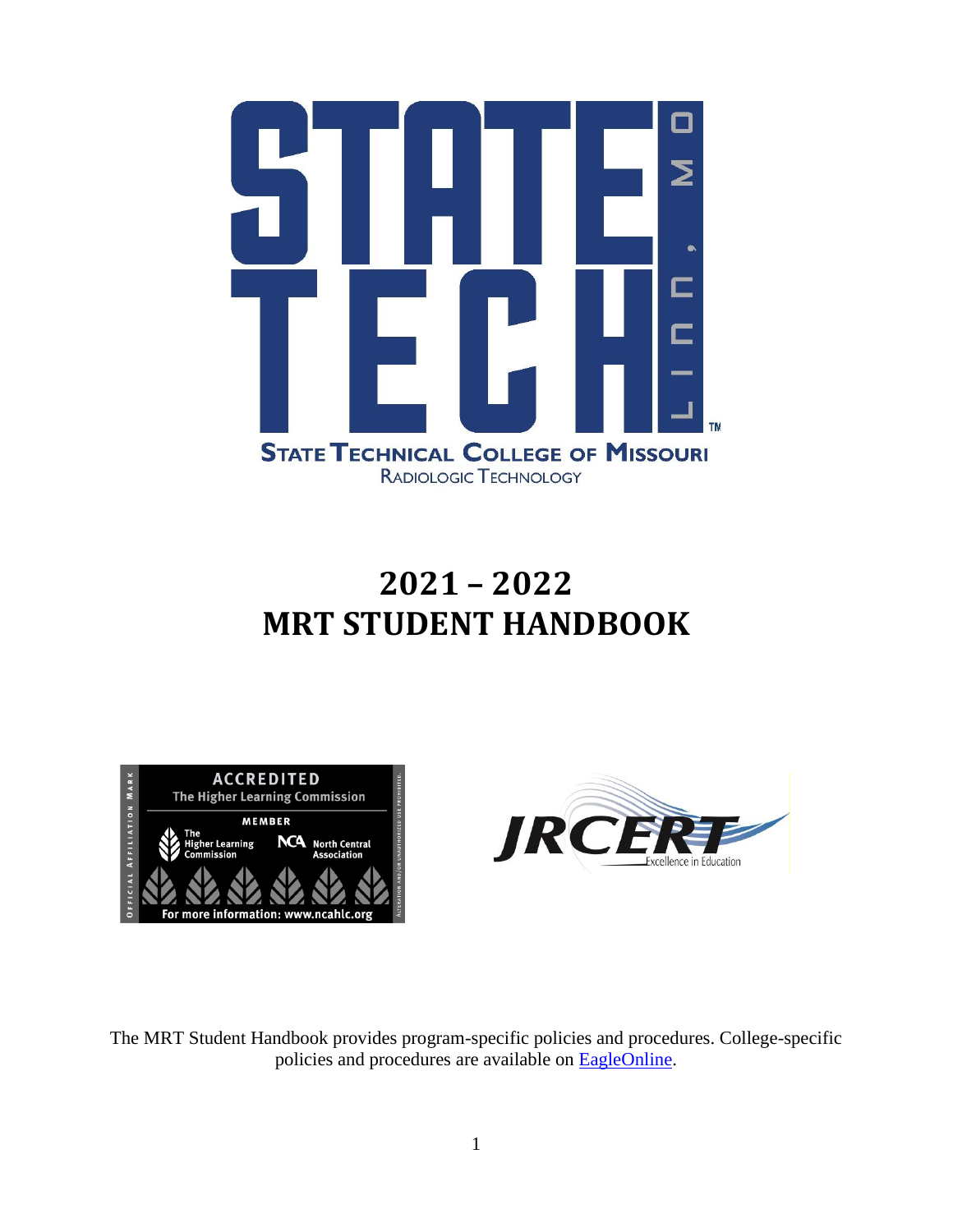**STATE TECH** LINN, MO

**STATE TECHNICAL COLLEGE OF MISSOURI**

RADIOLOGIC TECHNOLOGY

# 2021 – 2022
# MRT STUDENT HANDBOOK

ACCREDITED
The Higher Learning Commission
MEMBER
The Higher Learning Commission | NCA North Central Association
For more information: www.ncahlc.org

JRCERT Excellence in Education

The MRT Student Handbook provides program-specific policies and procedures. College-specific policies and procedures are available on EagleOnline.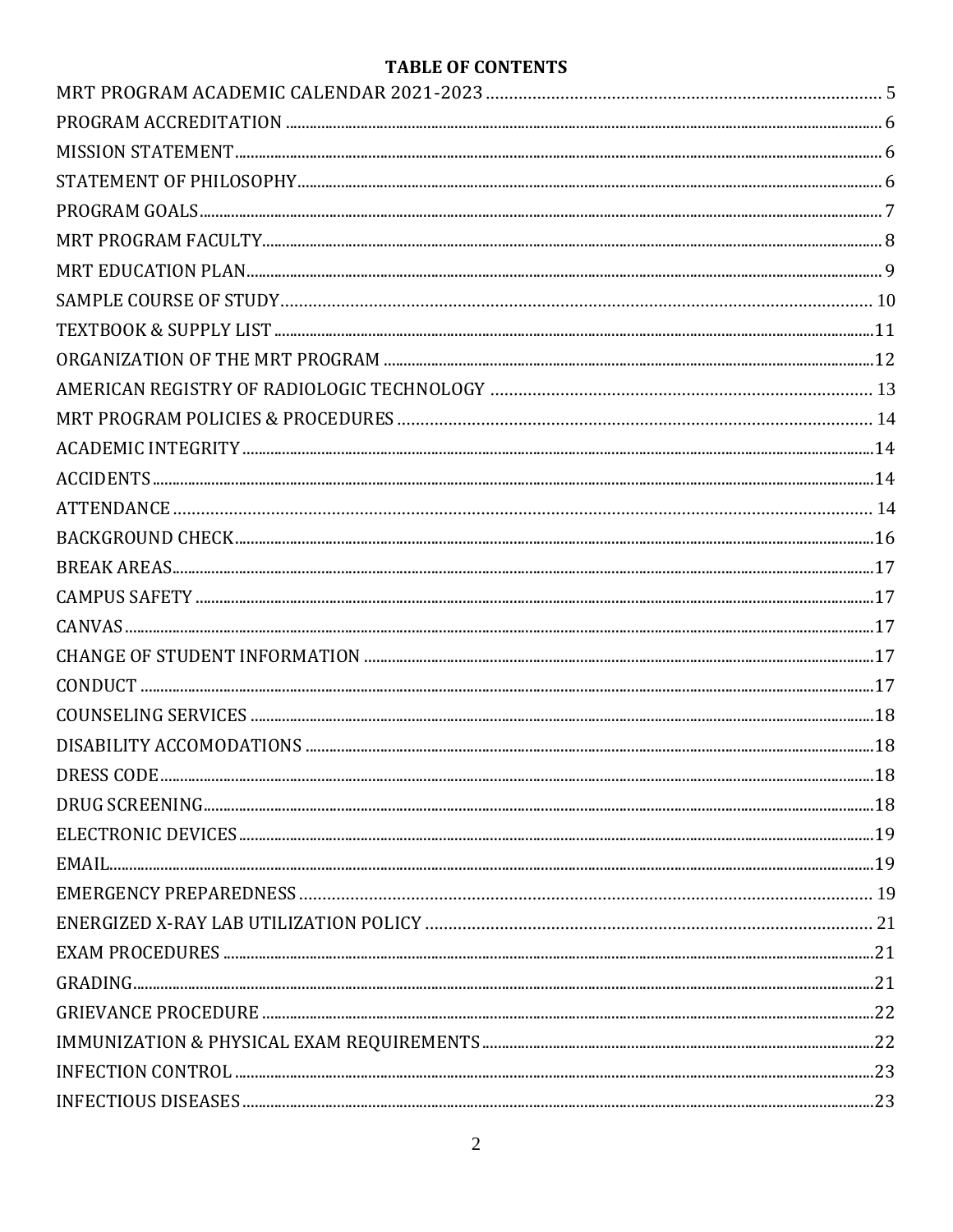**TABLE OF CONTENTS**

MRT PROGRAM ACADEMIC CALENDAR 2021-2023 .......... 5
PROGRAM ACCREDITATION .......... 6
MISSION STATEMENT .......... 6
STATEMENT OF PHILOSOPHY .......... 6
PROGRAM GOALS .......... 7
MRT PROGRAM FACULTY .......... 8
MRT EDUCATION PLAN .......... 9
SAMPLE COURSE OF STUDY .......... 10
TEXTBOOK & SUPPLY LIST .......... 11
ORGANIZATION OF THE MRT PROGRAM .......... 12
AMERICAN REGISTRY OF RADIOLOGIC TECHNOLOGY .......... 13
MRT PROGRAM POLICIES & PROCEDURES .......... 14
ACADEMIC INTEGRITY .......... 14
ACCIDENTS .......... 14
ATTENDANCE .......... 14
BACKGROUND CHECK .......... 16
BREAK AREAS .......... 17
CAMPUS SAFETY .......... 17
CANVAS .......... 17
CHANGE OF STUDENT INFORMATION .......... 17
CONDUCT .......... 17
COUNSELING SERVICES .......... 18
DISABILITY ACCOMODATIONS .......... 18
DRESS CODE .......... 18
DRUG SCREENING .......... 18
ELECTRONIC DEVICES .......... 19
EMAIL .......... 19
EMERGENCY PREPAREDNESS .......... 19
ENERGIZED X-RAY LAB UTILIZATION POLICY .......... 21
EXAM PROCEDURES .......... 21
GRADING .......... 21
GRIEVANCE PROCEDURE .......... 22
IMMUNIZATION & PHYSICAL EXAM REQUIREMENTS .......... 22
INFECTION CONTROL .......... 23
INFECTIOUS DISEASES .......... 23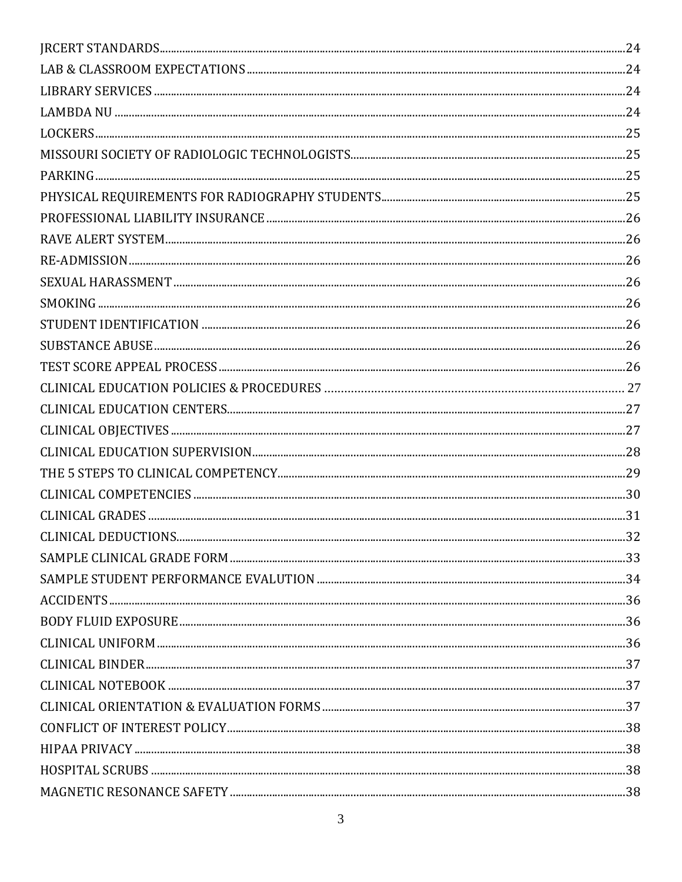JRCERT STANDARDS....24
LAB & CLASSROOM EXPECTATIONS....24
LIBRARY SERVICES....24
LAMBDA NU....24
LOCKERS....25
MISSOURI SOCIETY OF RADIOLOGIC TECHNOLOGISTS....25
PARKING....25
PHYSICAL REQUIREMENTS FOR RADIOGRAPHY STUDENTS....25
PROFESSIONAL LIABILITY INSURANCE....26
RAVE ALERT SYSTEM....26
RE-ADMISSION....26
SEXUAL HARASSMENT....26
SMOKING....26
STUDENT IDENTIFICATION....26
SUBSTANCE ABUSE....26
TEST SCORE APPEAL PROCESS....26
CLINICAL EDUCATION POLICIES & PROCEDURES....27
CLINICAL EDUCATION CENTERS....27
CLINICAL OBJECTIVES....27
CLINICAL EDUCATION SUPERVISION....28
THE 5 STEPS TO CLINICAL COMPETENCY....29
CLINICAL COMPETENCIES....30
CLINICAL GRADES....31
CLINICAL DEDUCTIONS....32
SAMPLE CLINICAL GRADE FORM....33
SAMPLE STUDENT PERFORMANCE EVALUTION....34
ACCIDENTS....36
BODY FLUID EXPOSURE....36
CLINICAL UNIFORM....36
CLINICAL BINDER....37
CLINICAL NOTEBOOK....37
CLINICAL ORIENTATION & EVALUATION FORMS....37
CONFLICT OF INTEREST POLICY....38
HIPAA PRIVACY....38
HOSPITAL SCRUBS....38
MAGNETIC RESONANCE SAFETY....38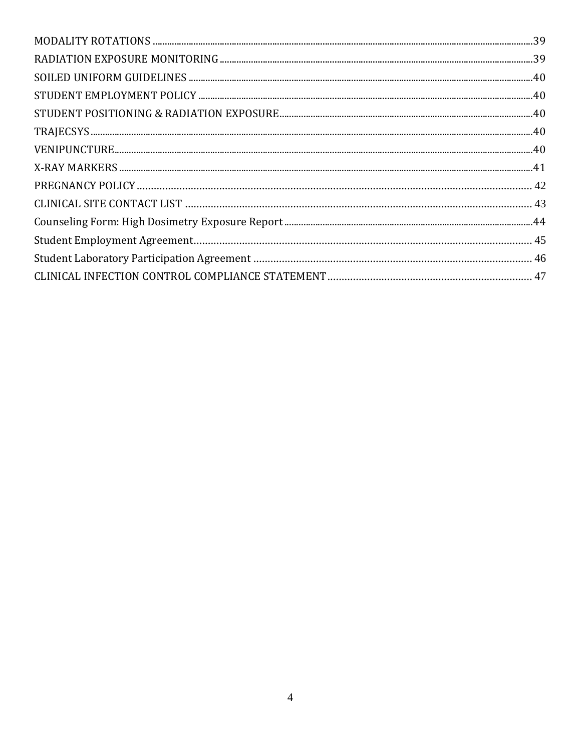MODALITY ROTATIONS ....................................................................................................................................................39
RADIATION EXPOSURE MONITORING ...................................................................................................................39
SOILED UNIFORM GUIDELINES ..............................................................................................................................40
STUDENT EMPLOYMENT POLICY ...........................................................................................................................40
STUDENT POSITIONING & RADIATION EXPOSURE.............................................................................................40
TRAJECSYS ...................................................................................................................................................................40
VENIPUNCTURE............................................................................................................................................................40
X-RAY MARKERS ..........................................................................................................................................................41
PREGNANCY POLICY ................................................................................................................................................. 42
CLINICAL SITE CONTACT LIST ................................................................................................................................ 43
Counseling Form: High Dosimetry Exposure Report ...............................................................................................44
Student Employment Agreement.............................................................................................................................. 45
Student Laboratory Participation Agreement ........................................................................................................ 46
CLINICAL INFECTION CONTROL COMPLIANCE STATEMENT ............................................................................. 47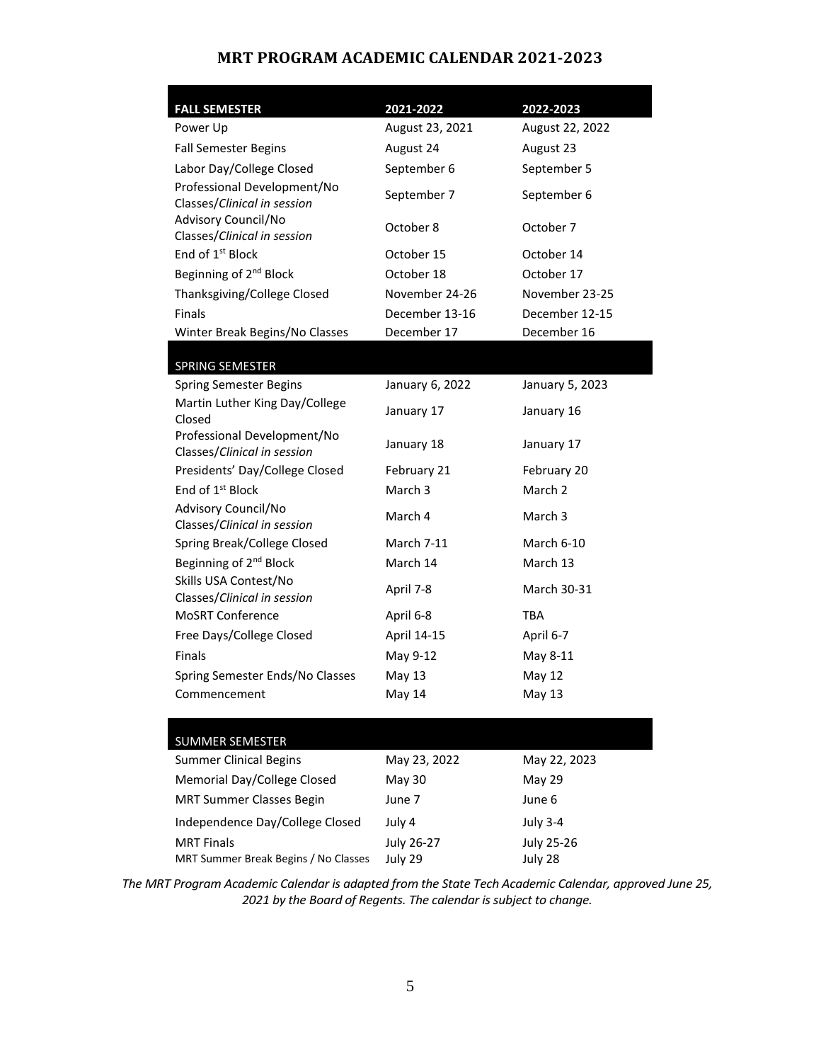# MRT PROGRAM ACADEMIC CALENDAR 2021-2023

| FALL SEMESTER | 2021-2022 | 2022-2023 |
| --- | --- | --- |
| Power Up | August 23, 2021 | August 22, 2022 |
| Fall Semester Begins | August 24 | August 23 |
| Labor Day/College Closed | September 6 | September 5 |
| Professional Development/No Classes/*Clinical in session* | September 7 | September 6 |
| Advisory Council/No Classes/*Clinical in session* | October 8 | October 7 |
| End of 1st Block | October 15 | October 14 |
| Beginning of 2nd Block | October 18 | October 17 |
| Thanksgiving/College Closed | November 24-26 | November 23-25 |
| Finals | December 13-16 | December 12-15 |
| Winter Break Begins/No Classes | December 17 | December 16 |
| **SPRING SEMESTER** | | |
| Spring Semester Begins | January 6, 2022 | January 5, 2023 |
| Martin Luther King Day/College Closed | January 17 | January 16 |
| Professional Development/No Classes/*Clinical in session* | January 18 | January 17 |
| Presidents' Day/College Closed | February 21 | February 20 |
| End of 1st Block | March 3 | March 2 |
| Advisory Council/No Classes/*Clinical in session* | March 4 | March 3 |
| Spring Break/College Closed | March 7-11 | March 6-10 |
| Beginning of 2nd Block | March 14 | March 13 |
| Skills USA Contest/No Classes/*Clinical in session* | April 7-8 | March 30-31 |
| MoSRT Conference | April 6-8 | TBA |
| Free Days/College Closed | April 14-15 | April 6-7 |
| Finals | May 9-12 | May 8-11 |
| Spring Semester Ends/No Classes | May 13 | May 12 |
| Commencement | May 14 | May 13 |
| **SUMMER SEMESTER** | | |
| Summer Clinical Begins | May 23, 2022 | May 22, 2023 |
| Memorial Day/College Closed | May 30 | May 29 |
| MRT Summer Classes Begin | June 7 | June 6 |
| Independence Day/College Closed | July 4 | July 3-4 |
| MRT Finals | July 26-27 | July 25-26 |
| MRT Summer Break Begins / No Classes | July 29 | July 28 |

*The MRT Program Academic Calendar is adapted from the State Tech Academic Calendar, approved June 25, 2021 by the Board of Regents. The calendar is subject to change.*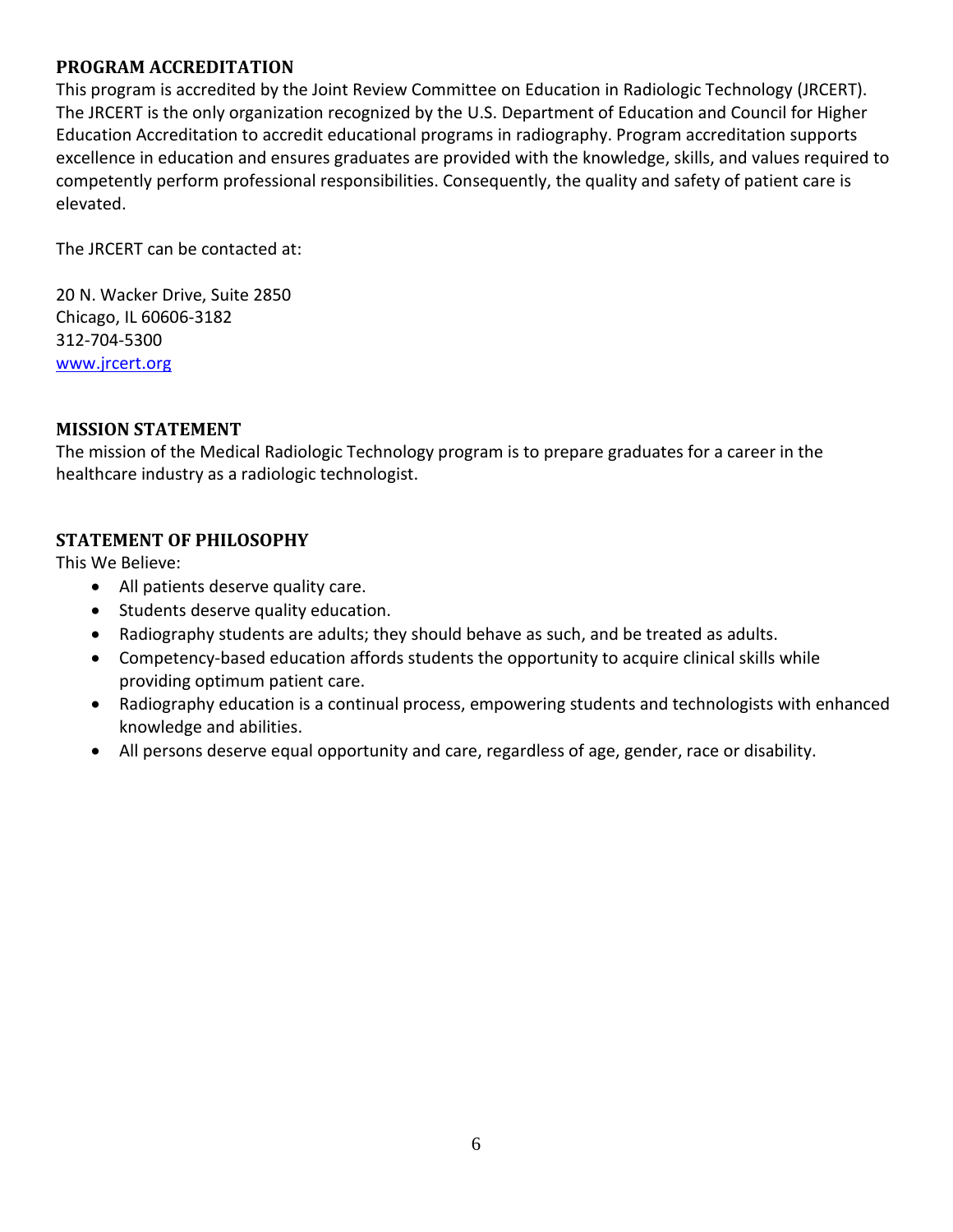## PROGRAM ACCREDITATION

This program is accredited by the Joint Review Committee on Education in Radiologic Technology (JRCERT). The JRCERT is the only organization recognized by the U.S. Department of Education and Council for Higher Education Accreditation to accredit educational programs in radiography. Program accreditation supports excellence in education and ensures graduates are provided with the knowledge, skills, and values required to competently perform professional responsibilities. Consequently, the quality and safety of patient care is elevated.

The JRCERT can be contacted at:

20 N. Wacker Drive, Suite 2850
Chicago, IL 60606-3182
312-704-5300
[www.jrcert.org](http://www.jrcert.org)

## MISSION STATEMENT

The mission of the Medical Radiologic Technology program is to prepare graduates for a career in the healthcare industry as a radiologic technologist.

## STATEMENT OF PHILOSOPHY

This We Believe:

- All patients deserve quality care.
- Students deserve quality education.
- Radiography students are adults; they should behave as such, and be treated as adults.
- Competency-based education affords students the opportunity to acquire clinical skills while providing optimum patient care.
- Radiography education is a continual process, empowering students and technologists with enhanced knowledge and abilities.
- All persons deserve equal opportunity and care, regardless of age, gender, race or disability.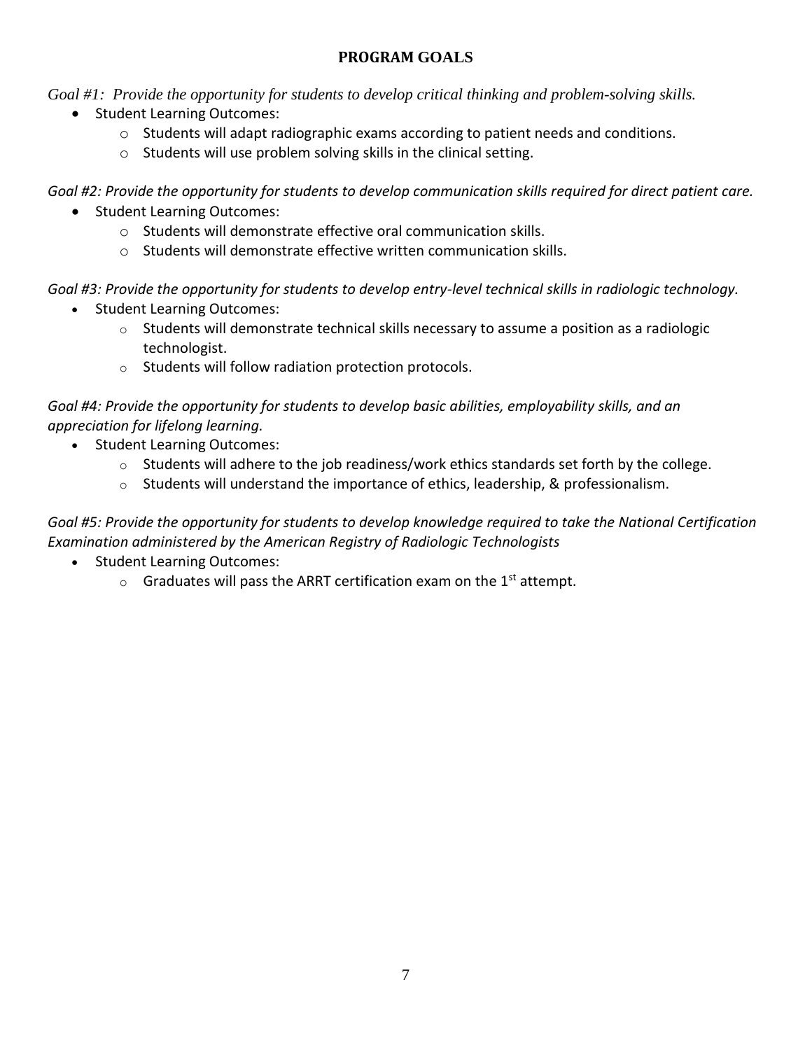## PROGRAM GOALS

*Goal #1: Provide the opportunity for students to develop critical thinking and problem-solving skills.*

- Student Learning Outcomes:
  - Students will adapt radiographic exams according to patient needs and conditions.
  - Students will use problem solving skills in the clinical setting.

*Goal #2: Provide the opportunity for students to develop communication skills required for direct patient care.*

- Student Learning Outcomes:
  - Students will demonstrate effective oral communication skills.
  - Students will demonstrate effective written communication skills.

*Goal #3: Provide the opportunity for students to develop entry-level technical skills in radiologic technology.*

- Student Learning Outcomes:
  - Students will demonstrate technical skills necessary to assume a position as a radiologic technologist.
  - Students will follow radiation protection protocols.

*Goal #4: Provide the opportunity for students to develop basic abilities, employability skills, and an appreciation for lifelong learning.*

- Student Learning Outcomes:
  - Students will adhere to the job readiness/work ethics standards set forth by the college.
  - Students will understand the importance of ethics, leadership, & professionalism.

*Goal #5: Provide the opportunity for students to develop knowledge required to take the National Certification Examination administered by the American Registry of Radiologic Technologists*

- Student Learning Outcomes:
  - Graduates will pass the ARRT certification exam on the 1st attempt.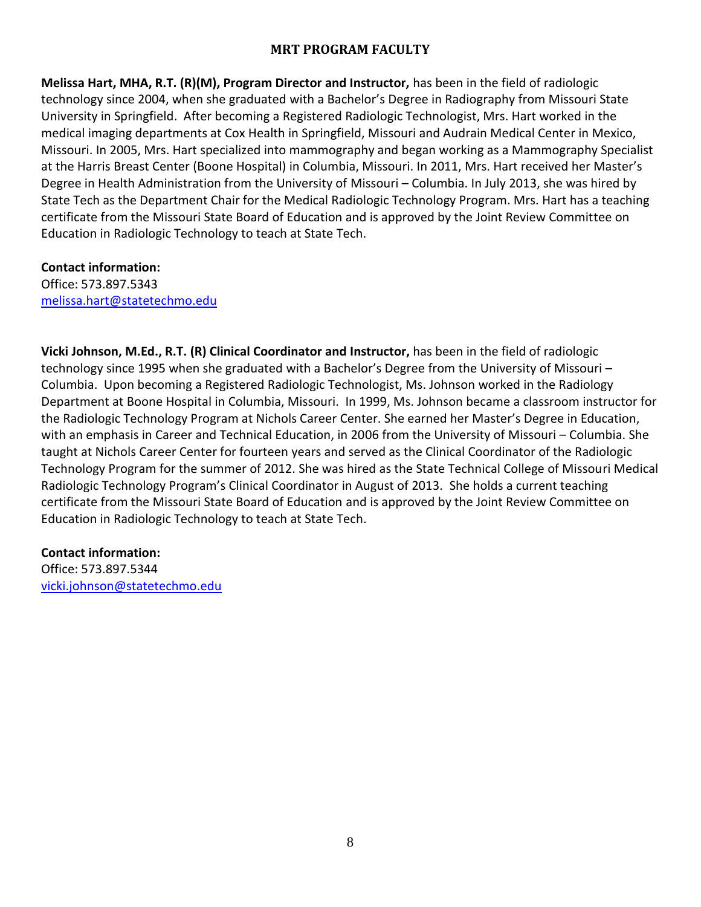## MRT PROGRAM FACULTY

**Melissa Hart, MHA, R.T. (R)(M), Program Director and Instructor,** has been in the field of radiologic technology since 2004, when she graduated with a Bachelor's Degree in Radiography from Missouri State University in Springfield. After becoming a Registered Radiologic Technologist, Mrs. Hart worked in the medical imaging departments at Cox Health in Springfield, Missouri and Audrain Medical Center in Mexico, Missouri. In 2005, Mrs. Hart specialized into mammography and began working as a Mammography Specialist at the Harris Breast Center (Boone Hospital) in Columbia, Missouri. In 2011, Mrs. Hart received her Master's Degree in Health Administration from the University of Missouri – Columbia. In July 2013, she was hired by State Tech as the Department Chair for the Medical Radiologic Technology Program. Mrs. Hart has a teaching certificate from the Missouri State Board of Education and is approved by the Joint Review Committee on Education in Radiologic Technology to teach at State Tech.

**Contact information:**
Office: 573.897.5343
melissa.hart@statetechmo.edu

**Vicki Johnson, M.Ed., R.T. (R) Clinical Coordinator and Instructor,** has been in the field of radiologic technology since 1995 when she graduated with a Bachelor's Degree from the University of Missouri – Columbia. Upon becoming a Registered Radiologic Technologist, Ms. Johnson worked in the Radiology Department at Boone Hospital in Columbia, Missouri. In 1999, Ms. Johnson became a classroom instructor for the Radiologic Technology Program at Nichols Career Center. She earned her Master's Degree in Education, with an emphasis in Career and Technical Education, in 2006 from the University of Missouri – Columbia. She taught at Nichols Career Center for fourteen years and served as the Clinical Coordinator of the Radiologic Technology Program for the summer of 2012. She was hired as the State Technical College of Missouri Medical Radiologic Technology Program's Clinical Coordinator in August of 2013. She holds a current teaching certificate from the Missouri State Board of Education and is approved by the Joint Review Committee on Education in Radiologic Technology to teach at State Tech.

**Contact information:**
Office: 573.897.5344
vicki.johnson@statetechmo.edu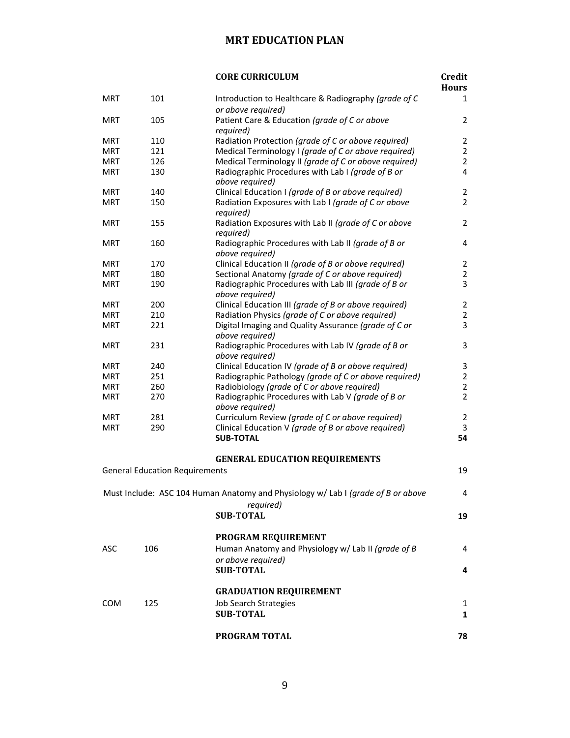# MRT EDUCATION PLAN

| | | CORE CURRICULUM | Credit Hours |
|---|---|---|---|
| MRT | 101 | Introduction to Healthcare & Radiography *(grade of C or above required)* | 1 |
| MRT | 105 | Patient Care & Education *(grade of C or above required)* | 2 |
| MRT | 110 | Radiation Protection *(grade of C or above required)* | 2 |
| MRT | 121 | Medical Terminology I *(grade of C or above required)* | 2 |
| MRT | 126 | Medical Terminology II *(grade of C or above required)* | 2 |
| MRT | 130 | Radiographic Procedures with Lab I *(grade of B or above required)* | 4 |
| MRT | 140 | Clinical Education I *(grade of B or above required)* | 2 |
| MRT | 150 | Radiation Exposures with Lab I *(grade of C or above required)* | 2 |
| MRT | 155 | Radiation Exposures with Lab II *(grade of C or above required)* | 2 |
| MRT | 160 | Radiographic Procedures with Lab II *(grade of B or above required)* | 4 |
| MRT | 170 | Clinical Education II *(grade of B or above required)* | 2 |
| MRT | 180 | Sectional Anatomy *(grade of C or above required)* | 2 |
| MRT | 190 | Radiographic Procedures with Lab III *(grade of B or above required)* | 3 |
| MRT | 200 | Clinical Education III *(grade of B or above required)* | 2 |
| MRT | 210 | Radiation Physics *(grade of C or above required)* | 2 |
| MRT | 221 | Digital Imaging and Quality Assurance *(grade of C or above required)* | 3 |
| MRT | 231 | Radiographic Procedures with Lab IV *(grade of B or above required)* | 3 |
| MRT | 240 | Clinical Education IV *(grade of B or above required)* | 3 |
| MRT | 251 | Radiographic Pathology *(grade of C or above required)* | 2 |
| MRT | 260 | Radiobiology *(grade of C or above required)* | 2 |
| MRT | 270 | Radiographic Procedures with Lab V *(grade of B or above required)* | 2 |
| MRT | 281 | Curriculum Review *(grade of C or above required)* | 2 |
| MRT | 290 | Clinical Education V *(grade of B or above required)* | 3 |
| | | **SUB-TOTAL** | **54** |
| | | **GENERAL EDUCATION REQUIREMENTS** | |
| General Education Requirements | | | 19 |
| Must Include: ASC 104 Human Anatomy and Physiology w/ Lab I *(grade of B or above required)* | | | 4 |
| | | **SUB-TOTAL** | **19** |
| | | **PROGRAM REQUIREMENT** | |
| ASC | 106 | Human Anatomy and Physiology w/ Lab II *(grade of B or above required)* | 4 |
| | | **SUB-TOTAL** | **4** |
| | | **GRADUATION REQUIREMENT** | |
| COM | 125 | Job Search Strategies | 1 |
| | | **SUB-TOTAL** | **1** |
| | | **PROGRAM TOTAL** | **78** |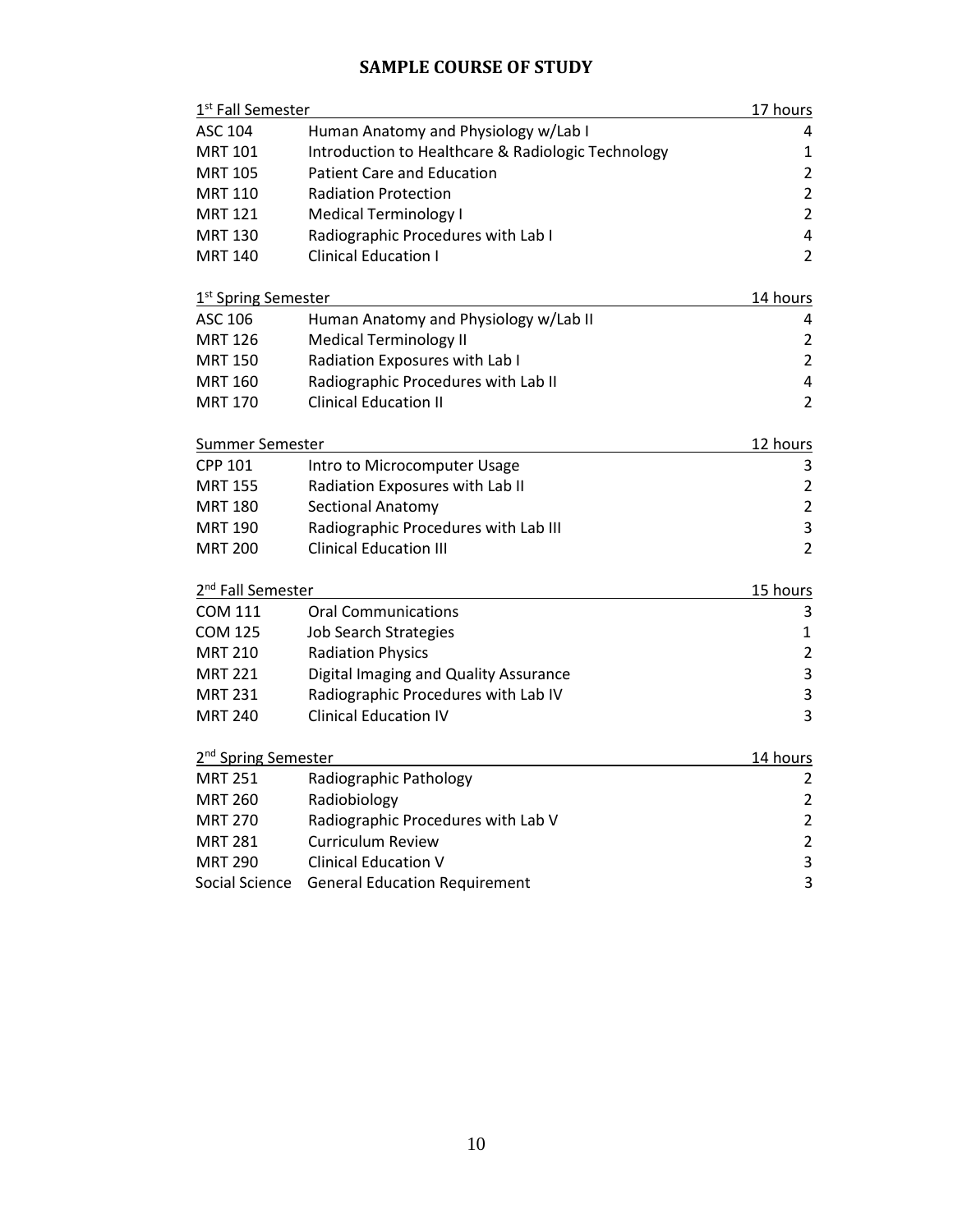# SAMPLE COURSE OF STUDY

| 1st Fall Semester | | 17 hours |
|---|---|---|
| ASC 104 | Human Anatomy and Physiology w/Lab I | 4 |
| MRT 101 | Introduction to Healthcare & Radiologic Technology | 1 |
| MRT 105 | Patient Care and Education | 2 |
| MRT 110 | Radiation Protection | 2 |
| MRT 121 | Medical Terminology I | 2 |
| MRT 130 | Radiographic Procedures with Lab I | 4 |
| MRT 140 | Clinical Education I | 2 |

| 1st Spring Semester | | 14 hours |
|---|---|---|
| ASC 106 | Human Anatomy and Physiology w/Lab II | 4 |
| MRT 126 | Medical Terminology II | 2 |
| MRT 150 | Radiation Exposures with Lab I | 2 |
| MRT 160 | Radiographic Procedures with Lab II | 4 |
| MRT 170 | Clinical Education II | 2 |

| Summer Semester | | 12 hours |
|---|---|---|
| CPP 101 | Intro to Microcomputer Usage | 3 |
| MRT 155 | Radiation Exposures with Lab II | 2 |
| MRT 180 | Sectional Anatomy | 2 |
| MRT 190 | Radiographic Procedures with Lab III | 3 |
| MRT 200 | Clinical Education III | 2 |

| 2nd Fall Semester | | 15 hours |
|---|---|---|
| COM 111 | Oral Communications | 3 |
| COM 125 | Job Search Strategies | 1 |
| MRT 210 | Radiation Physics | 2 |
| MRT 221 | Digital Imaging and Quality Assurance | 3 |
| MRT 231 | Radiographic Procedures with Lab IV | 3 |
| MRT 240 | Clinical Education IV | 3 |

| 2nd Spring Semester | | 14 hours |
|---|---|---|
| MRT 251 | Radiographic Pathology | 2 |
| MRT 260 | Radiobiology | 2 |
| MRT 270 | Radiographic Procedures with Lab V | 2 |
| MRT 281 | Curriculum Review | 2 |
| MRT 290 | Clinical Education V | 3 |
| Social Science | General Education Requirement | 3 |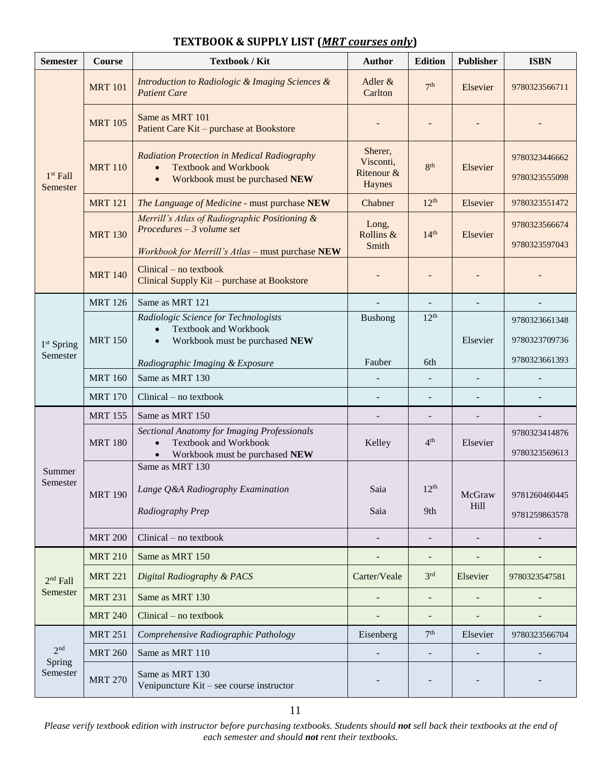## TEXTBOOK & SUPPLY LIST (*MRT courses only*)

| Semester | Course | Textbook / Kit | Author | Edition | Publisher | ISBN |
|---|---|---|---|---|---|---|
| 1st Fall Semester | MRT 101 | *Introduction to Radiologic & Imaging Sciences & Patient Care* | Adler & Carlton | 7th | Elsevier | 9780323566711 |
| | MRT 105 | Same as MRT 101<br>Patient Care Kit – purchase at Bookstore | - | - | - | - |
| | MRT 110 | *Radiation Protection in Medical Radiography*<br>• Textbook and Workbook<br>• Workbook must be purchased **NEW** | Sherer, Visconti, Ritenour & Haynes | 8th | Elsevier | 9780323446662<br>9780323555098 |
| | MRT 121 | *The Language of Medicine* - must purchase **NEW** | Chabner | 12th | Elsevier | 9780323551472 |
| | MRT 130 | *Merrill's Atlas of Radiographic Positioning & Procedures – 3 volume set*<br>*Workbook for Merrill's Atlas* – must purchase **NEW** | Long, Rollins & Smith | 14th | Elsevier | 9780323566674<br>9780323597043 |
| | MRT 140 | Clinical – no textbook<br>Clinical Supply Kit – purchase at Bookstore | - | - | - | - |
| 1st Spring Semester | MRT 126 | Same as MRT 121 | - | - | - | - |
| | MRT 150 | *Radiologic Science for Technologists*<br>• Textbook and Workbook<br>• Workbook must be purchased **NEW**<br>*Radiographic Imaging & Exposure* | Bushong<br>Fauber | 12th<br>6th | Elsevier | 9780323661348<br>9780323709736<br>9780323661393 |
| | MRT 160 | Same as MRT 130 | - | - | - | - |
| | MRT 170 | Clinical – no textbook | - | - | - | - |
| Summer Semester | MRT 155 | Same as MRT 150 | - | - | - | - |
| | MRT 180 | *Sectional Anatomy for Imaging Professionals*<br>• Textbook and Workbook<br>• Workbook must be purchased **NEW** | Kelley | 4th | Elsevier | 9780323414876<br>9780323569613 |
| | MRT 190 | Same as MRT 130<br>*Lange Q&A Radiography Examination*<br>*Radiography Prep* | Saia<br>Saia | 12th<br>9th | McGraw Hill | 9781260460445<br>9781259863578 |
| | MRT 200 | Clinical – no textbook | - | - | - | - |
| 2nd Fall Semester | MRT 210 | Same as MRT 150 | - | - | - | - |
| | MRT 221 | *Digital Radiography & PACS* | Carter/Veale | 3rd | Elsevier | 9780323547581 |
| | MRT 231 | Same as MRT 130 | - | - | - | - |
| | MRT 240 | Clinical – no textbook | - | - | - | - |
| 2nd Spring Semester | MRT 251 | *Comprehensive Radiographic Pathology* | Eisenberg | 7th | Elsevier | 9780323566704 |
| | MRT 260 | Same as MRT 110 | - | - | - | - |
| | MRT 270 | Same as MRT 130<br>Venipuncture Kit – see course instructor | - | - | - | - |

*Please verify textbook edition with instructor before purchasing textbooks. Students should **not** sell back their textbooks at the end of each semester and should **not** rent their textbooks.*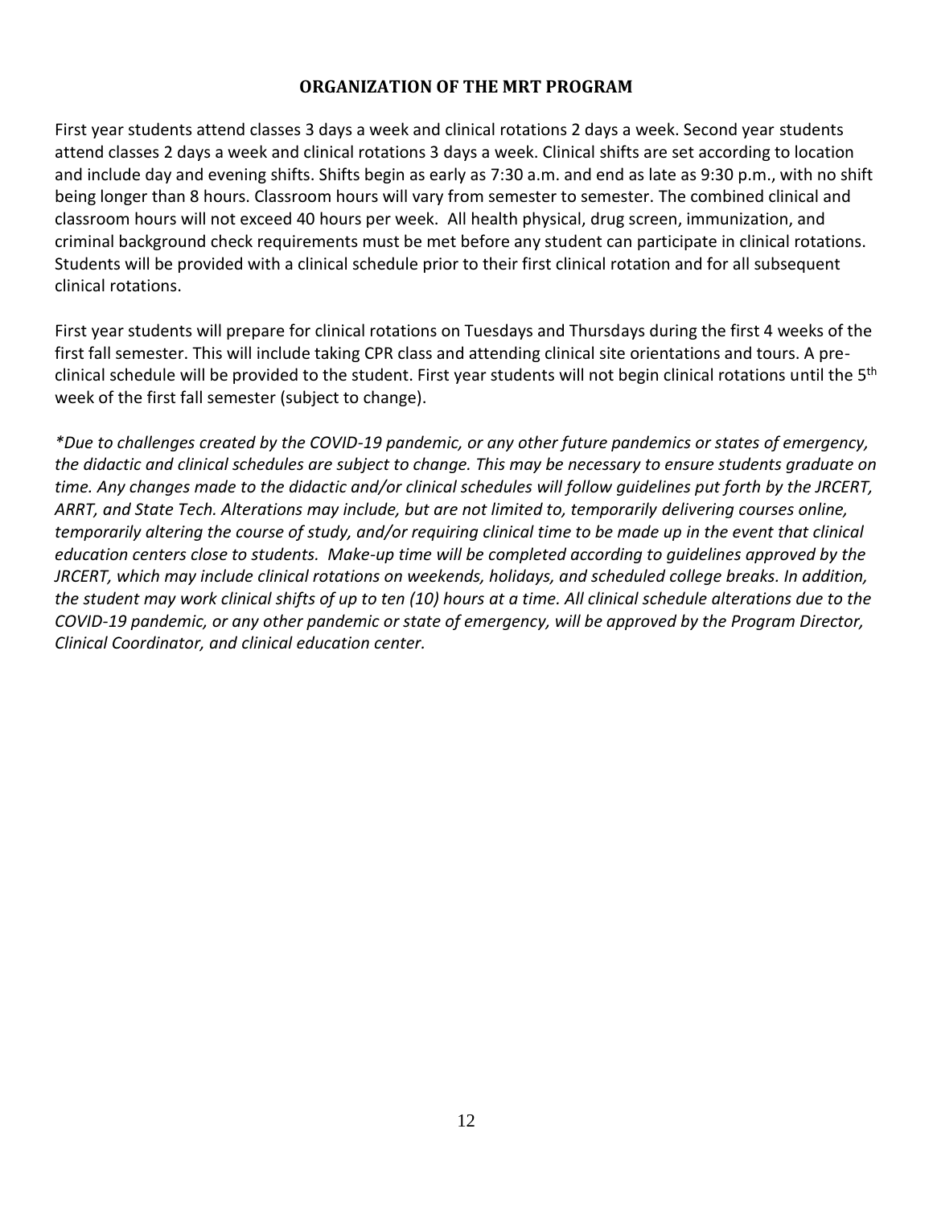## ORGANIZATION OF THE MRT PROGRAM

First year students attend classes 3 days a week and clinical rotations 2 days a week. Second year students attend classes 2 days a week and clinical rotations 3 days a week. Clinical shifts are set according to location and include day and evening shifts. Shifts begin as early as 7:30 a.m. and end as late as 9:30 p.m., with no shift being longer than 8 hours. Classroom hours will vary from semester to semester. The combined clinical and classroom hours will not exceed 40 hours per week. All health physical, drug screen, immunization, and criminal background check requirements must be met before any student can participate in clinical rotations. Students will be provided with a clinical schedule prior to their first clinical rotation and for all subsequent clinical rotations.

First year students will prepare for clinical rotations on Tuesdays and Thursdays during the first 4 weeks of the first fall semester. This will include taking CPR class and attending clinical site orientations and tours. A pre-clinical schedule will be provided to the student. First year students will not begin clinical rotations until the 5th week of the first fall semester (subject to change).

*\*Due to challenges created by the COVID-19 pandemic, or any other future pandemics or states of emergency, the didactic and clinical schedules are subject to change. This may be necessary to ensure students graduate on time. Any changes made to the didactic and/or clinical schedules will follow guidelines put forth by the JRCERT, ARRT, and State Tech. Alterations may include, but are not limited to, temporarily delivering courses online, temporarily altering the course of study, and/or requiring clinical time to be made up in the event that clinical education centers close to students. Make-up time will be completed according to guidelines approved by the JRCERT, which may include clinical rotations on weekends, holidays, and scheduled college breaks. In addition, the student may work clinical shifts of up to ten (10) hours at a time. All clinical schedule alterations due to the COVID-19 pandemic, or any other pandemic or state of emergency, will be approved by the Program Director, Clinical Coordinator, and clinical education center.*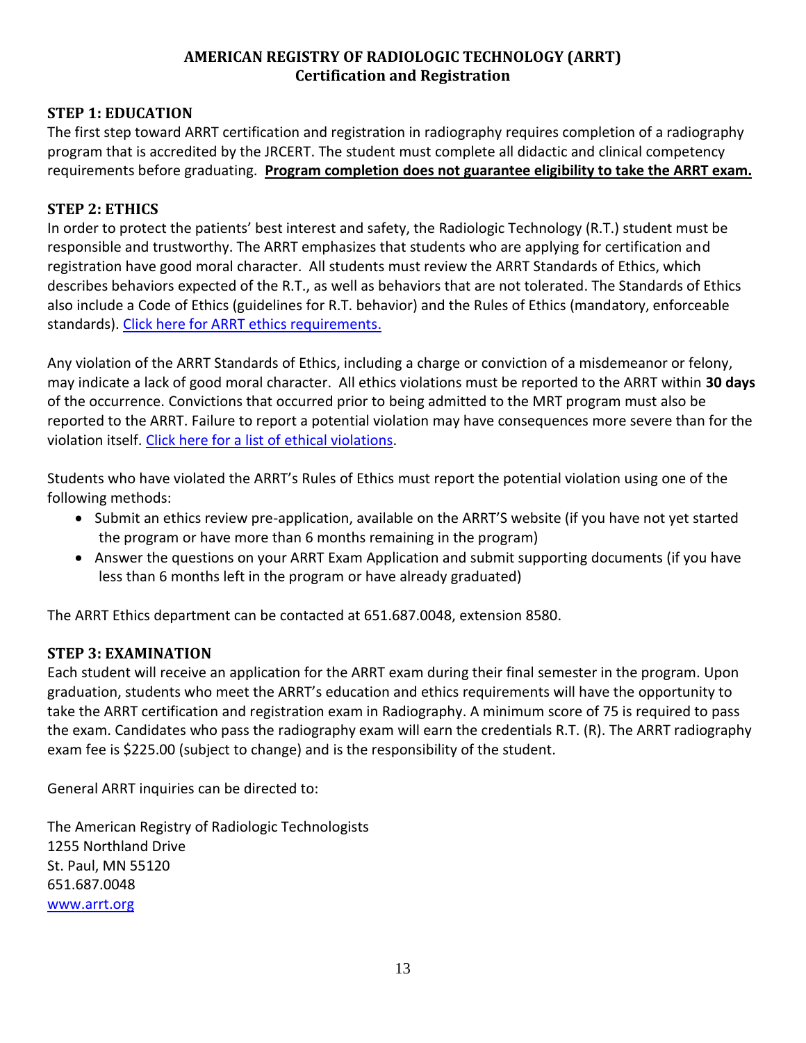# AMERICAN REGISTRY OF RADIOLOGIC TECHNOLOGY (ARRT)
## Certification and Registration

### STEP 1: EDUCATION

The first step toward ARRT certification and registration in radiography requires completion of a radiography program that is accredited by the JRCERT. The student must complete all didactic and clinical competency requirements before graduating. **Program completion does not guarantee eligibility to take the ARRT exam.**

### STEP 2: ETHICS

In order to protect the patients' best interest and safety, the Radiologic Technology (R.T.) student must be responsible and trustworthy. The ARRT emphasizes that students who are applying for certification and registration have good moral character. All students must review the ARRT Standards of Ethics, which describes behaviors expected of the R.T., as well as behaviors that are not tolerated. The Standards of Ethics also include a Code of Ethics (guidelines for R.T. behavior) and the Rules of Ethics (mandatory, enforceable standards). Click here for ARRT ethics requirements.

Any violation of the ARRT Standards of Ethics, including a charge or conviction of a misdemeanor or felony, may indicate a lack of good moral character. All ethics violations must be reported to the ARRT within **30 days** of the occurrence. Convictions that occurred prior to being admitted to the MRT program must also be reported to the ARRT. Failure to report a potential violation may have consequences more severe than for the violation itself. Click here for a list of ethical violations.

Students who have violated the ARRT's Rules of Ethics must report the potential violation using one of the following methods:

- Submit an ethics review pre-application, available on the ARRT'S website (if you have not yet started the program or have more than 6 months remaining in the program)
- Answer the questions on your ARRT Exam Application and submit supporting documents (if you have less than 6 months left in the program or have already graduated)

The ARRT Ethics department can be contacted at 651.687.0048, extension 8580.

### STEP 3: EXAMINATION

Each student will receive an application for the ARRT exam during their final semester in the program. Upon graduation, students who meet the ARRT's education and ethics requirements will have the opportunity to take the ARRT certification and registration exam in Radiography. A minimum score of 75 is required to pass the exam. Candidates who pass the radiography exam will earn the credentials R.T. (R). The ARRT radiography exam fee is $225.00 (subject to change) and is the responsibility of the student.

General ARRT inquiries can be directed to:

The American Registry of Radiologic Technologists
1255 Northland Drive
St. Paul, MN 55120
651.687.0048
www.arrt.org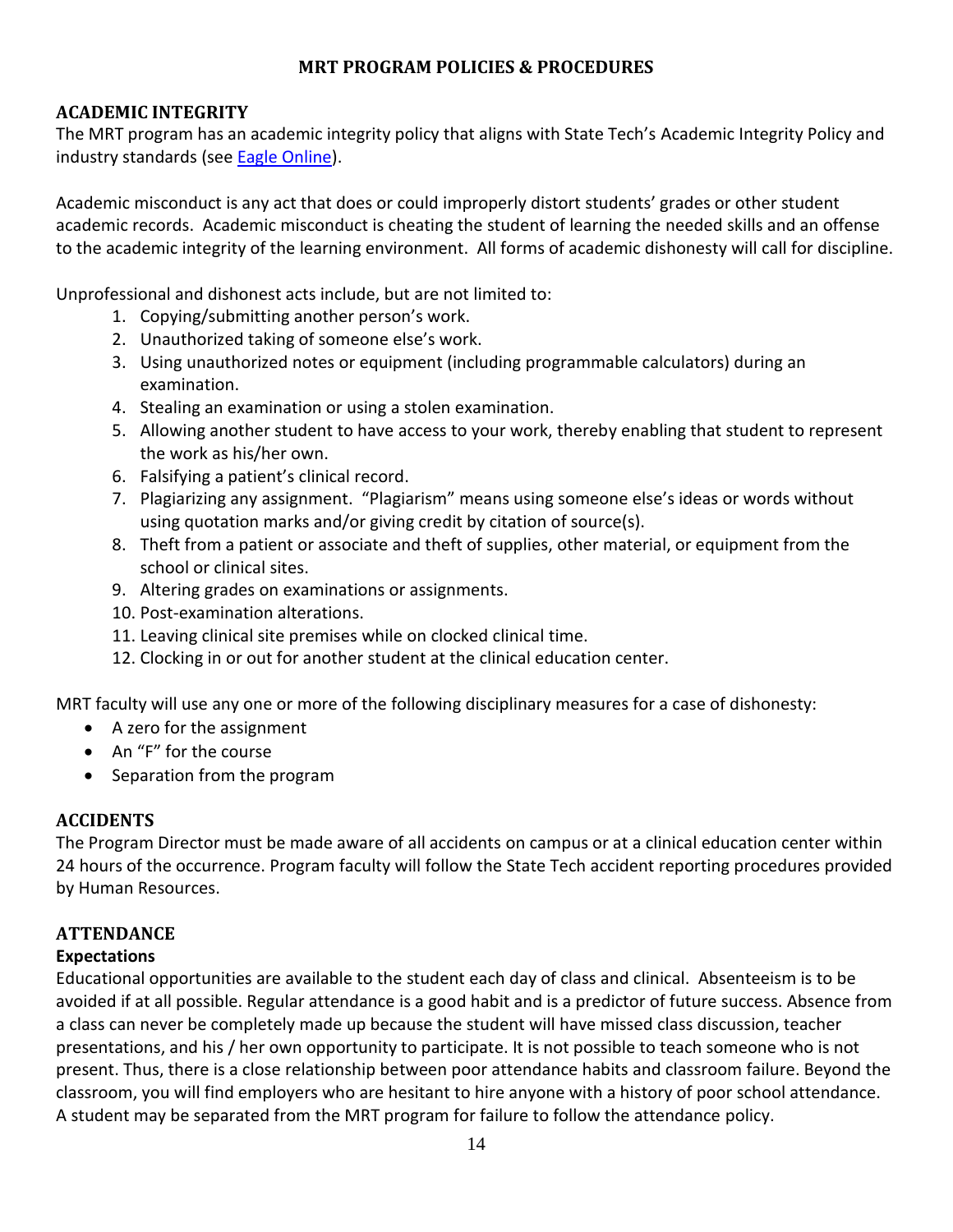# MRT PROGRAM POLICIES & PROCEDURES

## ACADEMIC INTEGRITY

The MRT program has an academic integrity policy that aligns with State Tech's Academic Integrity Policy and industry standards (see Eagle Online).

Academic misconduct is any act that does or could improperly distort students' grades or other student academic records. Academic misconduct is cheating the student of learning the needed skills and an offense to the academic integrity of the learning environment. All forms of academic dishonesty will call for discipline.

Unprofessional and dishonest acts include, but are not limited to:

1. Copying/submitting another person's work.
2. Unauthorized taking of someone else's work.
3. Using unauthorized notes or equipment (including programmable calculators) during an examination.
4. Stealing an examination or using a stolen examination.
5. Allowing another student to have access to your work, thereby enabling that student to represent the work as his/her own.
6. Falsifying a patient's clinical record.
7. Plagiarizing any assignment. "Plagiarism" means using someone else's ideas or words without using quotation marks and/or giving credit by citation of source(s).
8. Theft from a patient or associate and theft of supplies, other material, or equipment from the school or clinical sites.
9. Altering grades on examinations or assignments.
10. Post-examination alterations.
11. Leaving clinical site premises while on clocked clinical time.
12. Clocking in or out for another student at the clinical education center.

MRT faculty will use any one or more of the following disciplinary measures for a case of dishonesty:

- A zero for the assignment
- An "F" for the course
- Separation from the program

## ACCIDENTS

The Program Director must be made aware of all accidents on campus or at a clinical education center within 24 hours of the occurrence. Program faculty will follow the State Tech accident reporting procedures provided by Human Resources.

## ATTENDANCE

### Expectations

Educational opportunities are available to the student each day of class and clinical. Absenteeism is to be avoided if at all possible. Regular attendance is a good habit and is a predictor of future success. Absence from a class can never be completely made up because the student will have missed class discussion, teacher presentations, and his / her own opportunity to participate. It is not possible to teach someone who is not present. Thus, there is a close relationship between poor attendance habits and classroom failure. Beyond the classroom, you will find employers who are hesitant to hire anyone with a history of poor school attendance. A student may be separated from the MRT program for failure to follow the attendance policy.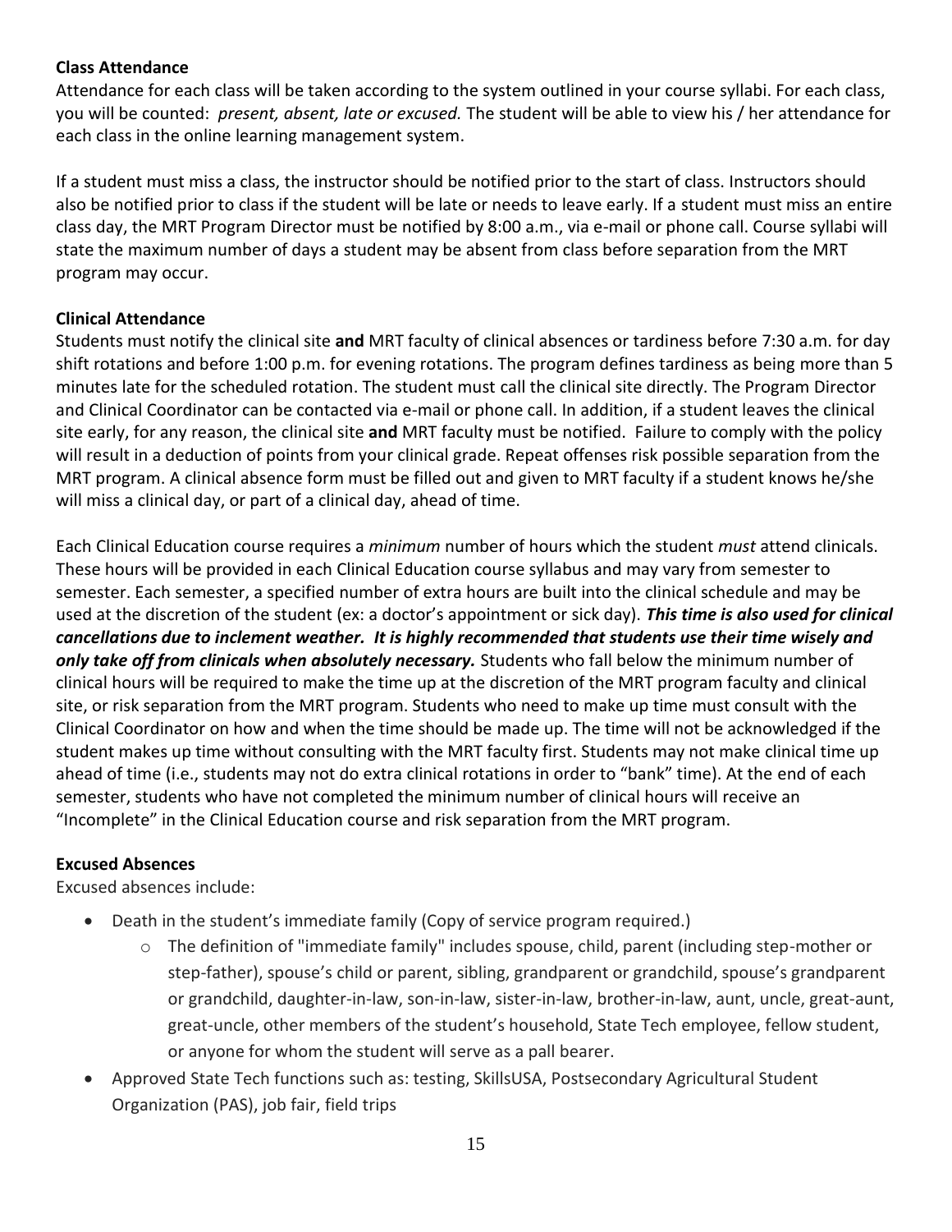**Class Attendance**

Attendance for each class will be taken according to the system outlined in your course syllabi. For each class, you will be counted: *present, absent, late or excused.* The student will be able to view his / her attendance for each class in the online learning management system.

If a student must miss a class, the instructor should be notified prior to the start of class. Instructors should also be notified prior to class if the student will be late or needs to leave early. If a student must miss an entire class day, the MRT Program Director must be notified by 8:00 a.m., via e-mail or phone call. Course syllabi will state the maximum number of days a student may be absent from class before separation from the MRT program may occur.

**Clinical Attendance**

Students must notify the clinical site **and** MRT faculty of clinical absences or tardiness before 7:30 a.m. for day shift rotations and before 1:00 p.m. for evening rotations. The program defines tardiness as being more than 5 minutes late for the scheduled rotation. The student must call the clinical site directly. The Program Director and Clinical Coordinator can be contacted via e-mail or phone call. In addition, if a student leaves the clinical site early, for any reason, the clinical site **and** MRT faculty must be notified. Failure to comply with the policy will result in a deduction of points from your clinical grade. Repeat offenses risk possible separation from the MRT program. A clinical absence form must be filled out and given to MRT faculty if a student knows he/she will miss a clinical day, or part of a clinical day, ahead of time.

Each Clinical Education course requires a *minimum* number of hours which the student *must* attend clinicals. These hours will be provided in each Clinical Education course syllabus and may vary from semester to semester. Each semester, a specified number of extra hours are built into the clinical schedule and may be used at the discretion of the student (ex: a doctor's appointment or sick day). ***This time is also used for clinical cancellations due to inclement weather. It is highly recommended that students use their time wisely and only take off from clinicals when absolutely necessary.*** Students who fall below the minimum number of clinical hours will be required to make the time up at the discretion of the MRT program faculty and clinical site, or risk separation from the MRT program. Students who need to make up time must consult with the Clinical Coordinator on how and when the time should be made up. The time will not be acknowledged if the student makes up time without consulting with the MRT faculty first. Students may not make clinical time up ahead of time (i.e., students may not do extra clinical rotations in order to "bank" time). At the end of each semester, students who have not completed the minimum number of clinical hours will receive an "Incomplete" in the Clinical Education course and risk separation from the MRT program.

**Excused Absences**

Excused absences include:

- Death in the student's immediate family (Copy of service program required.)
  - The definition of "immediate family" includes spouse, child, parent (including step-mother or step-father), spouse's child or parent, sibling, grandparent or grandchild, spouse's grandparent or grandchild, daughter-in-law, son-in-law, sister-in-law, brother-in-law, aunt, uncle, great-aunt, great-uncle, other members of the student's household, State Tech employee, fellow student, or anyone for whom the student will serve as a pall bearer.
- Approved State Tech functions such as: testing, SkillsUSA, Postsecondary Agricultural Student Organization (PAS), job fair, field trips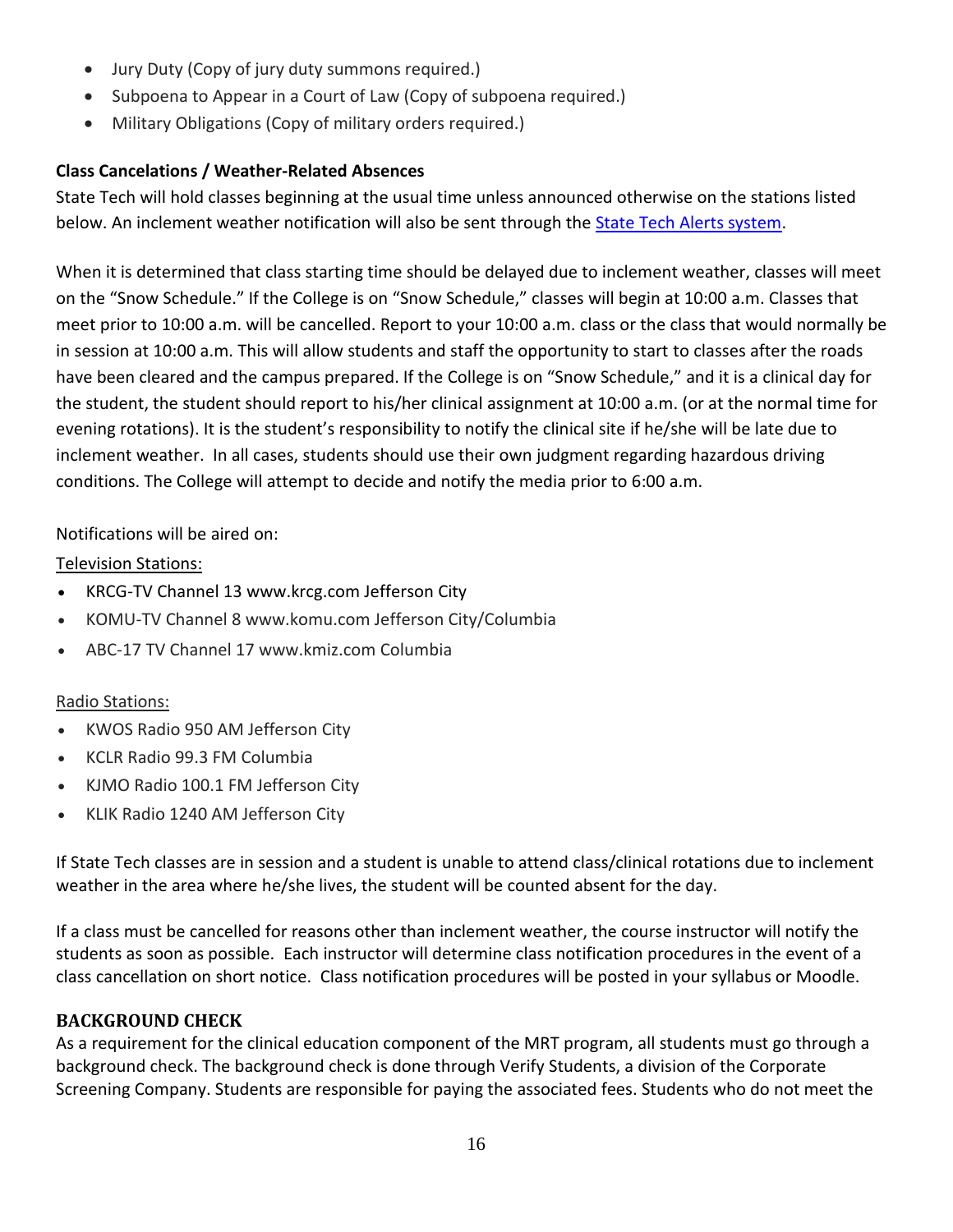- Jury Duty (Copy of jury duty summons required.)
- Subpoena to Appear in a Court of Law (Copy of subpoena required.)
- Military Obligations (Copy of military orders required.)

**Class Cancelations / Weather-Related Absences**

State Tech will hold classes beginning at the usual time unless announced otherwise on the stations listed below. An inclement weather notification will also be sent through the State Tech Alerts system.

When it is determined that class starting time should be delayed due to inclement weather, classes will meet on the "Snow Schedule." If the College is on "Snow Schedule," classes will begin at 10:00 a.m. Classes that meet prior to 10:00 a.m. will be cancelled. Report to your 10:00 a.m. class or the class that would normally be in session at 10:00 a.m. This will allow students and staff the opportunity to start to classes after the roads have been cleared and the campus prepared. If the College is on "Snow Schedule," and it is a clinical day for the student, the student should report to his/her clinical assignment at 10:00 a.m. (or at the normal time for evening rotations). It is the student's responsibility to notify the clinical site if he/she will be late due to inclement weather. In all cases, students should use their own judgment regarding hazardous driving conditions. The College will attempt to decide and notify the media prior to 6:00 a.m.

Notifications will be aired on:

Television Stations:

- KRCG-TV Channel 13 www.krcg.com Jefferson City
- KOMU-TV Channel 8 www.komu.com Jefferson City/Columbia
- ABC-17 TV Channel 17 www.kmiz.com Columbia

Radio Stations:

- KWOS Radio 950 AM Jefferson City
- KCLR Radio 99.3 FM Columbia
- KJMO Radio 100.1 FM Jefferson City
- KLIK Radio 1240 AM Jefferson City

If State Tech classes are in session and a student is unable to attend class/clinical rotations due to inclement weather in the area where he/she lives, the student will be counted absent for the day.

If a class must be cancelled for reasons other than inclement weather, the course instructor will notify the students as soon as possible. Each instructor will determine class notification procedures in the event of a class cancellation on short notice. Class notification procedures will be posted in your syllabus or Moodle.

## BACKGROUND CHECK

As a requirement for the clinical education component of the MRT program, all students must go through a background check. The background check is done through Verify Students, a division of the Corporate Screening Company. Students are responsible for paying the associated fees. Students who do not meet the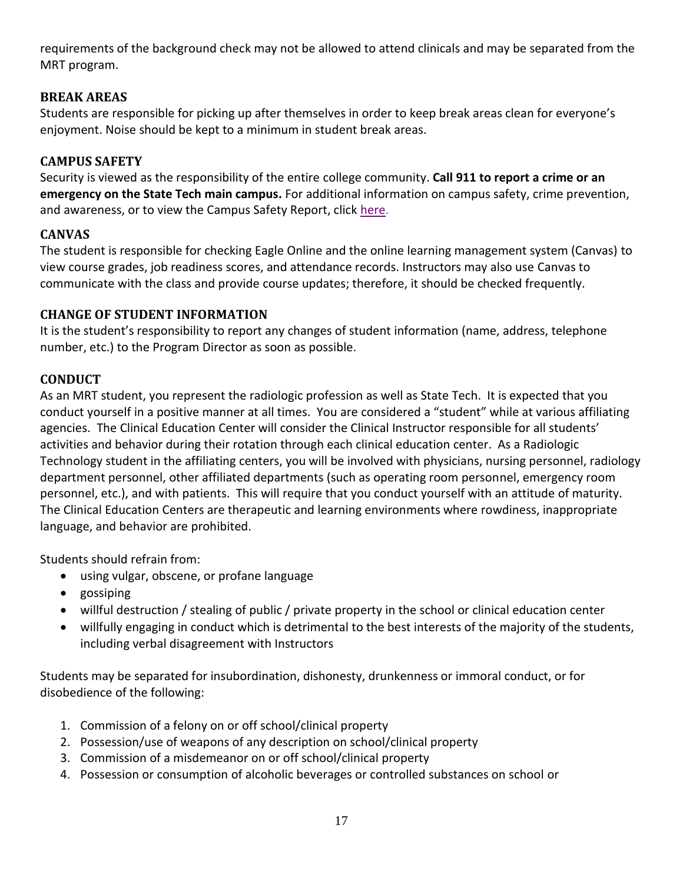requirements of the background check may not be allowed to attend clinicals and may be separated from the MRT program.

### BREAK AREAS

Students are responsible for picking up after themselves in order to keep break areas clean for everyone's enjoyment. Noise should be kept to a minimum in student break areas.

### CAMPUS SAFETY

Security is viewed as the responsibility of the entire college community. **Call 911 to report a crime or an emergency on the State Tech main campus.** For additional information on campus safety, crime prevention, and awareness, or to view the Campus Safety Report, click here.

### CANVAS

The student is responsible for checking Eagle Online and the online learning management system (Canvas) to view course grades, job readiness scores, and attendance records. Instructors may also use Canvas to communicate with the class and provide course updates; therefore, it should be checked frequently.

### CHANGE OF STUDENT INFORMATION

It is the student's responsibility to report any changes of student information (name, address, telephone number, etc.) to the Program Director as soon as possible.

### CONDUCT

As an MRT student, you represent the radiologic profession as well as State Tech. It is expected that you conduct yourself in a positive manner at all times. You are considered a "student" while at various affiliating agencies. The Clinical Education Center will consider the Clinical Instructor responsible for all students' activities and behavior during their rotation through each clinical education center. As a Radiologic Technology student in the affiliating centers, you will be involved with physicians, nursing personnel, radiology department personnel, other affiliated departments (such as operating room personnel, emergency room personnel, etc.), and with patients. This will require that you conduct yourself with an attitude of maturity. The Clinical Education Centers are therapeutic and learning environments where rowdiness, inappropriate language, and behavior are prohibited.

Students should refrain from:

- using vulgar, obscene, or profane language
- gossiping
- willful destruction / stealing of public / private property in the school or clinical education center
- willfully engaging in conduct which is detrimental to the best interests of the majority of the students, including verbal disagreement with Instructors

Students may be separated for insubordination, dishonesty, drunkenness or immoral conduct, or for disobedience of the following:

1. Commission of a felony on or off school/clinical property
2. Possession/use of weapons of any description on school/clinical property
3. Commission of a misdemeanor on or off school/clinical property
4. Possession or consumption of alcoholic beverages or controlled substances on school or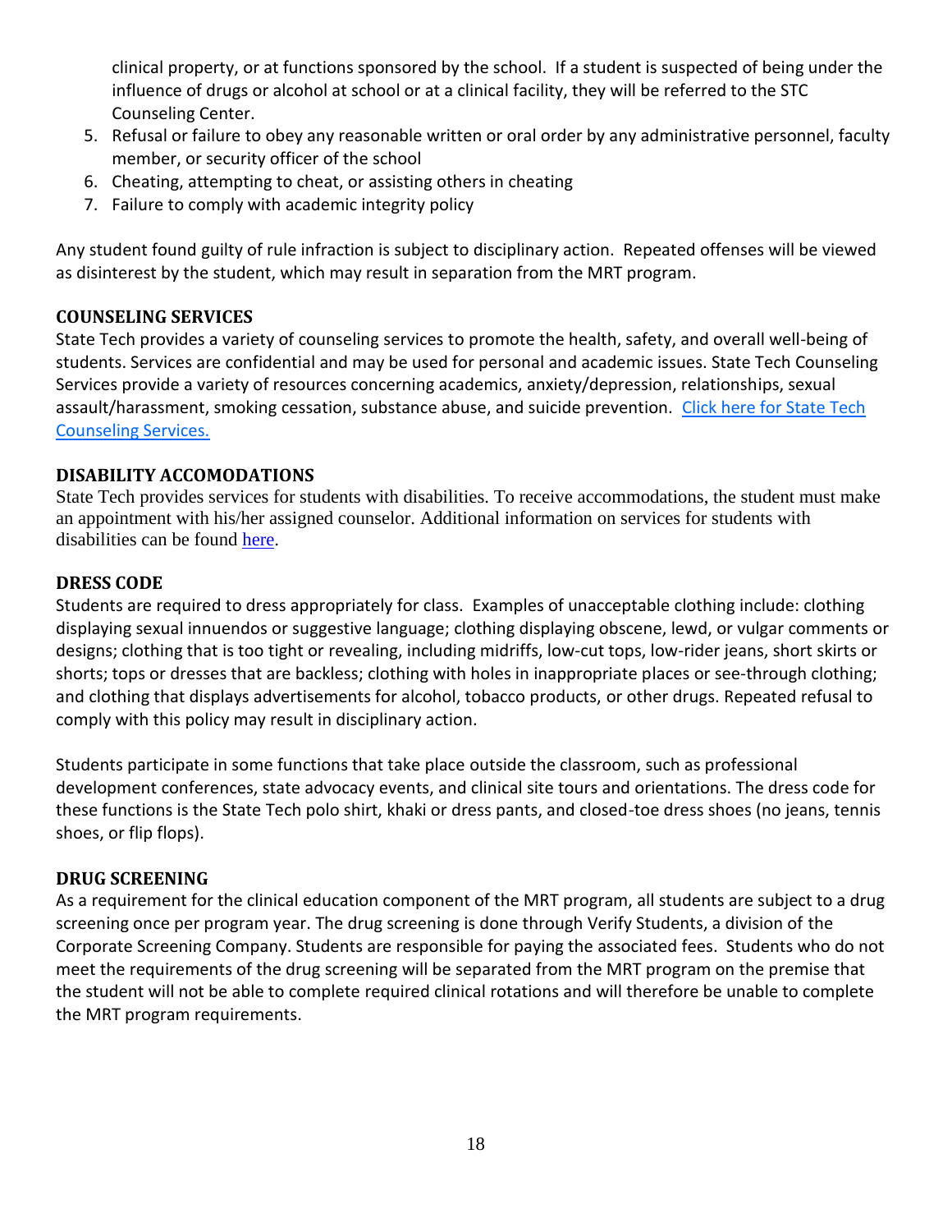clinical property, or at functions sponsored by the school. If a student is suspected of being under the influence of drugs or alcohol at school or at a clinical facility, they will be referred to the STC Counseling Center.

5. Refusal or failure to obey any reasonable written or oral order by any administrative personnel, faculty member, or security officer of the school
6. Cheating, attempting to cheat, or assisting others in cheating
7. Failure to comply with academic integrity policy

Any student found guilty of rule infraction is subject to disciplinary action. Repeated offenses will be viewed as disinterest by the student, which may result in separation from the MRT program.

## COUNSELING SERVICES

State Tech provides a variety of counseling services to promote the health, safety, and overall well-being of students. Services are confidential and may be used for personal and academic issues. State Tech Counseling Services provide a variety of resources concerning academics, anxiety/depression, relationships, sexual assault/harassment, smoking cessation, substance abuse, and suicide prevention. Click here for State Tech Counseling Services.

## DISABILITY ACCOMODATIONS

State Tech provides services for students with disabilities. To receive accommodations, the student must make an appointment with his/her assigned counselor. Additional information on services for students with disabilities can be found here.

## DRESS CODE

Students are required to dress appropriately for class. Examples of unacceptable clothing include: clothing displaying sexual innuendos or suggestive language; clothing displaying obscene, lewd, or vulgar comments or designs; clothing that is too tight or revealing, including midriffs, low-cut tops, low-rider jeans, short skirts or shorts; tops or dresses that are backless; clothing with holes in inappropriate places or see-through clothing; and clothing that displays advertisements for alcohol, tobacco products, or other drugs. Repeated refusal to comply with this policy may result in disciplinary action.

Students participate in some functions that take place outside the classroom, such as professional development conferences, state advocacy events, and clinical site tours and orientations. The dress code for these functions is the State Tech polo shirt, khaki or dress pants, and closed-toe dress shoes (no jeans, tennis shoes, or flip flops).

## DRUG SCREENING

As a requirement for the clinical education component of the MRT program, all students are subject to a drug screening once per program year. The drug screening is done through Verify Students, a division of the Corporate Screening Company. Students are responsible for paying the associated fees. Students who do not meet the requirements of the drug screening will be separated from the MRT program on the premise that the student will not be able to complete required clinical rotations and will therefore be unable to complete the MRT program requirements.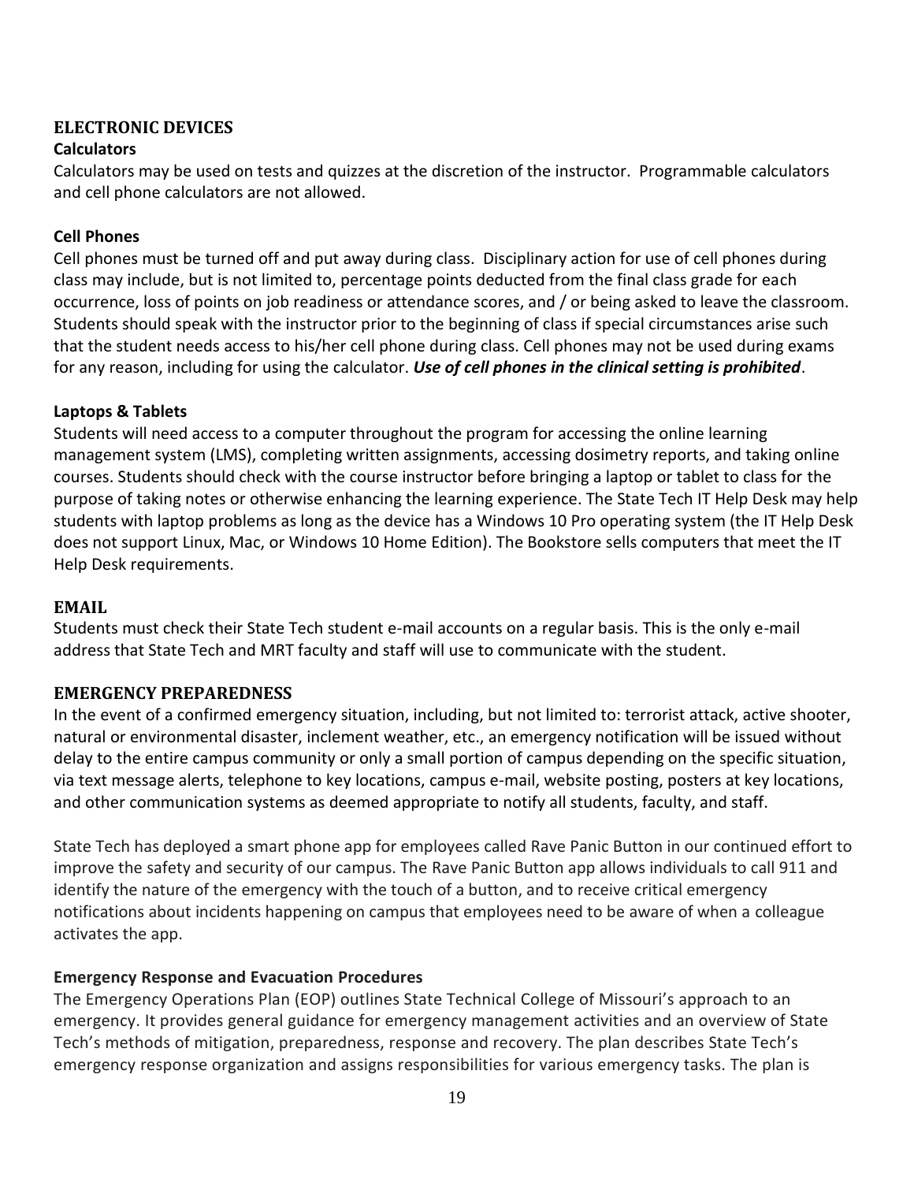## ELECTRONIC DEVICES

### Calculators

Calculators may be used on tests and quizzes at the discretion of the instructor. Programmable calculators and cell phone calculators are not allowed.

### Cell Phones

Cell phones must be turned off and put away during class. Disciplinary action for use of cell phones during class may include, but is not limited to, percentage points deducted from the final class grade for each occurrence, loss of points on job readiness or attendance scores, and / or being asked to leave the classroom. Students should speak with the instructor prior to the beginning of class if special circumstances arise such that the student needs access to his/her cell phone during class. Cell phones may not be used during exams for any reason, including for using the calculator. ***Use of cell phones in the clinical setting is prohibited***.

### Laptops & Tablets

Students will need access to a computer throughout the program for accessing the online learning management system (LMS), completing written assignments, accessing dosimetry reports, and taking online courses. Students should check with the course instructor before bringing a laptop or tablet to class for the purpose of taking notes or otherwise enhancing the learning experience. The State Tech IT Help Desk may help students with laptop problems as long as the device has a Windows 10 Pro operating system (the IT Help Desk does not support Linux, Mac, or Windows 10 Home Edition). The Bookstore sells computers that meet the IT Help Desk requirements.

## EMAIL

Students must check their State Tech student e-mail accounts on a regular basis. This is the only e-mail address that State Tech and MRT faculty and staff will use to communicate with the student.

## EMERGENCY PREPAREDNESS

In the event of a confirmed emergency situation, including, but not limited to: terrorist attack, active shooter, natural or environmental disaster, inclement weather, etc., an emergency notification will be issued without delay to the entire campus community or only a small portion of campus depending on the specific situation, via text message alerts, telephone to key locations, campus e-mail, website posting, posters at key locations, and other communication systems as deemed appropriate to notify all students, faculty, and staff.

State Tech has deployed a smart phone app for employees called Rave Panic Button in our continued effort to improve the safety and security of our campus. The Rave Panic Button app allows individuals to call 911 and identify the nature of the emergency with the touch of a button, and to receive critical emergency notifications about incidents happening on campus that employees need to be aware of when a colleague activates the app.

### Emergency Response and Evacuation Procedures

The Emergency Operations Plan (EOP) outlines State Technical College of Missouri's approach to an emergency. It provides general guidance for emergency management activities and an overview of State Tech's methods of mitigation, preparedness, response and recovery. The plan describes State Tech's emergency response organization and assigns responsibilities for various emergency tasks. The plan is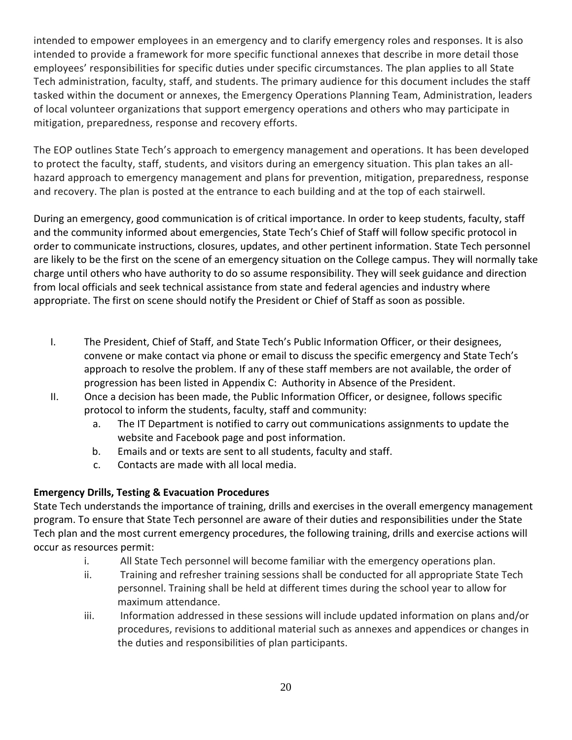intended to empower employees in an emergency and to clarify emergency roles and responses. It is also intended to provide a framework for more specific functional annexes that describe in more detail those employees' responsibilities for specific duties under specific circumstances. The plan applies to all State Tech administration, faculty, staff, and students. The primary audience for this document includes the staff tasked within the document or annexes, the Emergency Operations Planning Team, Administration, leaders of local volunteer organizations that support emergency operations and others who may participate in mitigation, preparedness, response and recovery efforts.

The EOP outlines State Tech's approach to emergency management and operations. It has been developed to protect the faculty, staff, students, and visitors during an emergency situation. This plan takes an all-hazard approach to emergency management and plans for prevention, mitigation, preparedness, response and recovery. The plan is posted at the entrance to each building and at the top of each stairwell.

During an emergency, good communication is of critical importance. In order to keep students, faculty, staff and the community informed about emergencies, State Tech's Chief of Staff will follow specific protocol in order to communicate instructions, closures, updates, and other pertinent information. State Tech personnel are likely to be the first on the scene of an emergency situation on the College campus. They will normally take charge until others who have authority to do so assume responsibility. They will seek guidance and direction from local officials and seek technical assistance from state and federal agencies and industry where appropriate. The first on scene should notify the President or Chief of Staff as soon as possible.

I. The President, Chief of Staff, and State Tech's Public Information Officer, or their designees, convene or make contact via phone or email to discuss the specific emergency and State Tech's approach to resolve the problem. If any of these staff members are not available, the order of progression has been listed in Appendix C: Authority in Absence of the President.

II. Once a decision has been made, the Public Information Officer, or designee, follows specific protocol to inform the students, faculty, staff and community:
   a. The IT Department is notified to carry out communications assignments to update the website and Facebook page and post information.
   b. Emails and or texts are sent to all students, faculty and staff.
   c. Contacts are made with all local media.

**Emergency Drills, Testing & Evacuation Procedures**

State Tech understands the importance of training, drills and exercises in the overall emergency management program. To ensure that State Tech personnel are aware of their duties and responsibilities under the State Tech plan and the most current emergency procedures, the following training, drills and exercise actions will occur as resources permit:

i. All State Tech personnel will become familiar with the emergency operations plan.

ii. Training and refresher training sessions shall be conducted for all appropriate State Tech personnel. Training shall be held at different times during the school year to allow for maximum attendance.

iii. Information addressed in these sessions will include updated information on plans and/or procedures, revisions to additional material such as annexes and appendices or changes in the duties and responsibilities of plan participants.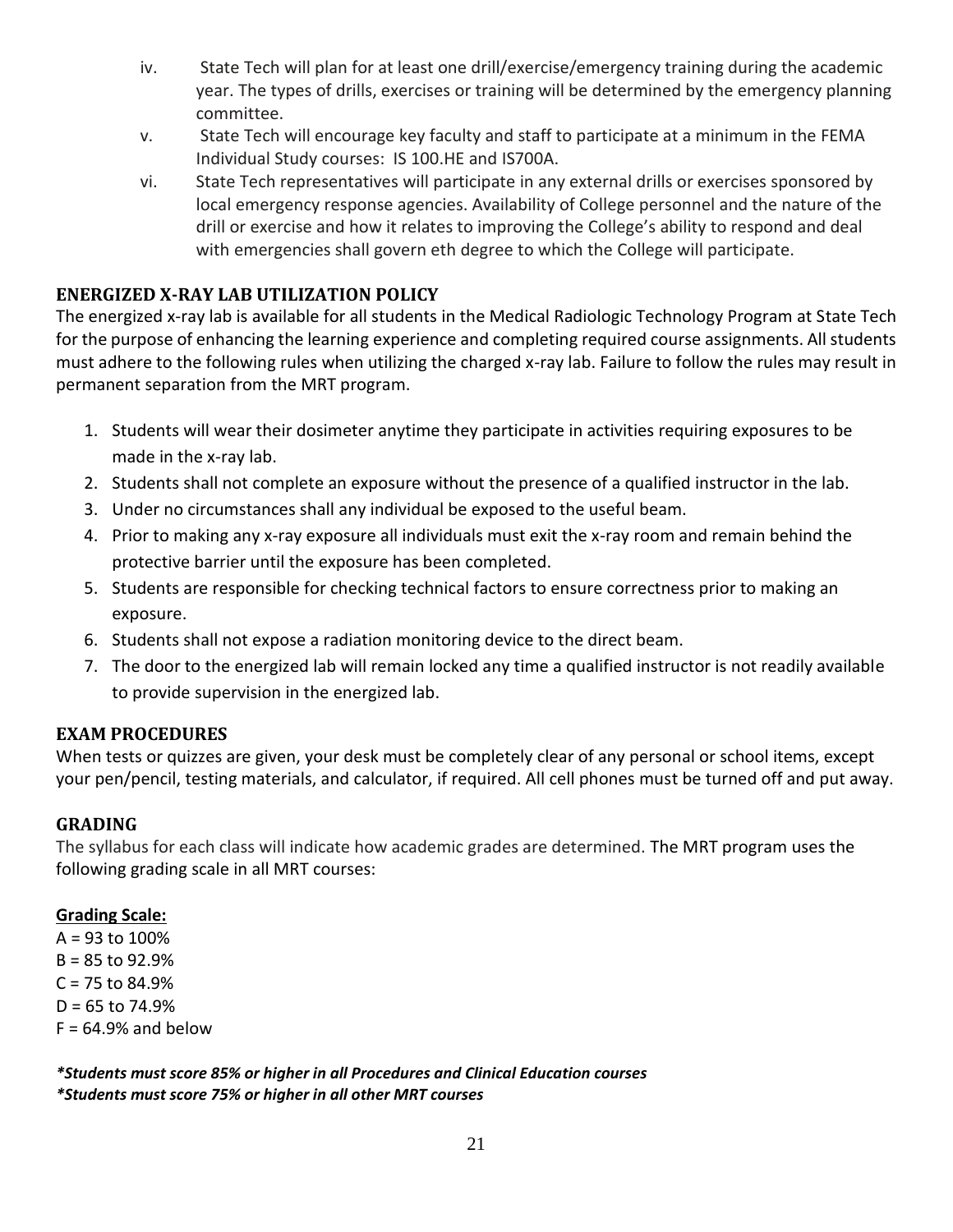iv. State Tech will plan for at least one drill/exercise/emergency training during the academic year. The types of drills, exercises or training will be determined by the emergency planning committee.

v. State Tech will encourage key faculty and staff to participate at a minimum in the FEMA Individual Study courses: IS 100.HE and IS700A.

vi. State Tech representatives will participate in any external drills or exercises sponsored by local emergency response agencies. Availability of College personnel and the nature of the drill or exercise and how it relates to improving the College's ability to respond and deal with emergencies shall govern eth degree to which the College will participate.

## ENERGIZED X-RAY LAB UTILIZATION POLICY

The energized x-ray lab is available for all students in the Medical Radiologic Technology Program at State Tech for the purpose of enhancing the learning experience and completing required course assignments. All students must adhere to the following rules when utilizing the charged x-ray lab. Failure to follow the rules may result in permanent separation from the MRT program.

1. Students will wear their dosimeter anytime they participate in activities requiring exposures to be made in the x-ray lab.
2. Students shall not complete an exposure without the presence of a qualified instructor in the lab.
3. Under no circumstances shall any individual be exposed to the useful beam.
4. Prior to making any x-ray exposure all individuals must exit the x-ray room and remain behind the protective barrier until the exposure has been completed.
5. Students are responsible for checking technical factors to ensure correctness prior to making an exposure.
6. Students shall not expose a radiation monitoring device to the direct beam.
7. The door to the energized lab will remain locked any time a qualified instructor is not readily available to provide supervision in the energized lab.

## EXAM PROCEDURES

When tests or quizzes are given, your desk must be completely clear of any personal or school items, except your pen/pencil, testing materials, and calculator, if required. All cell phones must be turned off and put away.

## GRADING

The syllabus for each class will indicate how academic grades are determined. The MRT program uses the following grading scale in all MRT courses:

**Grading Scale:**

A = 93 to 100%
B = 85 to 92.9%
C = 75 to 84.9%
D = 65 to 74.9%
F = 64.9% and below

***Students must score 85% or higher in all Procedures and Clinical Education courses***
***Students must score 75% or higher in all other MRT courses***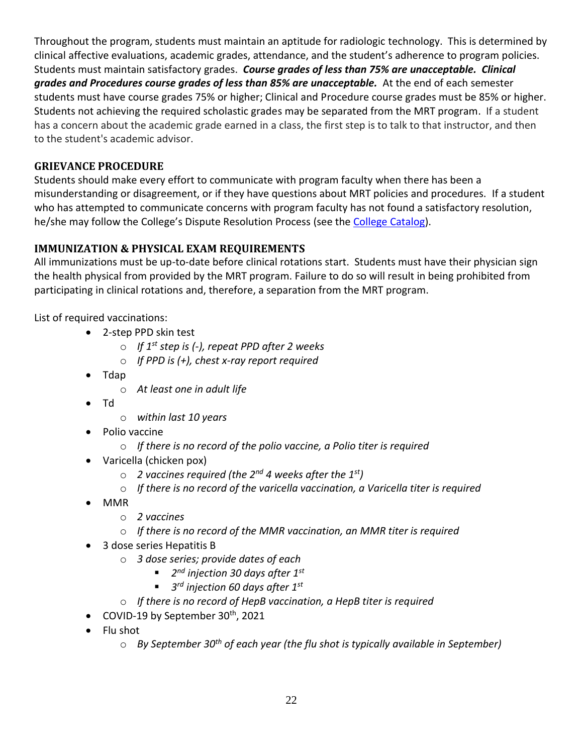Throughout the program, students must maintain an aptitude for radiologic technology. This is determined by clinical affective evaluations, academic grades, attendance, and the student's adherence to program policies. Students must maintain satisfactory grades. ***Course grades of less than 75% are unacceptable. Clinical grades and Procedures course grades of less than 85% are unacceptable.*** At the end of each semester students must have course grades 75% or higher; Clinical and Procedure course grades must be 85% or higher. Students not achieving the required scholastic grades may be separated from the MRT program. If a student has a concern about the academic grade earned in a class, the first step is to talk to that instructor, and then to the student's academic advisor.

## GRIEVANCE PROCEDURE

Students should make every effort to communicate with program faculty when there has been a misunderstanding or disagreement, or if they have questions about MRT policies and procedures. If a student who has attempted to communicate concerns with program faculty has not found a satisfactory resolution, he/she may follow the College's Dispute Resolution Process (see the College Catalog).

## IMMUNIZATION & PHYSICAL EXAM REQUIREMENTS

All immunizations must be up-to-date before clinical rotations start. Students must have their physician sign the health physical from provided by the MRT program. Failure to do so will result in being prohibited from participating in clinical rotations and, therefore, a separation from the MRT program.

List of required vaccinations:

- 2-step PPD skin test
  - *If 1st step is (-), repeat PPD after 2 weeks*
  - *If PPD is (+), chest x-ray report required*
- Tdap
  - *At least one in adult life*
- Td
  - *within last 10 years*
- Polio vaccine
  - *If there is no record of the polio vaccine, a Polio titer is required*
- Varicella (chicken pox)
  - *2 vaccines required (the 2nd 4 weeks after the 1st)*
  - *If there is no record of the varicella vaccination, a Varicella titer is required*
- MMR
  - *2 vaccines*
  - *If there is no record of the MMR vaccination, an MMR titer is required*
- 3 dose series Hepatitis B
  - *3 dose series; provide dates of each*
    - *2nd injection 30 days after 1st*
    - *3rd injection 60 days after 1st*
  - *If there is no record of HepB vaccination, a HepB titer is required*
- COVID-19 by September 30th, 2021
- Flu shot
  - *By September 30th of each year (the flu shot is typically available in September)*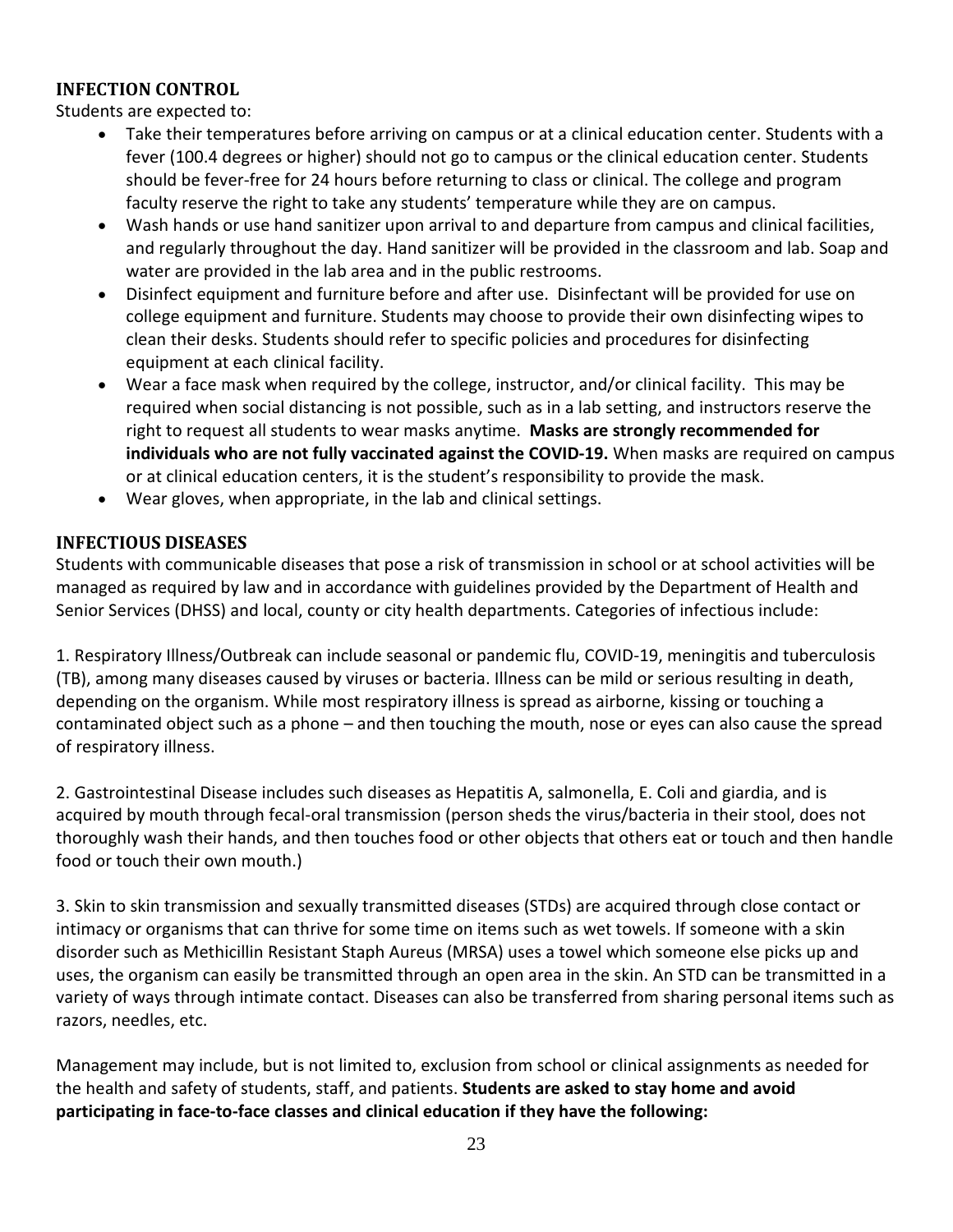## INFECTION CONTROL

Students are expected to:

- Take their temperatures before arriving on campus or at a clinical education center. Students with a fever (100.4 degrees or higher) should not go to campus or the clinical education center. Students should be fever-free for 24 hours before returning to class or clinical. The college and program faculty reserve the right to take any students' temperature while they are on campus.
- Wash hands or use hand sanitizer upon arrival to and departure from campus and clinical facilities, and regularly throughout the day. Hand sanitizer will be provided in the classroom and lab. Soap and water are provided in the lab area and in the public restrooms.
- Disinfect equipment and furniture before and after use. Disinfectant will be provided for use on college equipment and furniture. Students may choose to provide their own disinfecting wipes to clean their desks. Students should refer to specific policies and procedures for disinfecting equipment at each clinical facility.
- Wear a face mask when required by the college, instructor, and/or clinical facility. This may be required when social distancing is not possible, such as in a lab setting, and instructors reserve the right to request all students to wear masks anytime. **Masks are strongly recommended for individuals who are not fully vaccinated against the COVID-19.** When masks are required on campus or at clinical education centers, it is the student's responsibility to provide the mask.
- Wear gloves, when appropriate, in the lab and clinical settings.

## INFECTIOUS DISEASES

Students with communicable diseases that pose a risk of transmission in school or at school activities will be managed as required by law and in accordance with guidelines provided by the Department of Health and Senior Services (DHSS) and local, county or city health departments. Categories of infectious include:

1. Respiratory Illness/Outbreak can include seasonal or pandemic flu, COVID-19, meningitis and tuberculosis (TB), among many diseases caused by viruses or bacteria. Illness can be mild or serious resulting in death, depending on the organism. While most respiratory illness is spread as airborne, kissing or touching a contaminated object such as a phone – and then touching the mouth, nose or eyes can also cause the spread of respiratory illness.

2. Gastrointestinal Disease includes such diseases as Hepatitis A, salmonella, E. Coli and giardia, and is acquired by mouth through fecal-oral transmission (person sheds the virus/bacteria in their stool, does not thoroughly wash their hands, and then touches food or other objects that others eat or touch and then handle food or touch their own mouth.)

3. Skin to skin transmission and sexually transmitted diseases (STDs) are acquired through close contact or intimacy or organisms that can thrive for some time on items such as wet towels. If someone with a skin disorder such as Methicillin Resistant Staph Aureus (MRSA) uses a towel which someone else picks up and uses, the organism can easily be transmitted through an open area in the skin. An STD can be transmitted in a variety of ways through intimate contact. Diseases can also be transferred from sharing personal items such as razors, needles, etc.

Management may include, but is not limited to, exclusion from school or clinical assignments as needed for the health and safety of students, staff, and patients. **Students are asked to stay home and avoid participating in face-to-face classes and clinical education if they have the following:**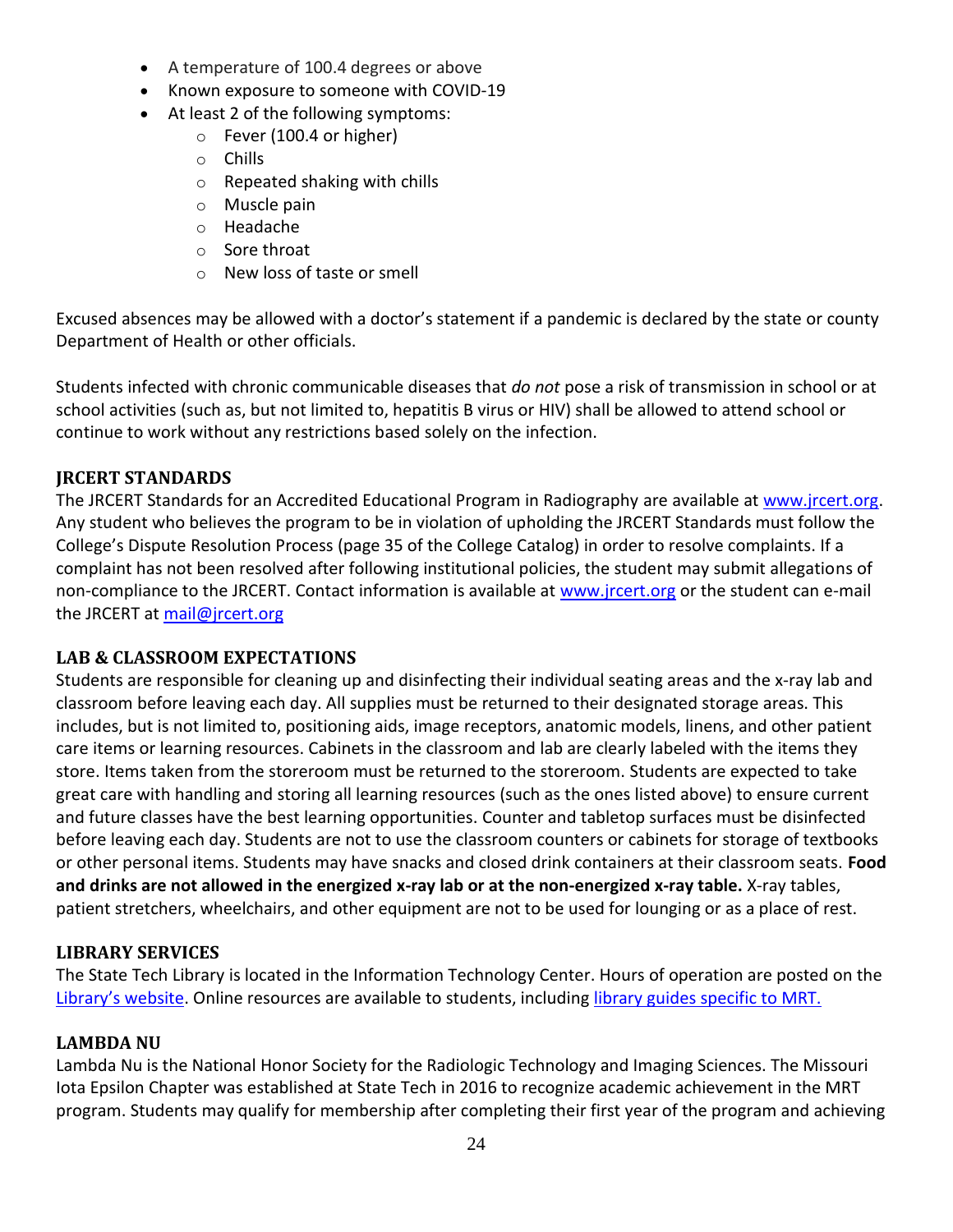- A temperature of 100.4 degrees or above
- Known exposure to someone with COVID-19
- At least 2 of the following symptoms:
    - Fever (100.4 or higher)
    - Chills
    - Repeated shaking with chills
    - Muscle pain
    - Headache
    - Sore throat
    - New loss of taste or smell

Excused absences may be allowed with a doctor's statement if a pandemic is declared by the state or county Department of Health or other officials.

Students infected with chronic communicable diseases that *do not* pose a risk of transmission in school or at school activities (such as, but not limited to, hepatitis B virus or HIV) shall be allowed to attend school or continue to work without any restrictions based solely on the infection.

## JRCERT STANDARDS

The JRCERT Standards for an Accredited Educational Program in Radiography are available at [www.jrcert.org](http://www.jrcert.org). Any student who believes the program to be in violation of upholding the JRCERT Standards must follow the College's Dispute Resolution Process (page 35 of the College Catalog) in order to resolve complaints. If a complaint has not been resolved after following institutional policies, the student may submit allegations of non-compliance to the JRCERT. Contact information is available at [www.jrcert.org](http://www.jrcert.org) or the student can e-mail the JRCERT at [mail@jrcert.org](mailto:mail@jrcert.org)

## LAB & CLASSROOM EXPECTATIONS

Students are responsible for cleaning up and disinfecting their individual seating areas and the x-ray lab and classroom before leaving each day. All supplies must be returned to their designated storage areas. This includes, but is not limited to, positioning aids, image receptors, anatomic models, linens, and other patient care items or learning resources. Cabinets in the classroom and lab are clearly labeled with the items they store. Items taken from the storeroom must be returned to the storeroom. Students are expected to take great care with handling and storing all learning resources (such as the ones listed above) to ensure current and future classes have the best learning opportunities. Counter and tabletop surfaces must be disinfected before leaving each day. Students are not to use the classroom counters or cabinets for storage of textbooks or other personal items. Students may have snacks and closed drink containers at their classroom seats. **Food and drinks are not allowed in the energized x-ray lab or at the non-energized x-ray table.** X-ray tables, patient stretchers, wheelchairs, and other equipment are not to be used for lounging or as a place of rest.

## LIBRARY SERVICES

The State Tech Library is located in the Information Technology Center. Hours of operation are posted on the Library's website. Online resources are available to students, including library guides specific to MRT.

## LAMBDA NU

Lambda Nu is the National Honor Society for the Radiologic Technology and Imaging Sciences. The Missouri Iota Epsilon Chapter was established at State Tech in 2016 to recognize academic achievement in the MRT program. Students may qualify for membership after completing their first year of the program and achieving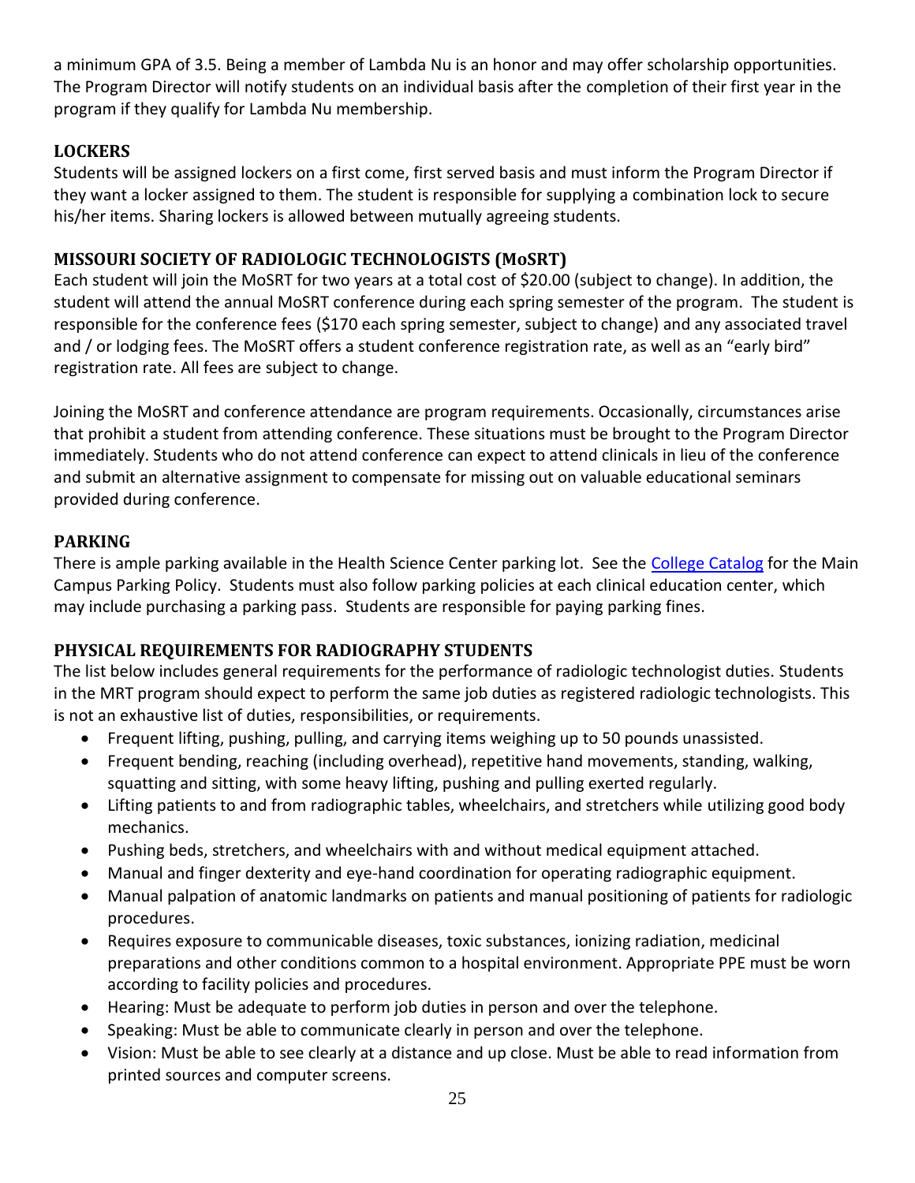a minimum GPA of 3.5. Being a member of Lambda Nu is an honor and may offer scholarship opportunities. The Program Director will notify students on an individual basis after the completion of their first year in the program if they qualify for Lambda Nu membership.

## LOCKERS

Students will be assigned lockers on a first come, first served basis and must inform the Program Director if they want a locker assigned to them. The student is responsible for supplying a combination lock to secure his/her items. Sharing lockers is allowed between mutually agreeing students.

## MISSOURI SOCIETY OF RADIOLOGIC TECHNOLOGISTS (MoSRT)

Each student will join the MoSRT for two years at a total cost of $20.00 (subject to change). In addition, the student will attend the annual MoSRT conference during each spring semester of the program. The student is responsible for the conference fees ($170 each spring semester, subject to change) and any associated travel and / or lodging fees. The MoSRT offers a student conference registration rate, as well as an "early bird" registration rate. All fees are subject to change.

Joining the MoSRT and conference attendance are program requirements. Occasionally, circumstances arise that prohibit a student from attending conference. These situations must be brought to the Program Director immediately. Students who do not attend conference can expect to attend clinicals in lieu of the conference and submit an alternative assignment to compensate for missing out on valuable educational seminars provided during conference.

## PARKING

There is ample parking available in the Health Science Center parking lot. See the College Catalog for the Main Campus Parking Policy. Students must also follow parking policies at each clinical education center, which may include purchasing a parking pass. Students are responsible for paying parking fines.

## PHYSICAL REQUIREMENTS FOR RADIOGRAPHY STUDENTS

The list below includes general requirements for the performance of radiologic technologist duties. Students in the MRT program should expect to perform the same job duties as registered radiologic technologists. This is not an exhaustive list of duties, responsibilities, or requirements.

- Frequent lifting, pushing, pulling, and carrying items weighing up to 50 pounds unassisted.
- Frequent bending, reaching (including overhead), repetitive hand movements, standing, walking, squatting and sitting, with some heavy lifting, pushing and pulling exerted regularly.
- Lifting patients to and from radiographic tables, wheelchairs, and stretchers while utilizing good body mechanics.
- Pushing beds, stretchers, and wheelchairs with and without medical equipment attached.
- Manual and finger dexterity and eye-hand coordination for operating radiographic equipment.
- Manual palpation of anatomic landmarks on patients and manual positioning of patients for radiologic procedures.
- Requires exposure to communicable diseases, toxic substances, ionizing radiation, medicinal preparations and other conditions common to a hospital environment. Appropriate PPE must be worn according to facility policies and procedures.
- Hearing: Must be adequate to perform job duties in person and over the telephone.
- Speaking: Must be able to communicate clearly in person and over the telephone.
- Vision: Must be able to see clearly at a distance and up close. Must be able to read information from printed sources and computer screens.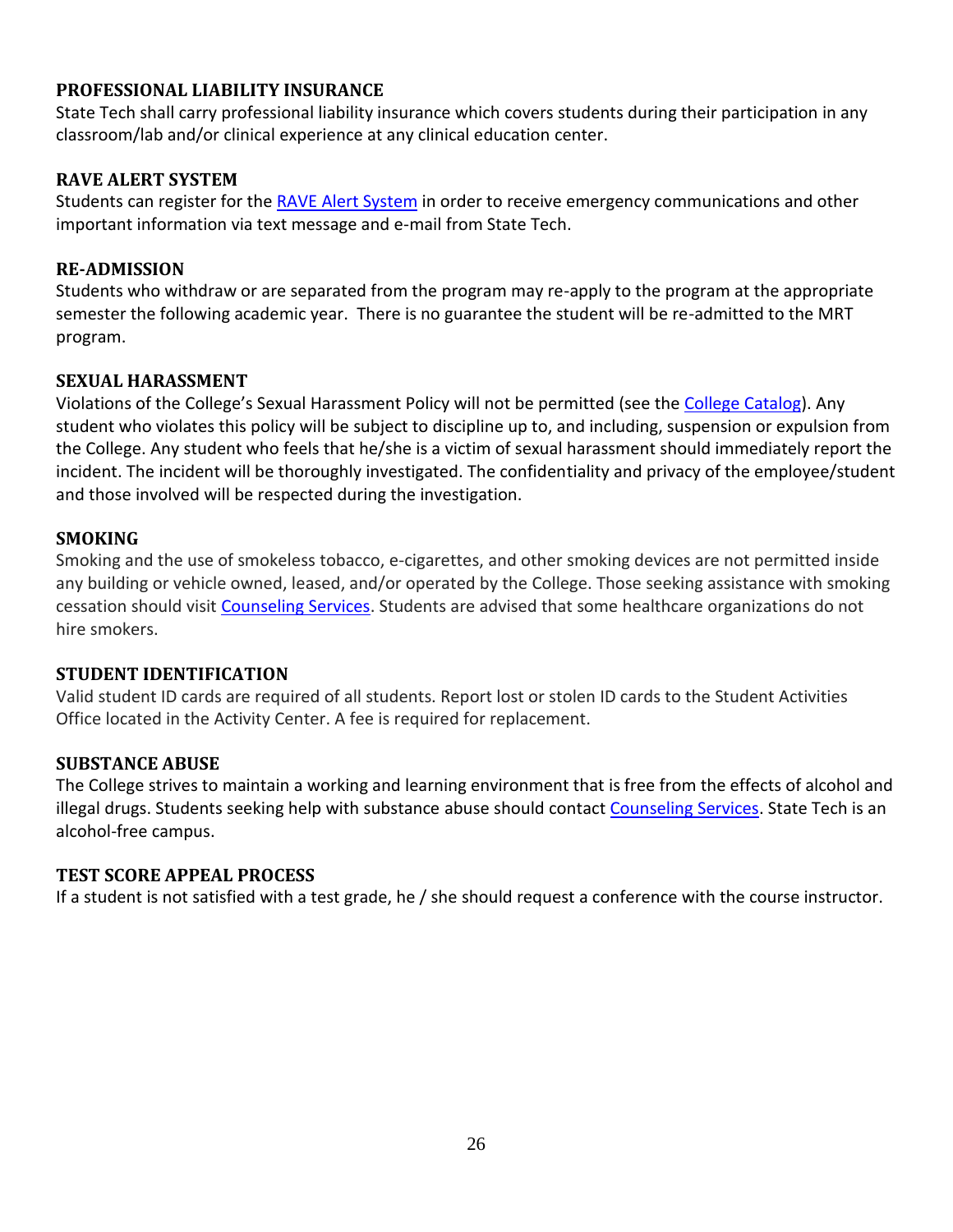## PROFESSIONAL LIABILITY INSURANCE

State Tech shall carry professional liability insurance which covers students during their participation in any classroom/lab and/or clinical experience at any clinical education center.

## RAVE ALERT SYSTEM

Students can register for the RAVE Alert System in order to receive emergency communications and other important information via text message and e-mail from State Tech.

## RE-ADMISSION

Students who withdraw or are separated from the program may re-apply to the program at the appropriate semester the following academic year. There is no guarantee the student will be re-admitted to the MRT program.

## SEXUAL HARASSMENT

Violations of the College's Sexual Harassment Policy will not be permitted (see the College Catalog). Any student who violates this policy will be subject to discipline up to, and including, suspension or expulsion from the College. Any student who feels that he/she is a victim of sexual harassment should immediately report the incident. The incident will be thoroughly investigated. The confidentiality and privacy of the employee/student and those involved will be respected during the investigation.

## SMOKING

Smoking and the use of smokeless tobacco, e-cigarettes, and other smoking devices are not permitted inside any building or vehicle owned, leased, and/or operated by the College. Those seeking assistance with smoking cessation should visit Counseling Services. Students are advised that some healthcare organizations do not hire smokers.

## STUDENT IDENTIFICATION

Valid student ID cards are required of all students. Report lost or stolen ID cards to the Student Activities Office located in the Activity Center. A fee is required for replacement.

## SUBSTANCE ABUSE

The College strives to maintain a working and learning environment that is free from the effects of alcohol and illegal drugs. Students seeking help with substance abuse should contact Counseling Services. State Tech is an alcohol-free campus.

## TEST SCORE APPEAL PROCESS

If a student is not satisfied with a test grade, he / she should request a conference with the course instructor.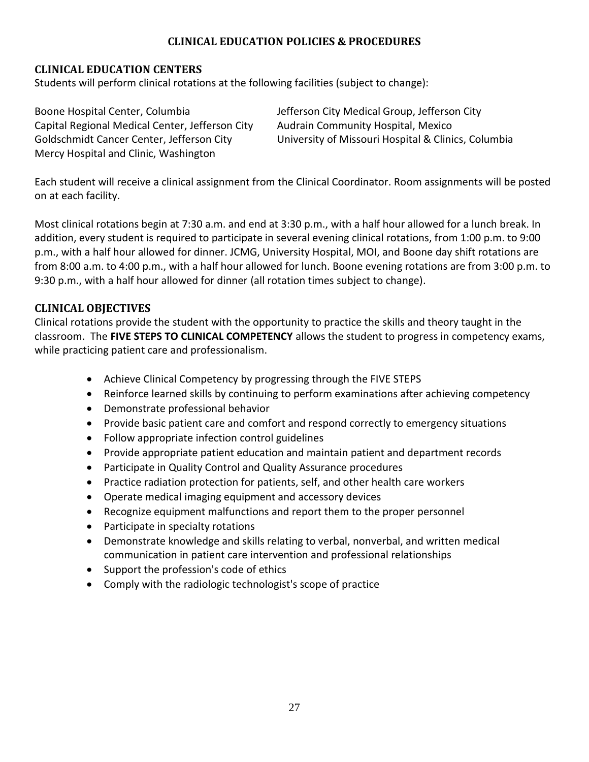# CLINICAL EDUCATION POLICIES & PROCEDURES

## CLINICAL EDUCATION CENTERS

Students will perform clinical rotations at the following facilities (subject to change):

Boone Hospital Center, Columbia
Capital Regional Medical Center, Jefferson City
Goldschmidt Cancer Center, Jefferson City
Mercy Hospital and Clinic, Washington
Jefferson City Medical Group, Jefferson City
Audrain Community Hospital, Mexico
University of Missouri Hospital & Clinics, Columbia

Each student will receive a clinical assignment from the Clinical Coordinator. Room assignments will be posted on at each facility.

Most clinical rotations begin at 7:30 a.m. and end at 3:30 p.m., with a half hour allowed for a lunch break. In addition, every student is required to participate in several evening clinical rotations, from 1:00 p.m. to 9:00 p.m., with a half hour allowed for dinner. JCMG, University Hospital, MOI, and Boone day shift rotations are from 8:00 a.m. to 4:00 p.m., with a half hour allowed for lunch. Boone evening rotations are from 3:00 p.m. to 9:30 p.m., with a half hour allowed for dinner (all rotation times subject to change).

## CLINICAL OBJECTIVES

Clinical rotations provide the student with the opportunity to practice the skills and theory taught in the classroom. The **FIVE STEPS TO CLINICAL COMPETENCY** allows the student to progress in competency exams, while practicing patient care and professionalism.

- Achieve Clinical Competency by progressing through the FIVE STEPS
- Reinforce learned skills by continuing to perform examinations after achieving competency
- Demonstrate professional behavior
- Provide basic patient care and comfort and respond correctly to emergency situations
- Follow appropriate infection control guidelines
- Provide appropriate patient education and maintain patient and department records
- Participate in Quality Control and Quality Assurance procedures
- Practice radiation protection for patients, self, and other health care workers
- Operate medical imaging equipment and accessory devices
- Recognize equipment malfunctions and report them to the proper personnel
- Participate in specialty rotations
- Demonstrate knowledge and skills relating to verbal, nonverbal, and written medical communication in patient care intervention and professional relationships
- Support the profession's code of ethics
- Comply with the radiologic technologist's scope of practice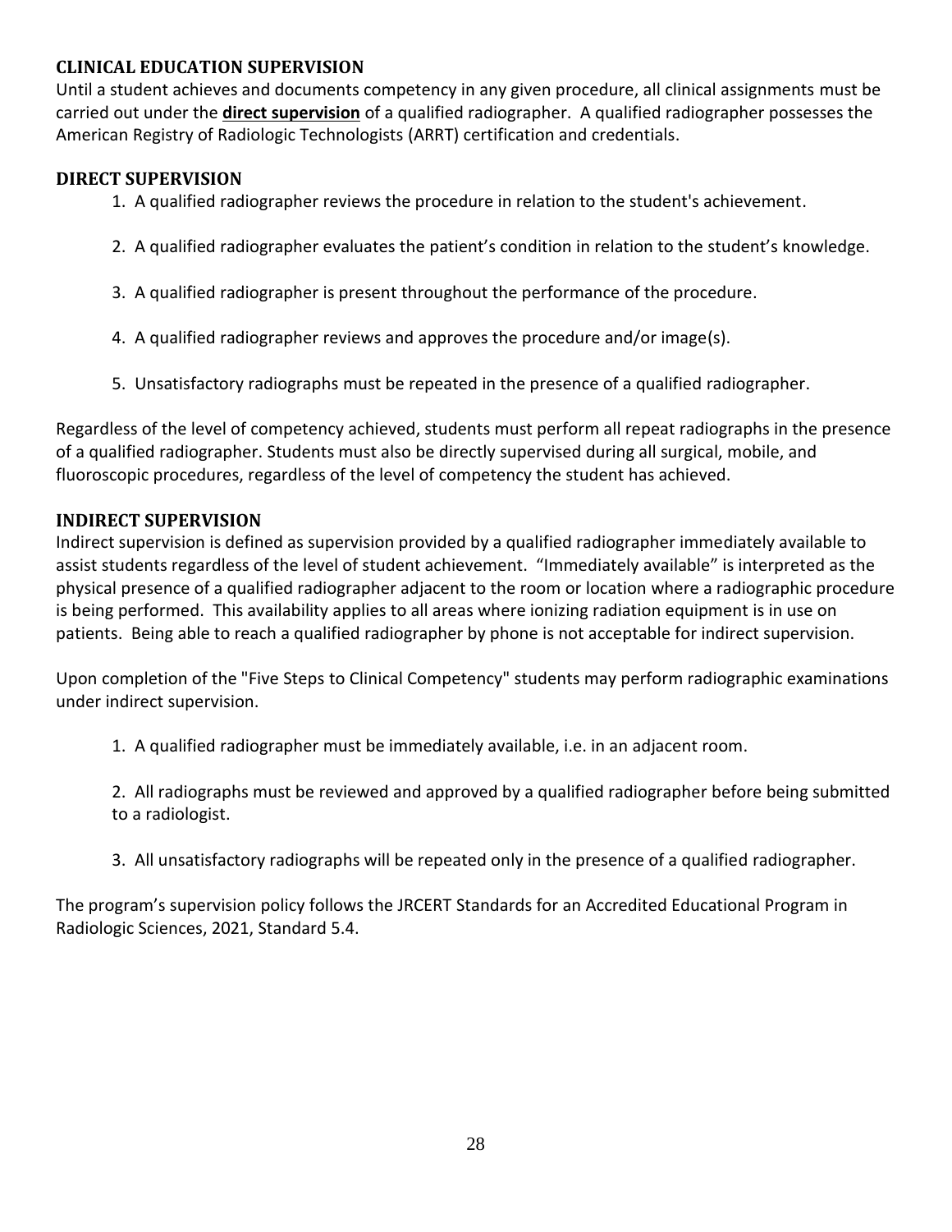## CLINICAL EDUCATION SUPERVISION

Until a student achieves and documents competency in any given procedure, all clinical assignments must be carried out under the **direct supervision** of a qualified radiographer. A qualified radiographer possesses the American Registry of Radiologic Technologists (ARRT) certification and credentials.

## DIRECT SUPERVISION

1. A qualified radiographer reviews the procedure in relation to the student's achievement.
2. A qualified radiographer evaluates the patient's condition in relation to the student's knowledge.
3. A qualified radiographer is present throughout the performance of the procedure.
4. A qualified radiographer reviews and approves the procedure and/or image(s).
5. Unsatisfactory radiographs must be repeated in the presence of a qualified radiographer.

Regardless of the level of competency achieved, students must perform all repeat radiographs in the presence of a qualified radiographer. Students must also be directly supervised during all surgical, mobile, and fluoroscopic procedures, regardless of the level of competency the student has achieved.

## INDIRECT SUPERVISION

Indirect supervision is defined as supervision provided by a qualified radiographer immediately available to assist students regardless of the level of student achievement. "Immediately available" is interpreted as the physical presence of a qualified radiographer adjacent to the room or location where a radiographic procedure is being performed. This availability applies to all areas where ionizing radiation equipment is in use on patients. Being able to reach a qualified radiographer by phone is not acceptable for indirect supervision.

Upon completion of the "Five Steps to Clinical Competency" students may perform radiographic examinations under indirect supervision.

1. A qualified radiographer must be immediately available, i.e. in an adjacent room.
2. All radiographs must be reviewed and approved by a qualified radiographer before being submitted to a radiologist.
3. All unsatisfactory radiographs will be repeated only in the presence of a qualified radiographer.

The program's supervision policy follows the JRCERT Standards for an Accredited Educational Program in Radiologic Sciences, 2021, Standard 5.4.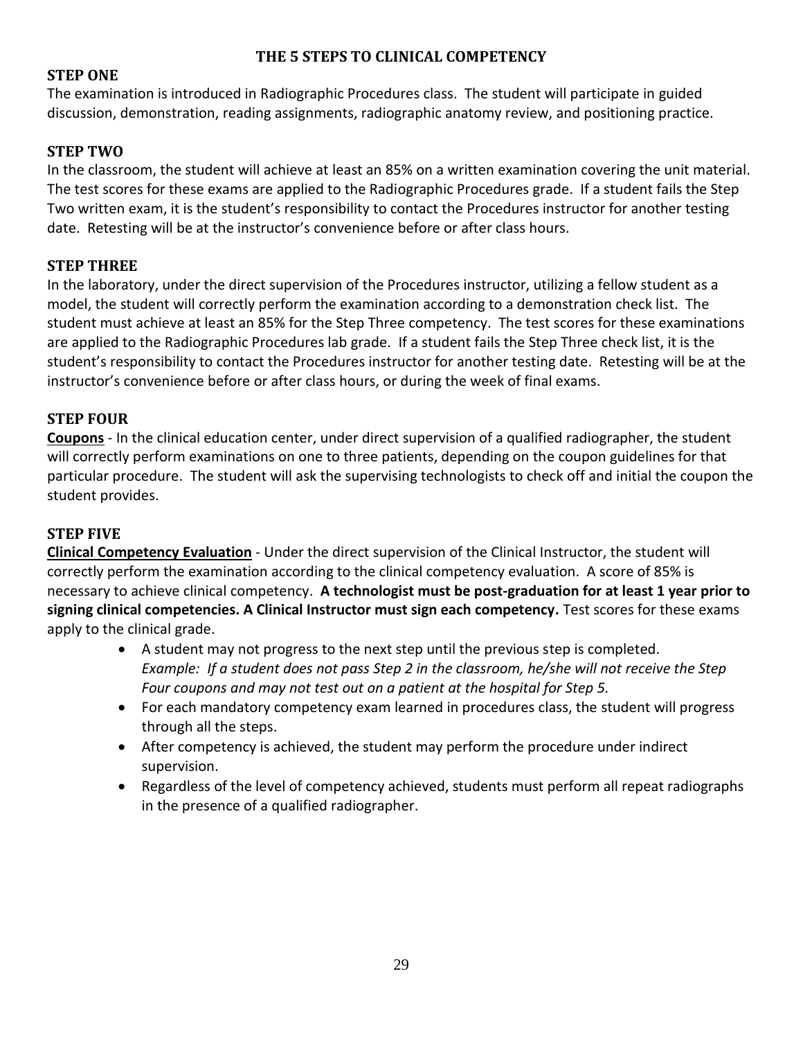# THE 5 STEPS TO CLINICAL COMPETENCY

## STEP ONE

The examination is introduced in Radiographic Procedures class. The student will participate in guided discussion, demonstration, reading assignments, radiographic anatomy review, and positioning practice.

## STEP TWO

In the classroom, the student will achieve at least an 85% on a written examination covering the unit material. The test scores for these exams are applied to the Radiographic Procedures grade. If a student fails the Step Two written exam, it is the student's responsibility to contact the Procedures instructor for another testing date. Retesting will be at the instructor's convenience before or after class hours.

## STEP THREE

In the laboratory, under the direct supervision of the Procedures instructor, utilizing a fellow student as a model, the student will correctly perform the examination according to a demonstration check list. The student must achieve at least an 85% for the Step Three competency. The test scores for these examinations are applied to the Radiographic Procedures lab grade. If a student fails the Step Three check list, it is the student's responsibility to contact the Procedures instructor for another testing date. Retesting will be at the instructor's convenience before or after class hours, or during the week of final exams.

## STEP FOUR

**Coupons** - In the clinical education center, under direct supervision of a qualified radiographer, the student will correctly perform examinations on one to three patients, depending on the coupon guidelines for that particular procedure. The student will ask the supervising technologists to check off and initial the coupon the student provides.

## STEP FIVE

**Clinical Competency Evaluation** - Under the direct supervision of the Clinical Instructor, the student will correctly perform the examination according to the clinical competency evaluation. A score of 85% is necessary to achieve clinical competency. **A technologist must be post-graduation for at least 1 year prior to signing clinical competencies. A Clinical Instructor must sign each competency.** Test scores for these exams apply to the clinical grade.

- A student may not progress to the next step until the previous step is completed.
  *Example: If a student does not pass Step 2 in the classroom, he/she will not receive the Step Four coupons and may not test out on a patient at the hospital for Step 5.*
- For each mandatory competency exam learned in procedures class, the student will progress through all the steps.
- After competency is achieved, the student may perform the procedure under indirect supervision.
- Regardless of the level of competency achieved, students must perform all repeat radiographs in the presence of a qualified radiographer.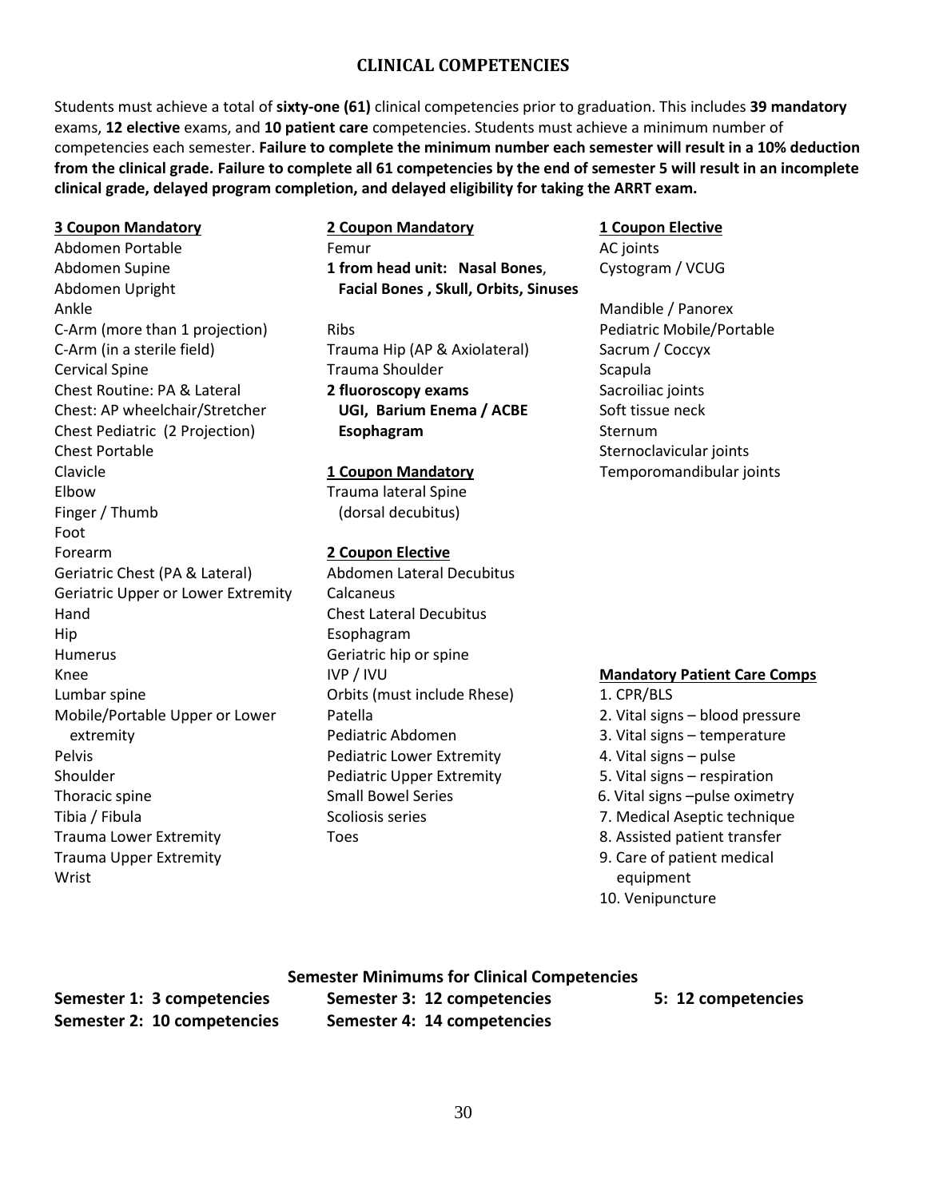## CLINICAL COMPETENCIES

Students must achieve a total of **sixty-one (61)** clinical competencies prior to graduation. This includes **39 mandatory** exams, **12 elective** exams, and **10 patient care** competencies. Students must achieve a minimum number of competencies each semester. **Failure to complete the minimum number each semester will result in a 10% deduction from the clinical grade. Failure to complete all 61 competencies by the end of semester 5 will result in an incomplete clinical grade, delayed program completion, and delayed eligibility for taking the ARRT exam.**

**3 Coupon Mandatory**

Abdomen Portable
Abdomen Supine
Abdomen Upright
Ankle
C-Arm (more than 1 projection)
C-Arm (in a sterile field)
Cervical Spine
Chest Routine: PA & Lateral
Chest: AP wheelchair/Stretcher
Chest Pediatric (2 Projection)
Chest Portable
Clavicle
Elbow
Finger / Thumb
Foot
Forearm
Geriatric Chest (PA & Lateral)
Geriatric Upper or Lower Extremity
Hand
Hip
Humerus
Knee
Lumbar spine
Mobile/Portable Upper or Lower extremity
Pelvis
Shoulder
Thoracic spine
Tibia / Fibula
Trauma Lower Extremity
Trauma Upper Extremity
Wrist

**2 Coupon Mandatory**

Femur
**1 from head unit: Nasal Bones, Facial Bones , Skull, Orbits, Sinuses**
Ribs
Trauma Hip (AP & Axiolateral)
Trauma Shoulder
**2 fluoroscopy exams UGI, Barium Enema / ACBE Esophagram**

**1 Coupon Mandatory**

Trauma lateral Spine (dorsal decubitus)

**2 Coupon Elective**

Abdomen Lateral Decubitus
Calcaneus
Chest Lateral Decubitus
Esophagram
Geriatric hip or spine
IVP / IVU
Orbits (must include Rhese)
Patella
Pediatric Abdomen
Pediatric Lower Extremity
Pediatric Upper Extremity
Small Bowel Series
Scoliosis series
Toes

**1 Coupon Elective**

AC joints
Cystogram / VCUG
Mandible / Panorex
Pediatric Mobile/Portable
Sacrum / Coccyx
Scapula
Sacroiliac joints
Soft tissue neck
Sternum
Sternoclavicular joints
Temporomandibular joints

**Mandatory Patient Care Comps**

1. CPR/BLS
2. Vital signs – blood pressure
3. Vital signs – temperature
4. Vital signs – pulse
5. Vital signs – respiration
6. Vital signs –pulse oximetry
7. Medical Aseptic technique
8. Assisted patient transfer
9. Care of patient medical equipment
10. Venipuncture

**Semester Minimums for Clinical Competencies**

**Semester 1: 3 competencies**
**Semester 2: 10 competencies**
**Semester 3: 12 competencies**
**Semester 4: 14 competencies**
**5: 12 competencies**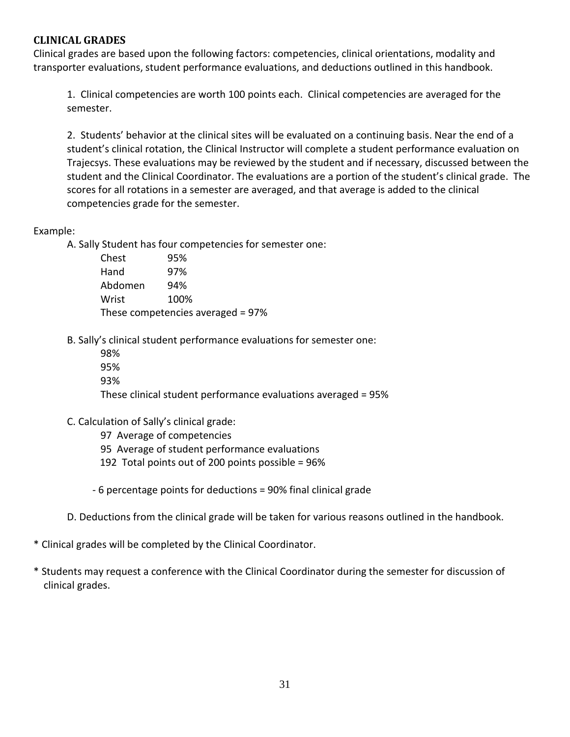## CLINICAL GRADES

Clinical grades are based upon the following factors: competencies, clinical orientations, modality and transporter evaluations, student performance evaluations, and deductions outlined in this handbook.

1. Clinical competencies are worth 100 points each. Clinical competencies are averaged for the semester.

2. Students' behavior at the clinical sites will be evaluated on a continuing basis. Near the end of a student's clinical rotation, the Clinical Instructor will complete a student performance evaluation on Trajecsys. These evaluations may be reviewed by the student and if necessary, discussed between the student and the Clinical Coordinator. The evaluations are a portion of the student's clinical grade. The scores for all rotations in a semester are averaged, and that average is added to the clinical competencies grade for the semester.

Example:

A. Sally Student has four competencies for semester one:

| | |
|---|---|
| Chest | 95% |
| Hand | 97% |
| Abdomen | 94% |
| Wrist | 100% |

These competencies averaged = 97%

B. Sally's clinical student performance evaluations for semester one:

98%
95%
93%
These clinical student performance evaluations averaged = 95%

C. Calculation of Sally's clinical grade:

97 Average of competencies
95 Average of student performance evaluations
192 Total points out of 200 points possible = 96%

- 6 percentage points for deductions = 90% final clinical grade

D. Deductions from the clinical grade will be taken for various reasons outlined in the handbook.

* Clinical grades will be completed by the Clinical Coordinator.

* Students may request a conference with the Clinical Coordinator during the semester for discussion of clinical grades.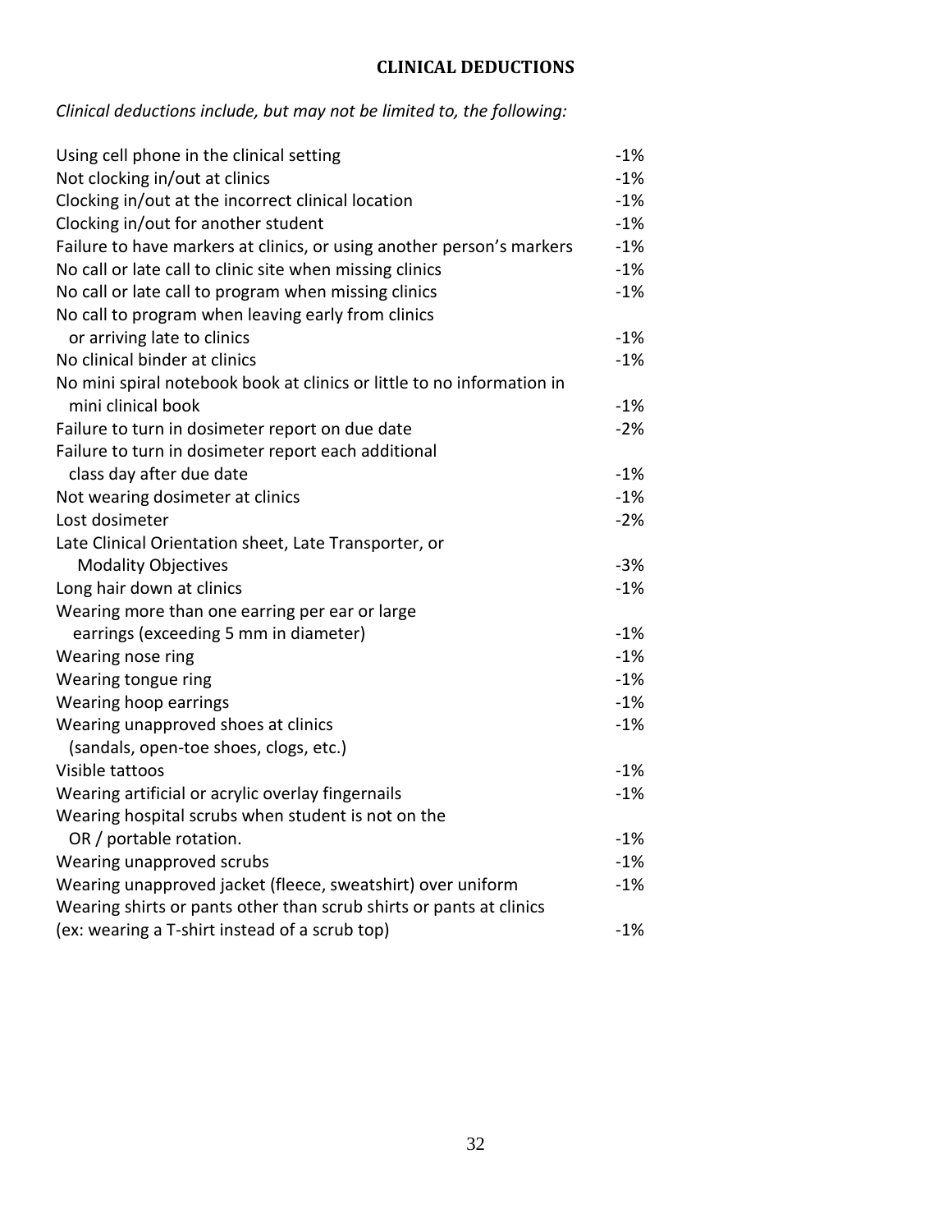## CLINICAL DEDUCTIONS

*Clinical deductions include, but may not be limited to, the following:*

| | |
|---|---|
| Using cell phone in the clinical setting | -1% |
| Not clocking in/out at clinics | -1% |
| Clocking in/out at the incorrect clinical location | -1% |
| Clocking in/out for another student | -1% |
| Failure to have markers at clinics, or using another person's markers | -1% |
| No call or late call to clinic site when missing clinics | -1% |
| No call or late call to program when missing clinics | -1% |
| No call to program when leaving early from clinics or arriving late to clinics | -1% |
| No clinical binder at clinics | -1% |
| No mini spiral notebook book at clinics or little to no information in mini clinical book | -1% |
| Failure to turn in dosimeter report on due date | -2% |
| Failure to turn in dosimeter report each additional class day after due date | -1% |
| Not wearing dosimeter at clinics | -1% |
| Lost dosimeter | -2% |
| Late Clinical Orientation sheet, Late Transporter, or Modality Objectives | -3% |
| Long hair down at clinics | -1% |
| Wearing more than one earring per ear or large earrings (exceeding 5 mm in diameter) | -1% |
| Wearing nose ring | -1% |
| Wearing tongue ring | -1% |
| Wearing hoop earrings | -1% |
| Wearing unapproved shoes at clinics (sandals, open-toe shoes, clogs, etc.) | -1% |
| Visible tattoos | -1% |
| Wearing artificial or acrylic overlay fingernails | -1% |
| Wearing hospital scrubs when student is not on the OR / portable rotation. | -1% |
| Wearing unapproved scrubs | -1% |
| Wearing unapproved jacket (fleece, sweatshirt) over uniform | -1% |
| Wearing shirts or pants other than scrub shirts or pants at clinics (ex: wearing a T-shirt instead of a scrub top) | -1% |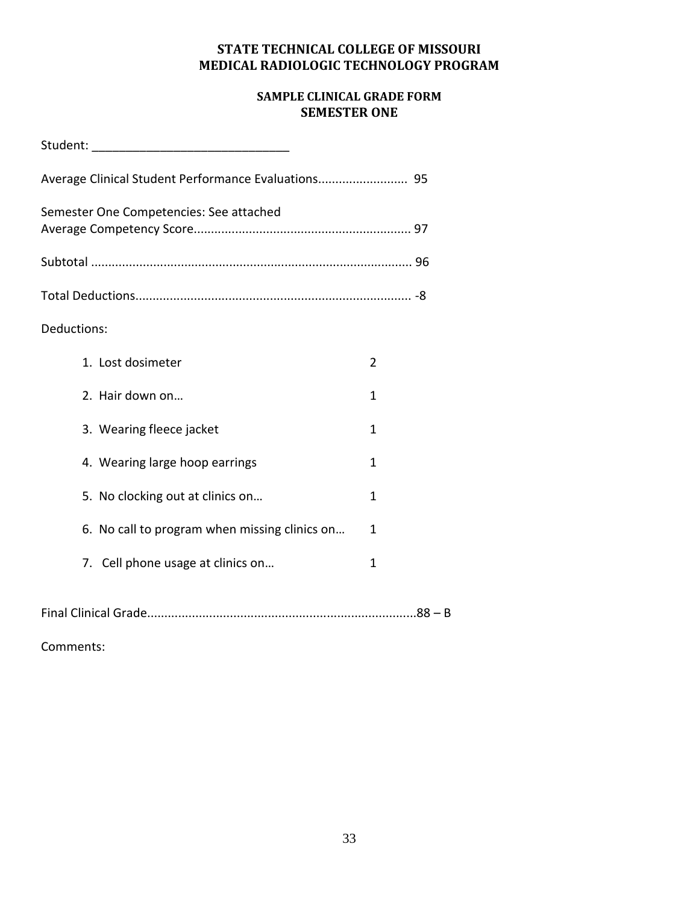# STATE TECHNICAL COLLEGE OF MISSOURI
# MEDICAL RADIOLOGIC TECHNOLOGY PROGRAM

## SAMPLE CLINICAL GRADE FORM
## SEMESTER ONE

Student: ______________________________

Average Clinical Student Performance Evaluations.......................... 95

Semester One Competencies: See attached
Average Competency Score.............................................................. 97

Subtotal ........................................................................................... 96

Total Deductions............................................................................... -8

Deductions:

| | |
|---|---|
| 1. Lost dosimeter | 2 |
| 2. Hair down on… | 1 |
| 3. Wearing fleece jacket | 1 |
| 4. Wearing large hoop earrings | 1 |
| 5. No clocking out at clinics on… | 1 |
| 6. No call to program when missing clinics on… | 1 |
| 7. Cell phone usage at clinics on… | 1 |

Final Clinical Grade.............................................................................88 – B

Comments: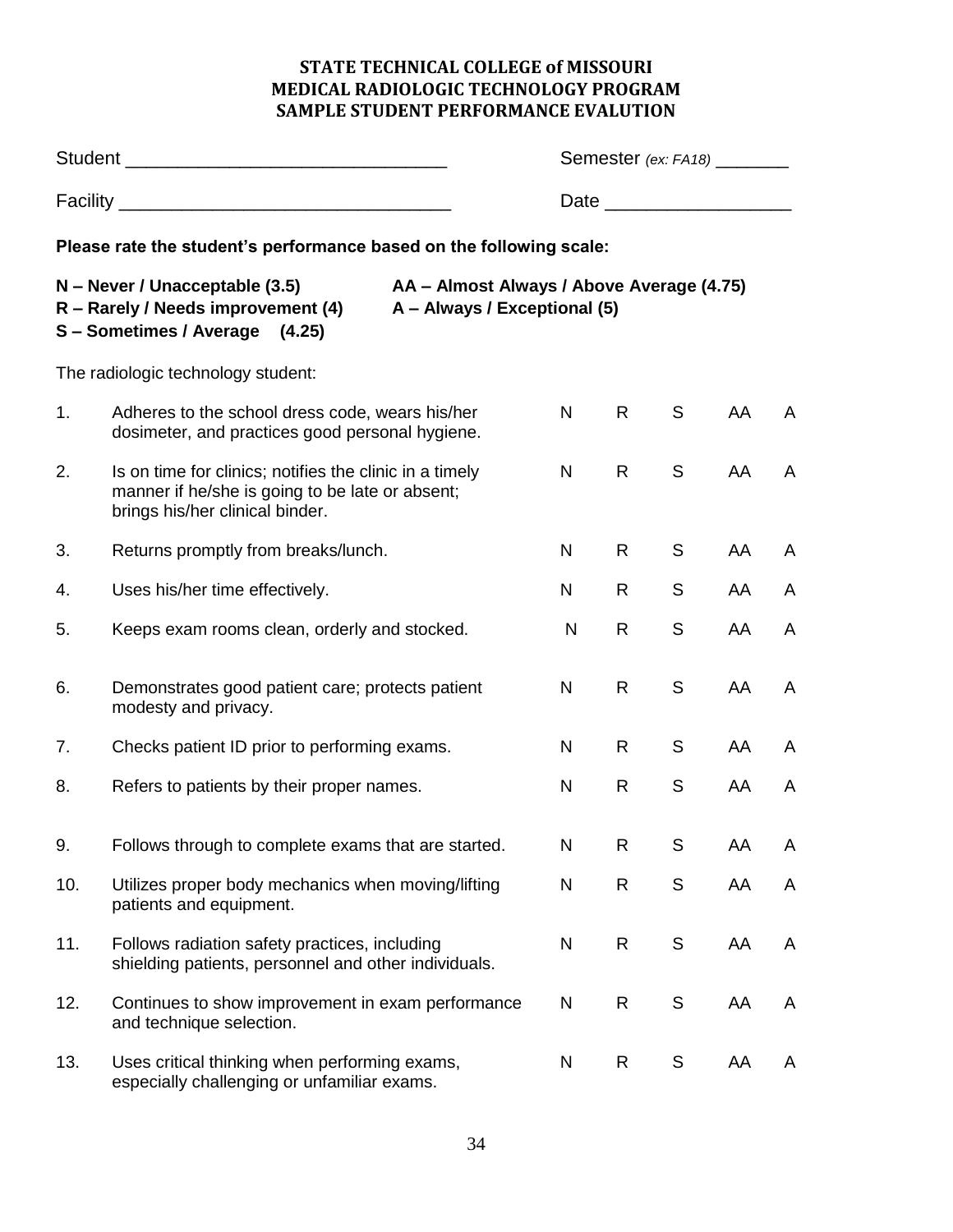# STATE TECHNICAL COLLEGE of MISSOURI
## MEDICAL RADIOLOGIC TECHNOLOGY PROGRAM
## SAMPLE STUDENT PERFORMANCE EVALUTION

Student ______________________________ Semester *(ex: FA18)* _______

Facility ________________________________ Date _________________

**Please rate the student's performance based on the following scale:**

**N – Never / Unacceptable (3.5)**
**R – Rarely / Needs improvement (4)**
**S – Sometimes / Average (4.25)**
**AA – Almost Always / Above Average (4.75)**
**A – Always / Exceptional (5)**

The radiologic technology student:

| # | Item | N | R | S | AA | A |
|---|---|---|---|---|---|---|
| 1. | Adheres to the school dress code, wears his/her dosimeter, and practices good personal hygiene. | N | R | S | AA | A |
| 2. | Is on time for clinics; notifies the clinic in a timely manner if he/she is going to be late or absent; brings his/her clinical binder. | N | R | S | AA | A |
| 3. | Returns promptly from breaks/lunch. | N | R | S | AA | A |
| 4. | Uses his/her time effectively. | N | R | S | AA | A |
| 5. | Keeps exam rooms clean, orderly and stocked. | N | R | S | AA | A |
| 6. | Demonstrates good patient care; protects patient modesty and privacy. | N | R | S | AA | A |
| 7. | Checks patient ID prior to performing exams. | N | R | S | AA | A |
| 8. | Refers to patients by their proper names. | N | R | S | AA | A |
| 9. | Follows through to complete exams that are started. | N | R | S | AA | A |
| 10. | Utilizes proper body mechanics when moving/lifting patients and equipment. | N | R | S | AA | A |
| 11. | Follows radiation safety practices, including shielding patients, personnel and other individuals. | N | R | S | AA | A |
| 12. | Continues to show improvement in exam performance and technique selection. | N | R | S | AA | A |
| 13. | Uses critical thinking when performing exams, especially challenging or unfamiliar exams. | N | R | S | AA | A |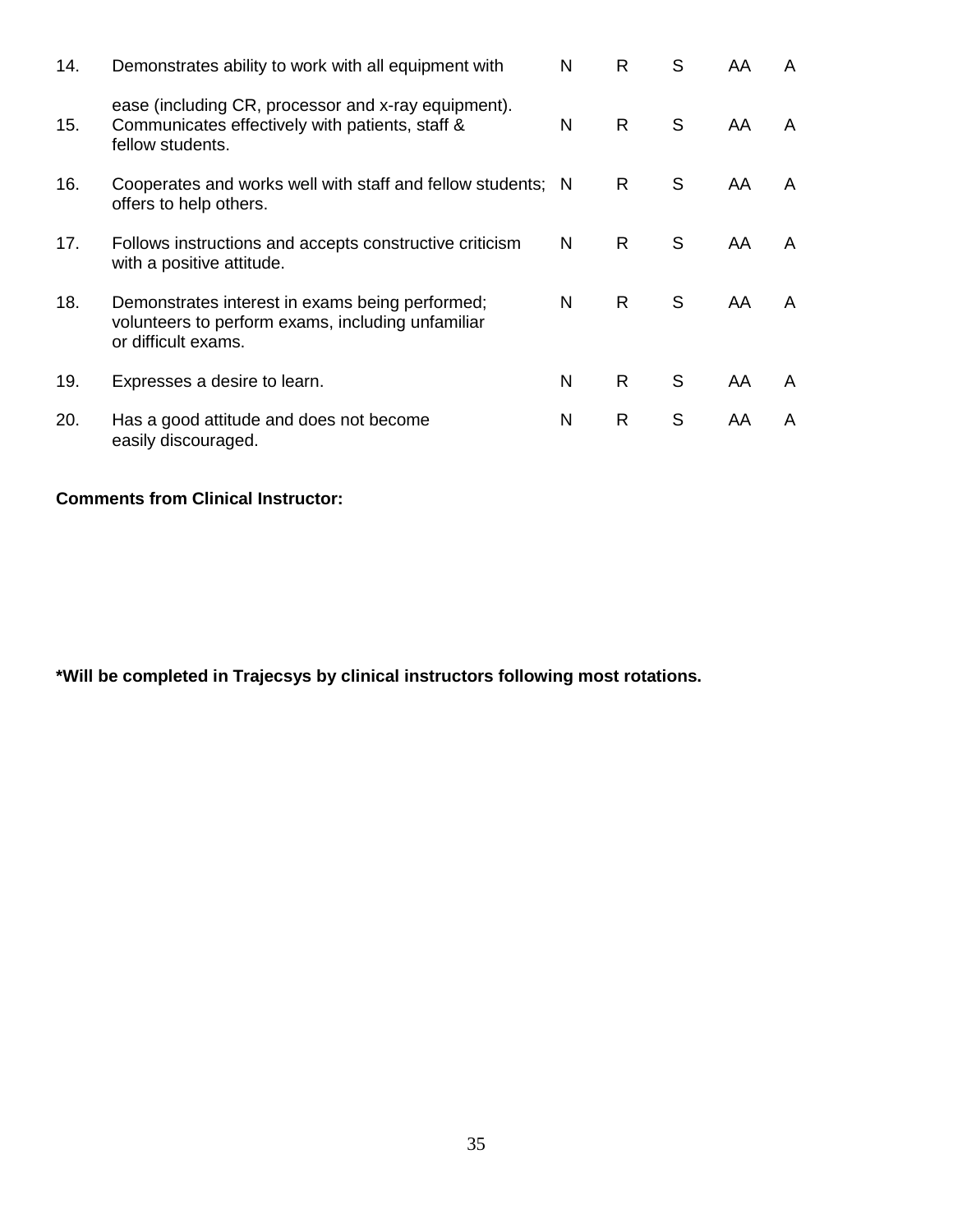| | | | | | | |
|---|---|---|---|---|---|---|
| 14. | Demonstrates ability to work with all equipment with ease (including CR, processor and x-ray equipment). | N | R | S | AA | A |
| 15. | Communicates effectively with patients, staff & fellow students. | N | R | S | AA | A |
| 16. | Cooperates and works well with staff and fellow students; offers to help others. | N | R | S | AA | A |
| 17. | Follows instructions and accepts constructive criticism with a positive attitude. | N | R | S | AA | A |
| 18. | Demonstrates interest in exams being performed; volunteers to perform exams, including unfamiliar or difficult exams. | N | R | S | AA | A |
| 19. | Expresses a desire to learn. | N | R | S | AA | A |
| 20. | Has a good attitude and does not become easily discouraged. | N | R | S | AA | A |

**Comments from Clinical Instructor:**

**\*Will be completed in Trajecsys by clinical instructors following most rotations.**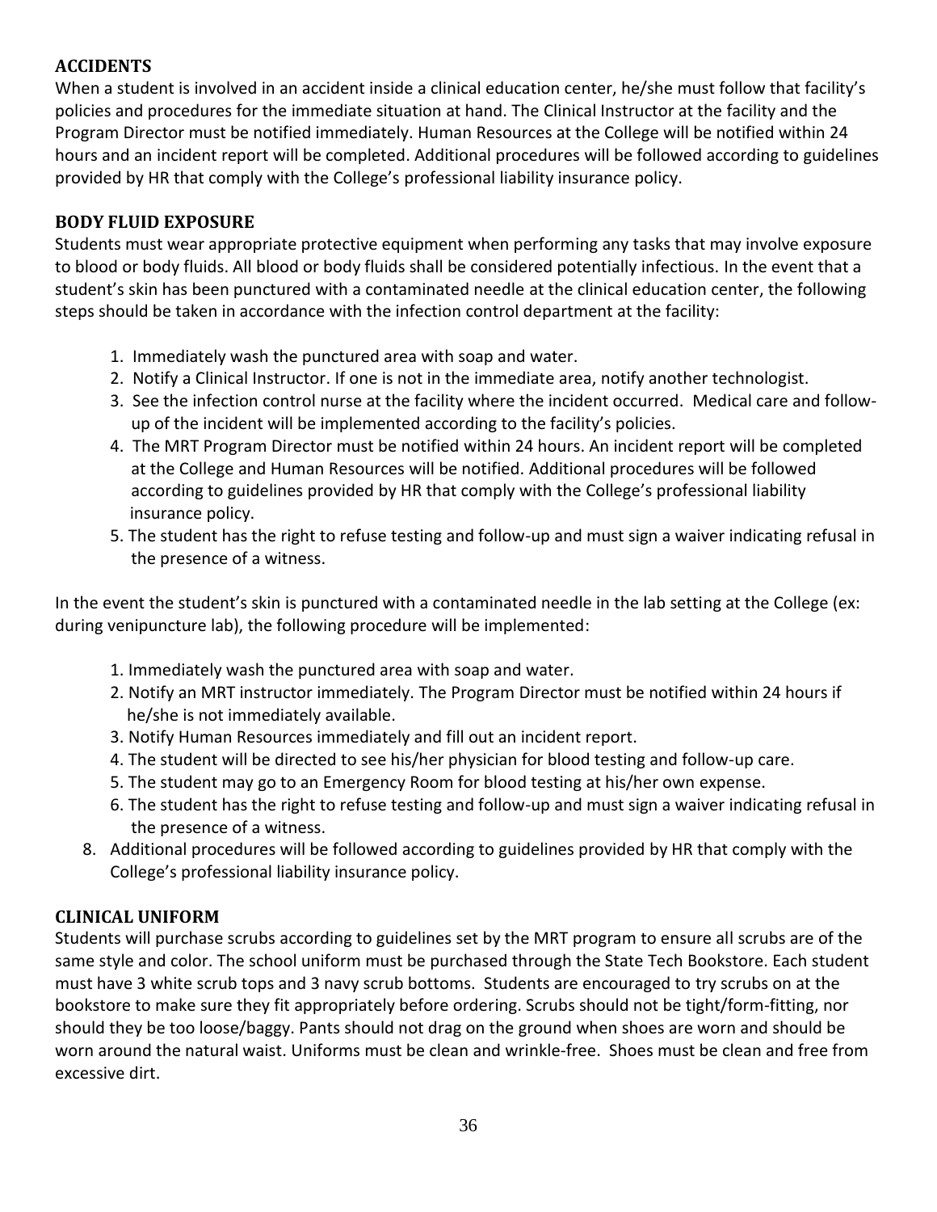## ACCIDENTS

When a student is involved in an accident inside a clinical education center, he/she must follow that facility's policies and procedures for the immediate situation at hand. The Clinical Instructor at the facility and the Program Director must be notified immediately. Human Resources at the College will be notified within 24 hours and an incident report will be completed. Additional procedures will be followed according to guidelines provided by HR that comply with the College's professional liability insurance policy.

## BODY FLUID EXPOSURE

Students must wear appropriate protective equipment when performing any tasks that may involve exposure to blood or body fluids. All blood or body fluids shall be considered potentially infectious. In the event that a student's skin has been punctured with a contaminated needle at the clinical education center, the following steps should be taken in accordance with the infection control department at the facility:

1. Immediately wash the punctured area with soap and water.
2. Notify a Clinical Instructor. If one is not in the immediate area, notify another technologist.
3. See the infection control nurse at the facility where the incident occurred. Medical care and follow-up of the incident will be implemented according to the facility's policies.
4. The MRT Program Director must be notified within 24 hours. An incident report will be completed at the College and Human Resources will be notified. Additional procedures will be followed according to guidelines provided by HR that comply with the College's professional liability insurance policy.
5. The student has the right to refuse testing and follow-up and must sign a waiver indicating refusal in the presence of a witness.

In the event the student's skin is punctured with a contaminated needle in the lab setting at the College (ex: during venipuncture lab), the following procedure will be implemented:

1. Immediately wash the punctured area with soap and water.
2. Notify an MRT instructor immediately. The Program Director must be notified within 24 hours if he/she is not immediately available.
3. Notify Human Resources immediately and fill out an incident report.
4. The student will be directed to see his/her physician for blood testing and follow-up care.
5. The student may go to an Emergency Room for blood testing at his/her own expense.
6. The student has the right to refuse testing and follow-up and must sign a waiver indicating refusal in the presence of a witness.

8. Additional procedures will be followed according to guidelines provided by HR that comply with the College's professional liability insurance policy.

## CLINICAL UNIFORM

Students will purchase scrubs according to guidelines set by the MRT program to ensure all scrubs are of the same style and color. The school uniform must be purchased through the State Tech Bookstore. Each student must have 3 white scrub tops and 3 navy scrub bottoms. Students are encouraged to try scrubs on at the bookstore to make sure they fit appropriately before ordering. Scrubs should not be tight/form-fitting, nor should they be too loose/baggy. Pants should not drag on the ground when shoes are worn and should be worn around the natural waist. Uniforms must be clean and wrinkle-free. Shoes must be clean and free from excessive dirt.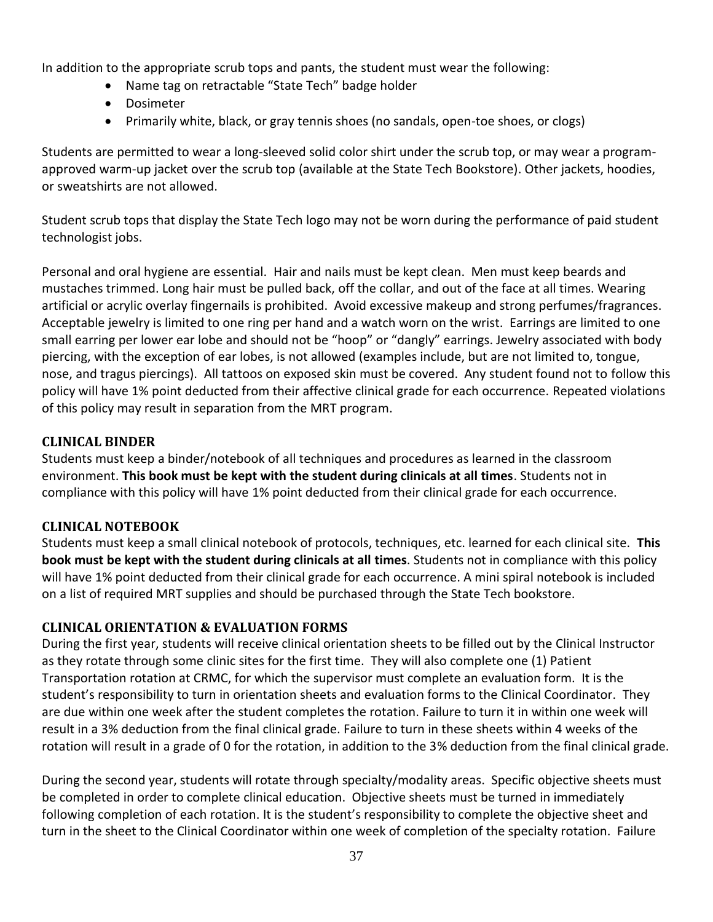In addition to the appropriate scrub tops and pants, the student must wear the following:

- Name tag on retractable "State Tech" badge holder
- Dosimeter
- Primarily white, black, or gray tennis shoes (no sandals, open-toe shoes, or clogs)

Students are permitted to wear a long-sleeved solid color shirt under the scrub top, or may wear a program-approved warm-up jacket over the scrub top (available at the State Tech Bookstore). Other jackets, hoodies, or sweatshirts are not allowed.

Student scrub tops that display the State Tech logo may not be worn during the performance of paid student technologist jobs.

Personal and oral hygiene are essential. Hair and nails must be kept clean. Men must keep beards and mustaches trimmed. Long hair must be pulled back, off the collar, and out of the face at all times. Wearing artificial or acrylic overlay fingernails is prohibited. Avoid excessive makeup and strong perfumes/fragrances. Acceptable jewelry is limited to one ring per hand and a watch worn on the wrist. Earrings are limited to one small earring per lower ear lobe and should not be "hoop" or "dangly" earrings. Jewelry associated with body piercing, with the exception of ear lobes, is not allowed (examples include, but are not limited to, tongue, nose, and tragus piercings). All tattoos on exposed skin must be covered. Any student found not to follow this policy will have 1% point deducted from their affective clinical grade for each occurrence. Repeated violations of this policy may result in separation from the MRT program.

## CLINICAL BINDER

Students must keep a binder/notebook of all techniques and procedures as learned in the classroom environment. **This book must be kept with the student during clinicals at all times**. Students not in compliance with this policy will have 1% point deducted from their clinical grade for each occurrence.

## CLINICAL NOTEBOOK

Students must keep a small clinical notebook of protocols, techniques, etc. learned for each clinical site. **This book must be kept with the student during clinicals at all times**. Students not in compliance with this policy will have 1% point deducted from their clinical grade for each occurrence. A mini spiral notebook is included on a list of required MRT supplies and should be purchased through the State Tech bookstore.

## CLINICAL ORIENTATION & EVALUATION FORMS

During the first year, students will receive clinical orientation sheets to be filled out by the Clinical Instructor as they rotate through some clinic sites for the first time. They will also complete one (1) Patient Transportation rotation at CRMC, for which the supervisor must complete an evaluation form. It is the student's responsibility to turn in orientation sheets and evaluation forms to the Clinical Coordinator. They are due within one week after the student completes the rotation. Failure to turn it in within one week will result in a 3% deduction from the final clinical grade. Failure to turn in these sheets within 4 weeks of the rotation will result in a grade of 0 for the rotation, in addition to the 3% deduction from the final clinical grade.

During the second year, students will rotate through specialty/modality areas. Specific objective sheets must be completed in order to complete clinical education. Objective sheets must be turned in immediately following completion of each rotation. It is the student's responsibility to complete the objective sheet and turn in the sheet to the Clinical Coordinator within one week of completion of the specialty rotation. Failure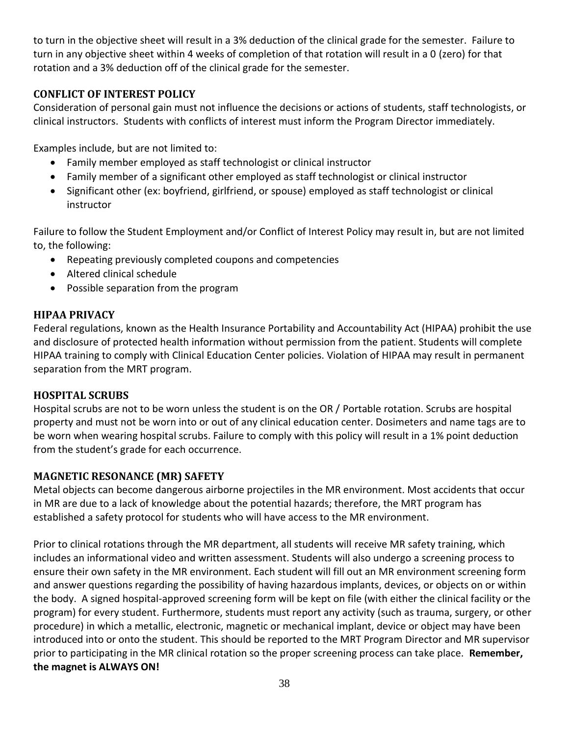to turn in the objective sheet will result in a 3% deduction of the clinical grade for the semester. Failure to turn in any objective sheet within 4 weeks of completion of that rotation will result in a 0 (zero) for that rotation and a 3% deduction off of the clinical grade for the semester.

## CONFLICT OF INTEREST POLICY

Consideration of personal gain must not influence the decisions or actions of students, staff technologists, or clinical instructors. Students with conflicts of interest must inform the Program Director immediately.

Examples include, but are not limited to:

- Family member employed as staff technologist or clinical instructor
- Family member of a significant other employed as staff technologist or clinical instructor
- Significant other (ex: boyfriend, girlfriend, or spouse) employed as staff technologist or clinical instructor

Failure to follow the Student Employment and/or Conflict of Interest Policy may result in, but are not limited to, the following:

- Repeating previously completed coupons and competencies
- Altered clinical schedule
- Possible separation from the program

## HIPAA PRIVACY

Federal regulations, known as the Health Insurance Portability and Accountability Act (HIPAA) prohibit the use and disclosure of protected health information without permission from the patient. Students will complete HIPAA training to comply with Clinical Education Center policies. Violation of HIPAA may result in permanent separation from the MRT program.

## HOSPITAL SCRUBS

Hospital scrubs are not to be worn unless the student is on the OR / Portable rotation. Scrubs are hospital property and must not be worn into or out of any clinical education center. Dosimeters and name tags are to be worn when wearing hospital scrubs. Failure to comply with this policy will result in a 1% point deduction from the student's grade for each occurrence.

## MAGNETIC RESONANCE (MR) SAFETY

Metal objects can become dangerous airborne projectiles in the MR environment. Most accidents that occur in MR are due to a lack of knowledge about the potential hazards; therefore, the MRT program has established a safety protocol for students who will have access to the MR environment.

Prior to clinical rotations through the MR department, all students will receive MR safety training, which includes an informational video and written assessment. Students will also undergo a screening process to ensure their own safety in the MR environment. Each student will fill out an MR environment screening form and answer questions regarding the possibility of having hazardous implants, devices, or objects on or within the body. A signed hospital-approved screening form will be kept on file (with either the clinical facility or the program) for every student. Furthermore, students must report any activity (such as trauma, surgery, or other procedure) in which a metallic, electronic, magnetic or mechanical implant, device or object may have been introduced into or onto the student. This should be reported to the MRT Program Director and MR supervisor prior to participating in the MR clinical rotation so the proper screening process can take place. **Remember, the magnet is ALWAYS ON!**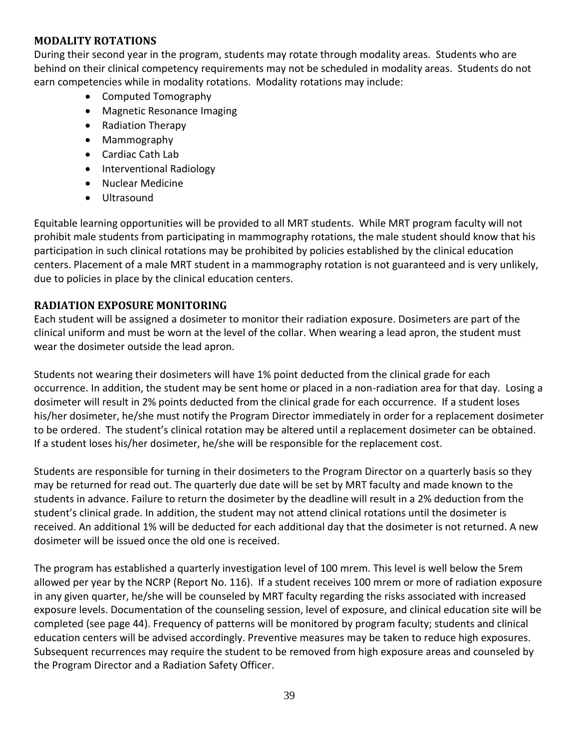## MODALITY ROTATIONS

During their second year in the program, students may rotate through modality areas. Students who are behind on their clinical competency requirements may not be scheduled in modality areas. Students do not earn competencies while in modality rotations. Modality rotations may include:

- Computed Tomography
- Magnetic Resonance Imaging
- Radiation Therapy
- Mammography
- Cardiac Cath Lab
- Interventional Radiology
- Nuclear Medicine
- Ultrasound

Equitable learning opportunities will be provided to all MRT students. While MRT program faculty will not prohibit male students from participating in mammography rotations, the male student should know that his participation in such clinical rotations may be prohibited by policies established by the clinical education centers. Placement of a male MRT student in a mammography rotation is not guaranteed and is very unlikely, due to policies in place by the clinical education centers.

## RADIATION EXPOSURE MONITORING

Each student will be assigned a dosimeter to monitor their radiation exposure. Dosimeters are part of the clinical uniform and must be worn at the level of the collar. When wearing a lead apron, the student must wear the dosimeter outside the lead apron.

Students not wearing their dosimeters will have 1% point deducted from the clinical grade for each occurrence. In addition, the student may be sent home or placed in a non-radiation area for that day. Losing a dosimeter will result in 2% points deducted from the clinical grade for each occurrence. If a student loses his/her dosimeter, he/she must notify the Program Director immediately in order for a replacement dosimeter to be ordered. The student's clinical rotation may be altered until a replacement dosimeter can be obtained. If a student loses his/her dosimeter, he/she will be responsible for the replacement cost.

Students are responsible for turning in their dosimeters to the Program Director on a quarterly basis so they may be returned for read out. The quarterly due date will be set by MRT faculty and made known to the students in advance. Failure to return the dosimeter by the deadline will result in a 2% deduction from the student's clinical grade. In addition, the student may not attend clinical rotations until the dosimeter is received. An additional 1% will be deducted for each additional day that the dosimeter is not returned. A new dosimeter will be issued once the old one is received.

The program has established a quarterly investigation level of 100 mrem. This level is well below the 5rem allowed per year by the NCRP (Report No. 116). If a student receives 100 mrem or more of radiation exposure in any given quarter, he/she will be counseled by MRT faculty regarding the risks associated with increased exposure levels. Documentation of the counseling session, level of exposure, and clinical education site will be completed (see page 44). Frequency of patterns will be monitored by program faculty; students and clinical education centers will be advised accordingly. Preventive measures may be taken to reduce high exposures. Subsequent recurrences may require the student to be removed from high exposure areas and counseled by the Program Director and a Radiation Safety Officer.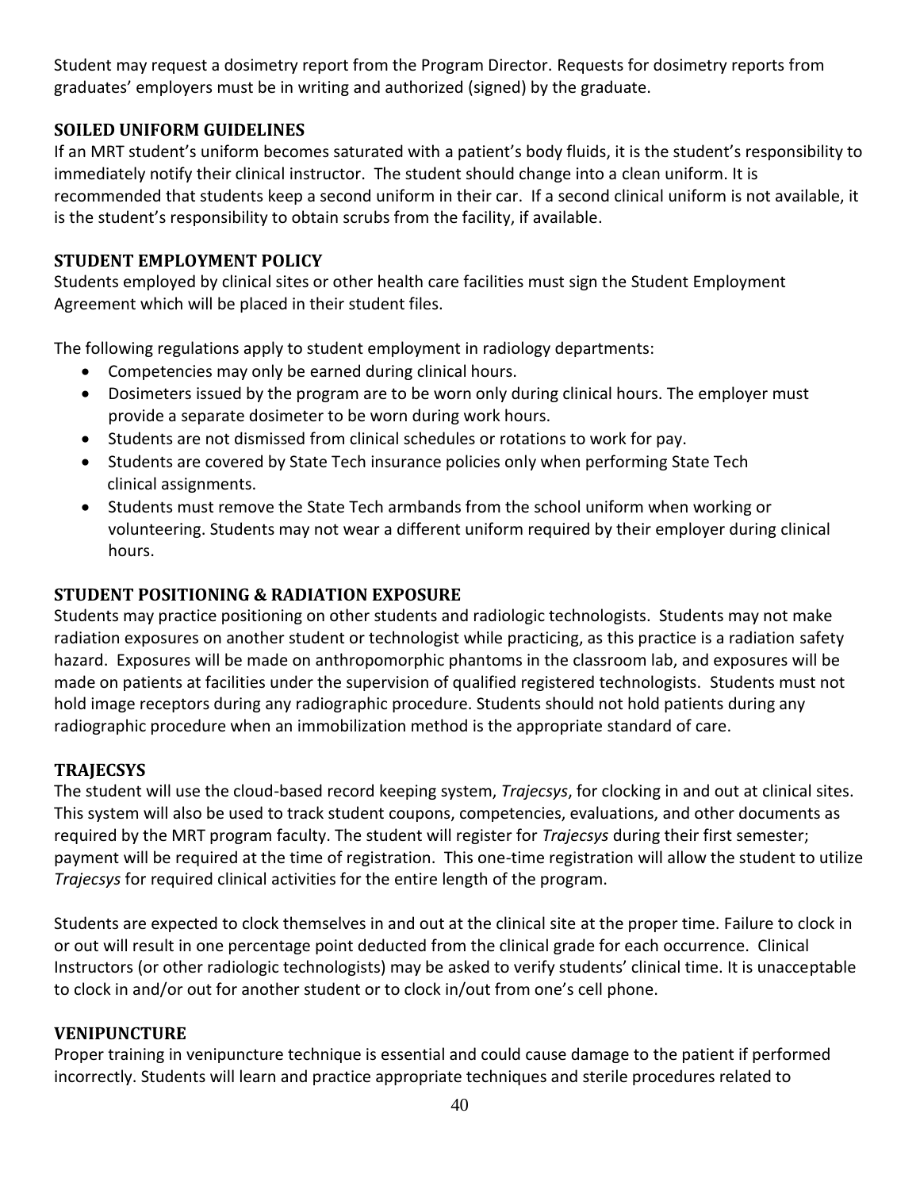Student may request a dosimetry report from the Program Director. Requests for dosimetry reports from graduates' employers must be in writing and authorized (signed) by the graduate.

## SOILED UNIFORM GUIDELINES

If an MRT student's uniform becomes saturated with a patient's body fluids, it is the student's responsibility to immediately notify their clinical instructor. The student should change into a clean uniform. It is recommended that students keep a second uniform in their car. If a second clinical uniform is not available, it is the student's responsibility to obtain scrubs from the facility, if available.

## STUDENT EMPLOYMENT POLICY

Students employed by clinical sites or other health care facilities must sign the Student Employment Agreement which will be placed in their student files.

The following regulations apply to student employment in radiology departments:

- Competencies may only be earned during clinical hours.
- Dosimeters issued by the program are to be worn only during clinical hours. The employer must provide a separate dosimeter to be worn during work hours.
- Students are not dismissed from clinical schedules or rotations to work for pay.
- Students are covered by State Tech insurance policies only when performing State Tech clinical assignments.
- Students must remove the State Tech armbands from the school uniform when working or volunteering. Students may not wear a different uniform required by their employer during clinical hours.

## STUDENT POSITIONING & RADIATION EXPOSURE

Students may practice positioning on other students and radiologic technologists. Students may not make radiation exposures on another student or technologist while practicing, as this practice is a radiation safety hazard. Exposures will be made on anthropomorphic phantoms in the classroom lab, and exposures will be made on patients at facilities under the supervision of qualified registered technologists. Students must not hold image receptors during any radiographic procedure. Students should not hold patients during any radiographic procedure when an immobilization method is the appropriate standard of care.

## TRAJECSYS

The student will use the cloud-based record keeping system, *Trajecsys*, for clocking in and out at clinical sites. This system will also be used to track student coupons, competencies, evaluations, and other documents as required by the MRT program faculty. The student will register for *Trajecsys* during their first semester; payment will be required at the time of registration. This one-time registration will allow the student to utilize *Trajecsys* for required clinical activities for the entire length of the program.

Students are expected to clock themselves in and out at the clinical site at the proper time. Failure to clock in or out will result in one percentage point deducted from the clinical grade for each occurrence. Clinical Instructors (or other radiologic technologists) may be asked to verify students' clinical time. It is unacceptable to clock in and/or out for another student or to clock in/out from one's cell phone.

## VENIPUNCTURE

Proper training in venipuncture technique is essential and could cause damage to the patient if performed incorrectly. Students will learn and practice appropriate techniques and sterile procedures related to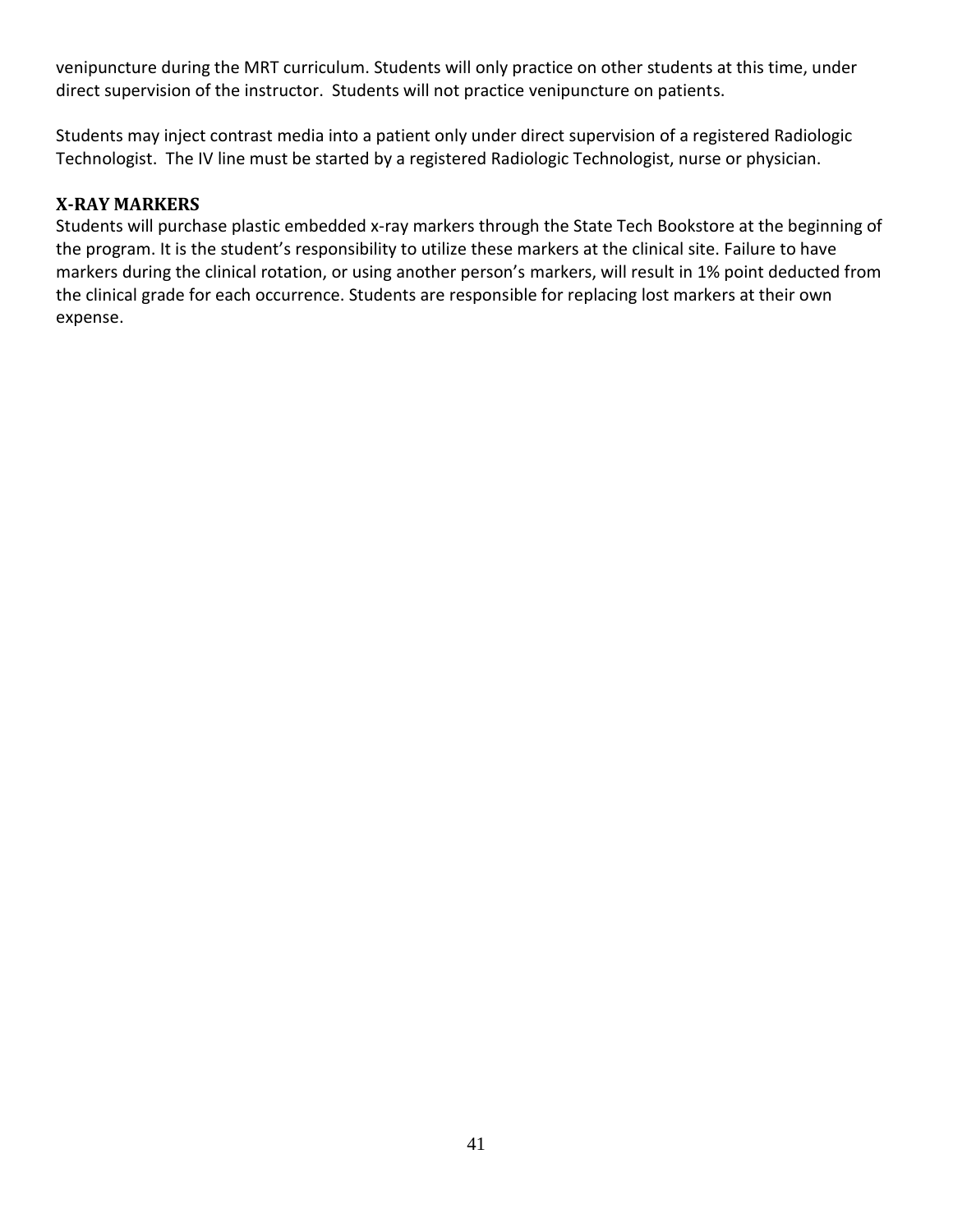venipuncture during the MRT curriculum. Students will only practice on other students at this time, under direct supervision of the instructor. Students will not practice venipuncture on patients.

Students may inject contrast media into a patient only under direct supervision of a registered Radiologic Technologist. The IV line must be started by a registered Radiologic Technologist, nurse or physician.

### X-RAY MARKERS

Students will purchase plastic embedded x-ray markers through the State Tech Bookstore at the beginning of the program. It is the student's responsibility to utilize these markers at the clinical site. Failure to have markers during the clinical rotation, or using another person's markers, will result in 1% point deducted from the clinical grade for each occurrence. Students are responsible for replacing lost markers at their own expense.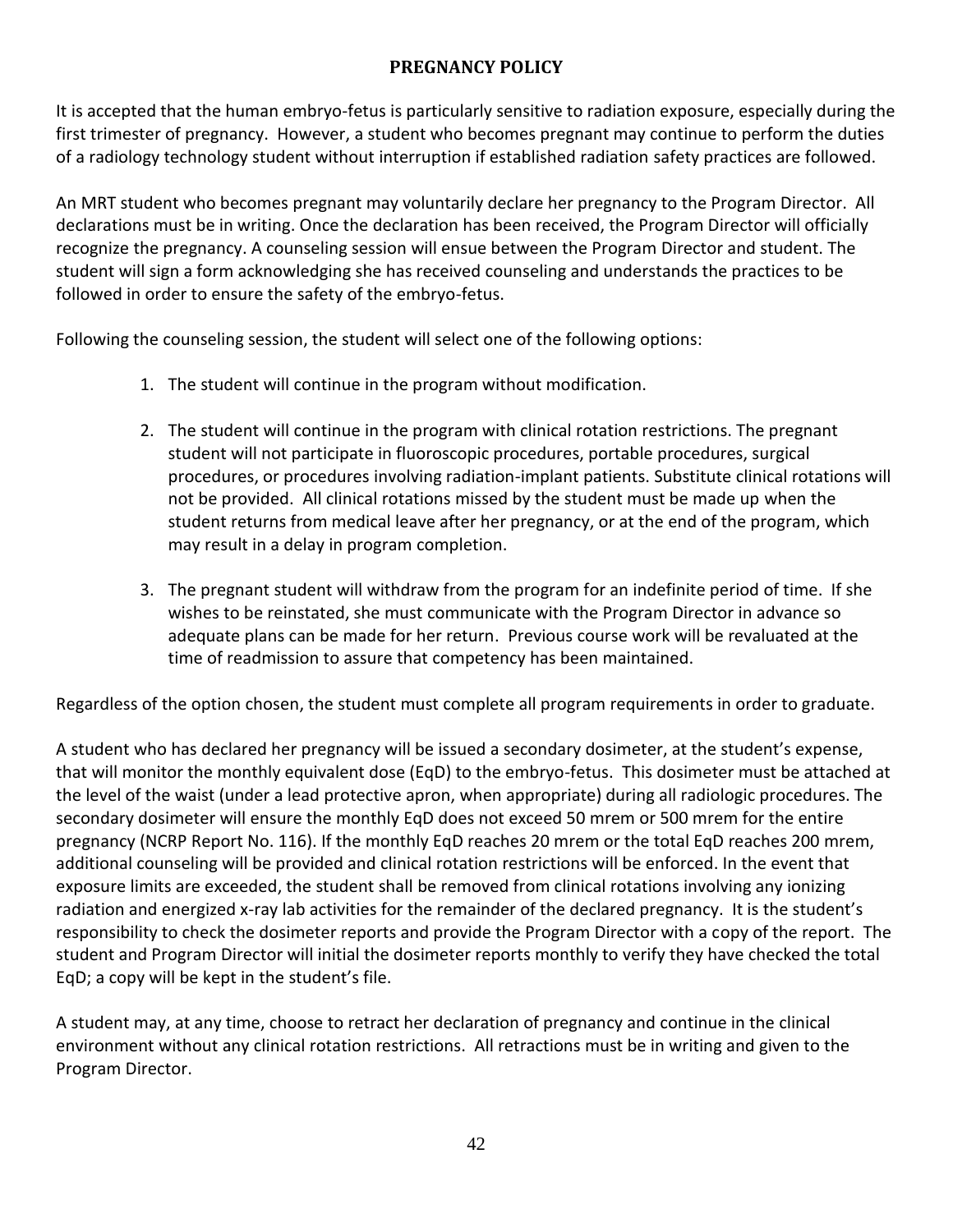# PREGNANCY POLICY

It is accepted that the human embryo-fetus is particularly sensitive to radiation exposure, especially during the first trimester of pregnancy. However, a student who becomes pregnant may continue to perform the duties of a radiology technology student without interruption if established radiation safety practices are followed.

An MRT student who becomes pregnant may voluntarily declare her pregnancy to the Program Director. All declarations must be in writing. Once the declaration has been received, the Program Director will officially recognize the pregnancy. A counseling session will ensue between the Program Director and student. The student will sign a form acknowledging she has received counseling and understands the practices to be followed in order to ensure the safety of the embryo-fetus.

Following the counseling session, the student will select one of the following options:

1. The student will continue in the program without modification.

2. The student will continue in the program with clinical rotation restrictions. The pregnant student will not participate in fluoroscopic procedures, portable procedures, surgical procedures, or procedures involving radiation-implant patients. Substitute clinical rotations will not be provided. All clinical rotations missed by the student must be made up when the student returns from medical leave after her pregnancy, or at the end of the program, which may result in a delay in program completion.

3. The pregnant student will withdraw from the program for an indefinite period of time. If she wishes to be reinstated, she must communicate with the Program Director in advance so adequate plans can be made for her return. Previous course work will be revaluated at the time of readmission to assure that competency has been maintained.

Regardless of the option chosen, the student must complete all program requirements in order to graduate.

A student who has declared her pregnancy will be issued a secondary dosimeter, at the student's expense, that will monitor the monthly equivalent dose (EqD) to the embryo-fetus. This dosimeter must be attached at the level of the waist (under a lead protective apron, when appropriate) during all radiologic procedures. The secondary dosimeter will ensure the monthly EqD does not exceed 50 mrem or 500 mrem for the entire pregnancy (NCRP Report No. 116). If the monthly EqD reaches 20 mrem or the total EqD reaches 200 mrem, additional counseling will be provided and clinical rotation restrictions will be enforced. In the event that exposure limits are exceeded, the student shall be removed from clinical rotations involving any ionizing radiation and energized x-ray lab activities for the remainder of the declared pregnancy. It is the student's responsibility to check the dosimeter reports and provide the Program Director with a copy of the report. The student and Program Director will initial the dosimeter reports monthly to verify they have checked the total EqD; a copy will be kept in the student's file.

A student may, at any time, choose to retract her declaration of pregnancy and continue in the clinical environment without any clinical rotation restrictions. All retractions must be in writing and given to the Program Director.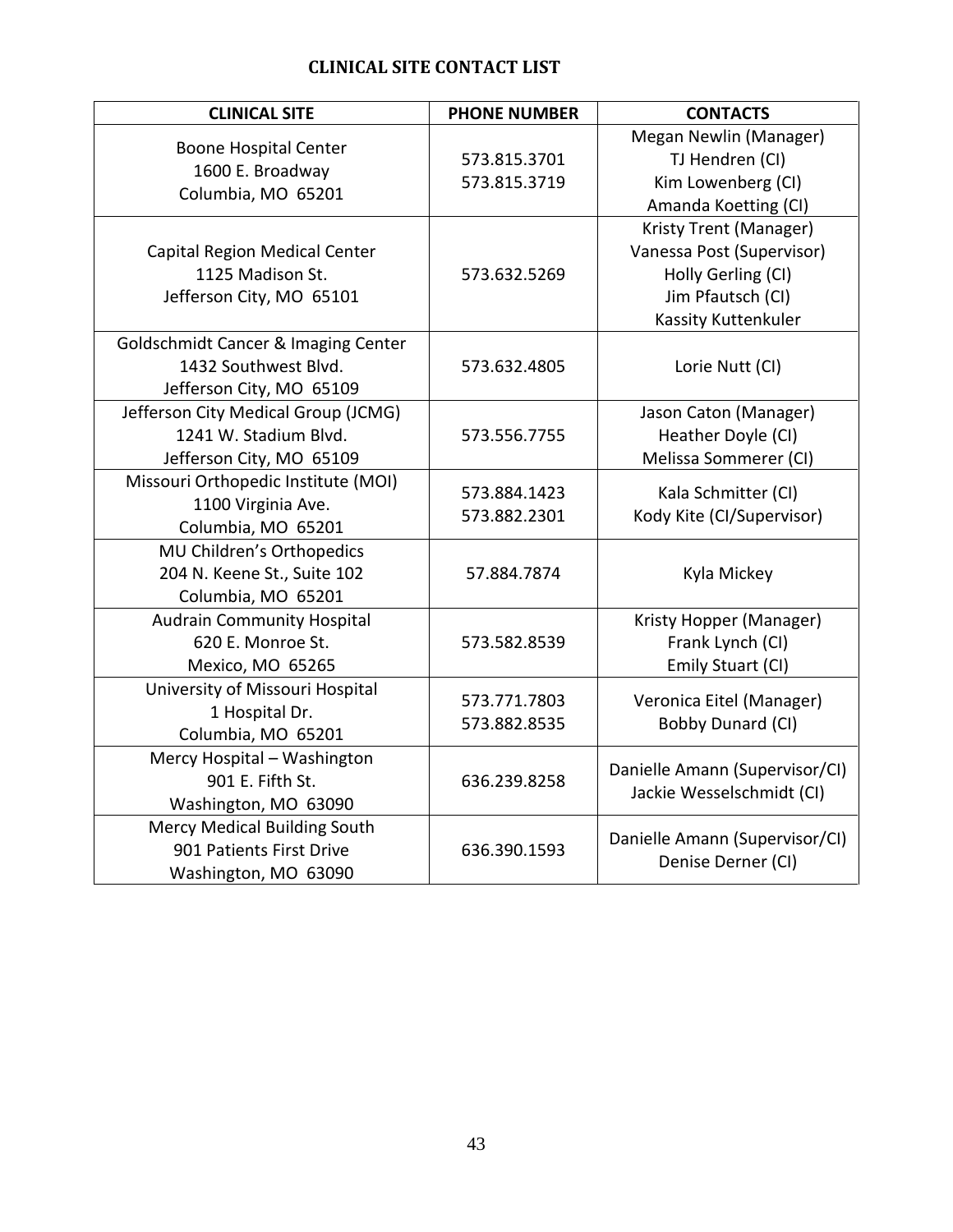# CLINICAL SITE CONTACT LIST

| CLINICAL SITE | PHONE NUMBER | CONTACTS |
|---|---|---|
| Boone Hospital Center<br>1600 E. Broadway<br>Columbia, MO 65201 | 573.815.3701<br>573.815.3719 | Megan Newlin (Manager)<br>TJ Hendren (CI)<br>Kim Lowenberg (CI)<br>Amanda Koetting (CI) |
| Capital Region Medical Center<br>1125 Madison St.<br>Jefferson City, MO 65101 | 573.632.5269 | Kristy Trent (Manager)<br>Vanessa Post (Supervisor)<br>Holly Gerling (CI)<br>Jim Pfautsch (CI)<br>Kassity Kuttenkuler |
| Goldschmidt Cancer & Imaging Center<br>1432 Southwest Blvd.<br>Jefferson City, MO 65109 | 573.632.4805 | Lorie Nutt (CI) |
| Jefferson City Medical Group (JCMG)<br>1241 W. Stadium Blvd.<br>Jefferson City, MO 65109 | 573.556.7755 | Jason Caton (Manager)<br>Heather Doyle (CI)<br>Melissa Sommerer (CI) |
| Missouri Orthopedic Institute (MOI)<br>1100 Virginia Ave.<br>Columbia, MO 65201 | 573.884.1423<br>573.882.2301 | Kala Schmitter (CI)<br>Kody Kite (CI/Supervisor) |
| MU Children's Orthopedics<br>204 N. Keene St., Suite 102<br>Columbia, MO 65201 | 57.884.7874 | Kyla Mickey |
| Audrain Community Hospital<br>620 E. Monroe St.<br>Mexico, MO 65265 | 573.582.8539 | Kristy Hopper (Manager)<br>Frank Lynch (CI)<br>Emily Stuart (CI) |
| University of Missouri Hospital<br>1 Hospital Dr.<br>Columbia, MO 65201 | 573.771.7803<br>573.882.8535 | Veronica Eitel (Manager)<br>Bobby Dunard (CI) |
| Mercy Hospital – Washington<br>901 E. Fifth St.<br>Washington, MO 63090 | 636.239.8258 | Danielle Amann (Supervisor/CI)<br>Jackie Wesselschmidt (CI) |
| Mercy Medical Building South<br>901 Patients First Drive<br>Washington, MO 63090 | 636.390.1593 | Danielle Amann (Supervisor/CI)<br>Denise Derner (CI) |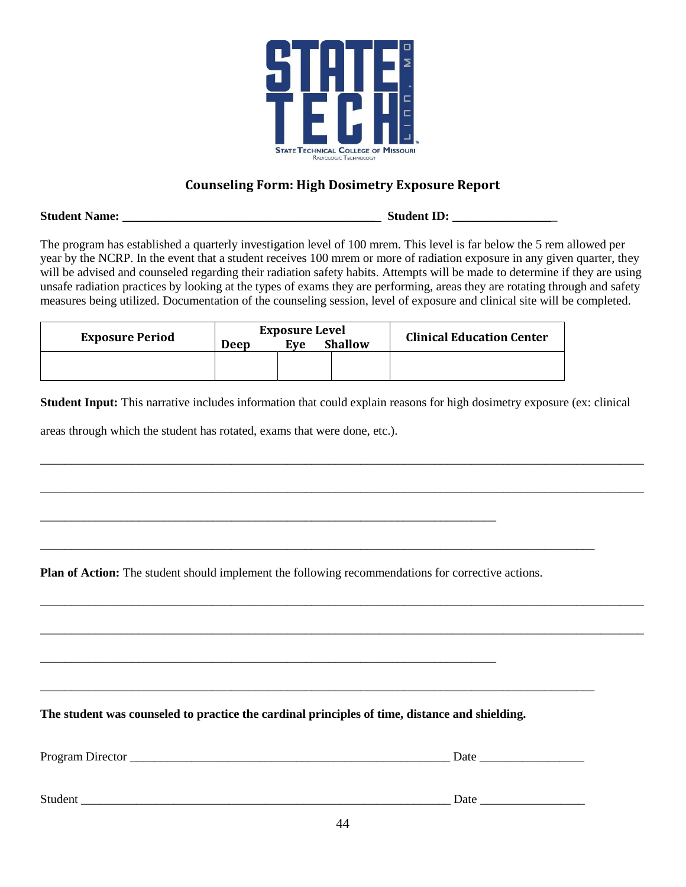STATE TECH
LINN, MO
STATE TECHNICAL COLLEGE OF MISSOURI
RADIOLOGIC TECHNOLOGY

## Counseling Form: High Dosimetry Exposure Report

**Student Name:** ___________________________________________ **Student ID:** _________________

The program has established a quarterly investigation level of 100 mrem. This level is far below the 5 rem allowed per year by the NCRP. In the event that a student receives 100 mrem or more of radiation exposure in any given quarter, they will be advised and counseled regarding their radiation safety habits. Attempts will be made to determine if they are using unsafe radiation practices by looking at the types of exams they are performing, areas they are rotating through and safety measures being utilized. Documentation of the counseling session, level of exposure and clinical site will be completed.

| Exposure Period | Exposure Level | | | Clinical Education Center |
|---|---|---|---|---|
| | Deep | Eye | Shallow | |
| | | | | |

**Student Input:** This narrative includes information that could explain reasons for high dosimetry exposure (ex: clinical areas through which the student has rotated, exams that were done, etc.).

_____________________________________________________________________________________________

_____________________________________________________________________________________________

_____________________________________________________________________________

_____________________________________________________________________________________________

**Plan of Action:** The student should implement the following recommendations for corrective actions.

_____________________________________________________________________________________________

_____________________________________________________________________________________________

_____________________________________________________________________________

_____________________________________________________________________________________________

**The student was counseled to practice the cardinal principles of time, distance and shielding.**

Program Director ______________________________________________________ Date _________________

Student ______________________________________________________________ Date _________________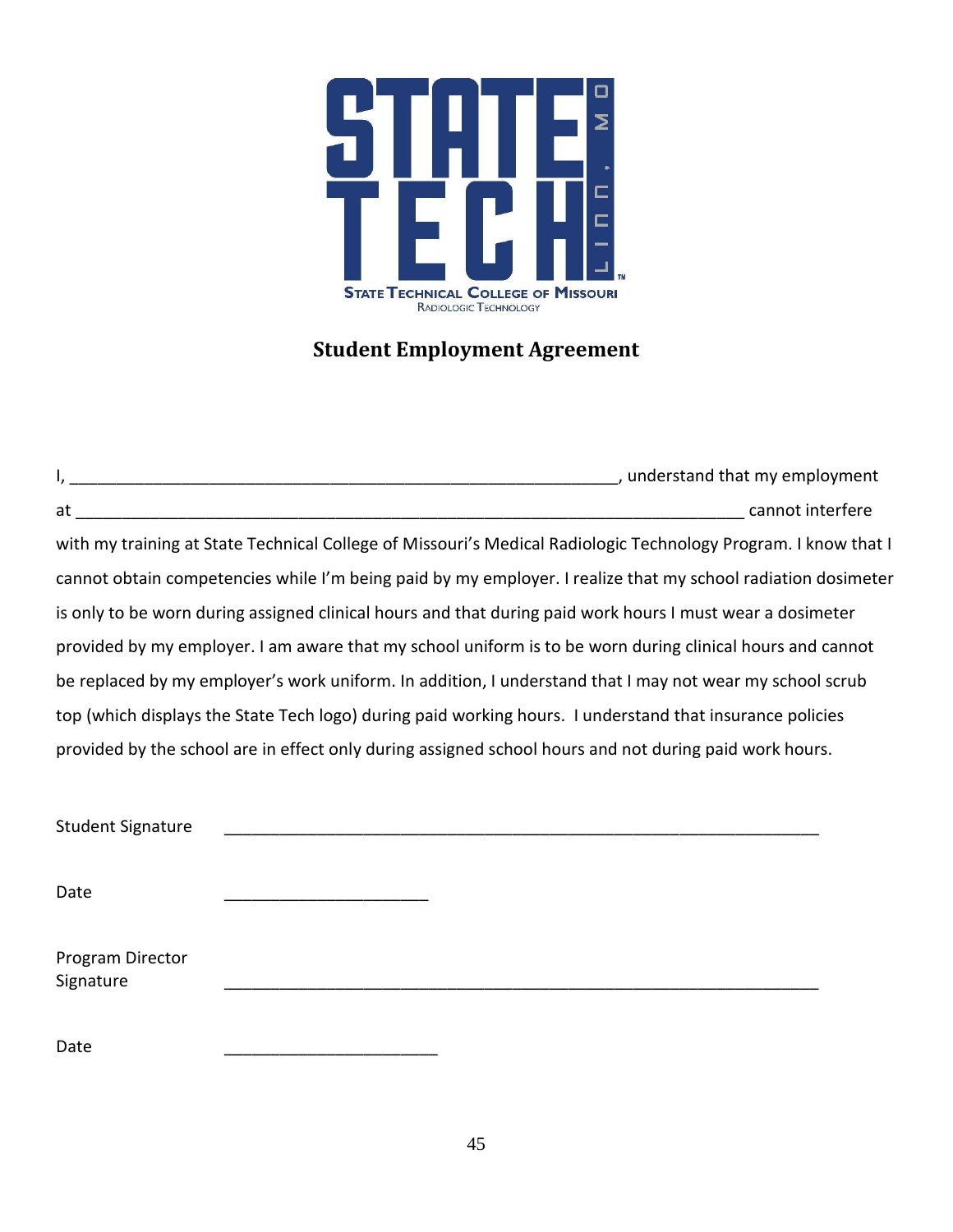STATE TECH LINN, MO

STATE TECHNICAL COLLEGE OF MISSOURI
RADIOLOGIC TECHNOLOGY

## Student Employment Agreement

I, ____________________________________________________________, understand that my employment at __________________________________________________________________________ cannot interfere with my training at State Technical College of Missouri's Medical Radiologic Technology Program. I know that I cannot obtain competencies while I'm being paid by my employer. I realize that my school radiation dosimeter is only to be worn during assigned clinical hours and that during paid work hours I must wear a dosimeter provided by my employer. I am aware that my school uniform is to be worn during clinical hours and cannot be replaced by my employer's work uniform. In addition, I understand that I may not wear my school scrub top (which displays the State Tech logo) during paid working hours. I understand that insurance policies provided by the school are in effect only during assigned school hours and not during paid work hours.

Student Signature ____________________________________________________________

Date ______________________

Program Director Signature ____________________________________________________________

Date ______________________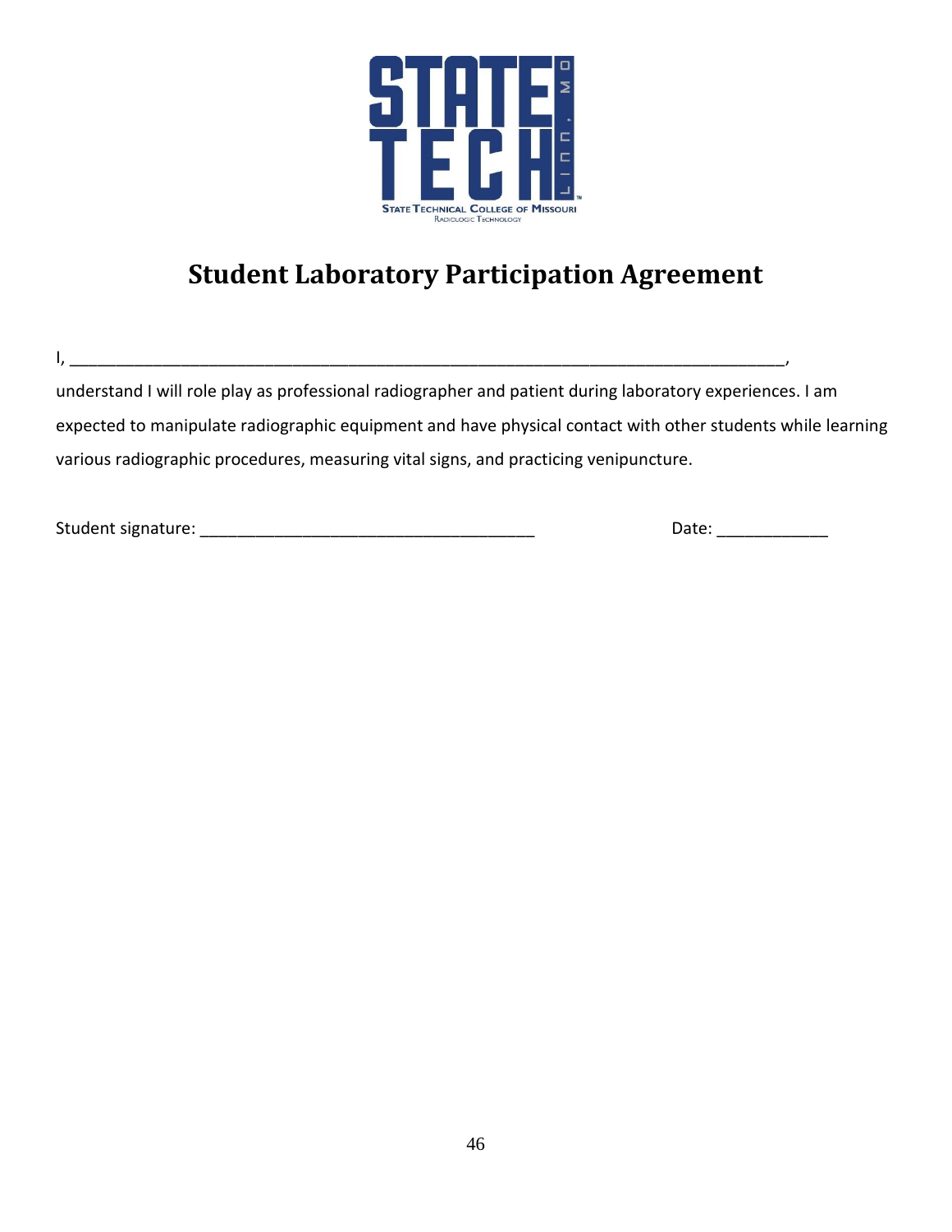# Student Laboratory Participation Agreement

I, ___________________________________________________________________________,

understand I will role play as professional radiographer and patient during laboratory experiences. I am expected to manipulate radiographic equipment and have physical contact with other students while learning various radiographic procedures, measuring vital signs, and practicing venipuncture.

Student signature: ____________________________________ Date: ____________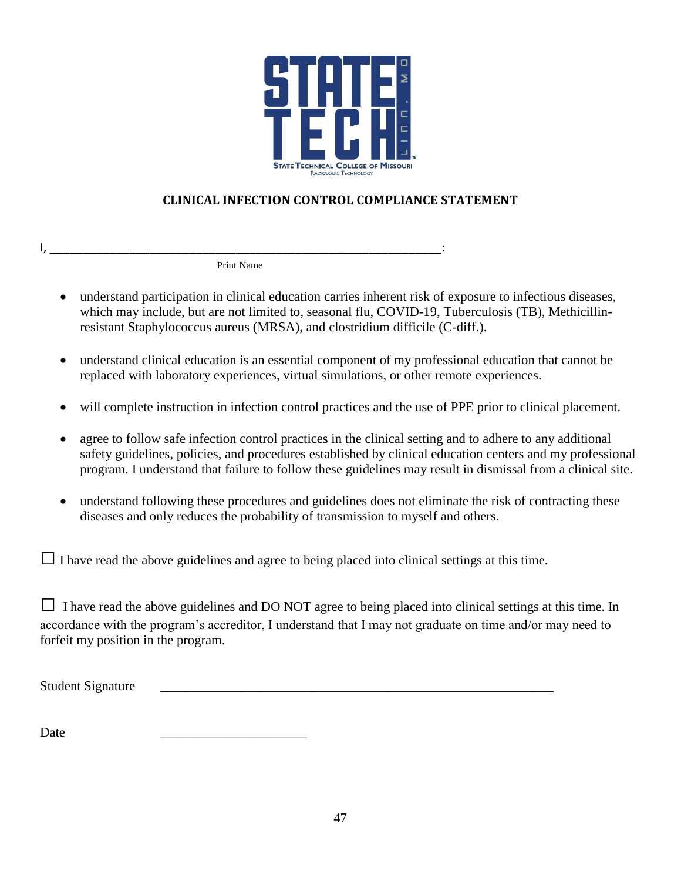STATE TECH

STATE TECHNICAL COLLEGE OF MISSOURI
RADIOLOGIC TECHNOLOGY

## CLINICAL INFECTION CONTROL COMPLIANCE STATEMENT

I, ____________________________________________________________:
Print Name

- understand participation in clinical education carries inherent risk of exposure to infectious diseases, which may include, but are not limited to, seasonal flu, COVID-19, Tuberculosis (TB), Methicillin-resistant Staphylococcus aureus (MRSA), and clostridium difficile (C-diff.).
- understand clinical education is an essential component of my professional education that cannot be replaced with laboratory experiences, virtual simulations, or other remote experiences.
- will complete instruction in infection control practices and the use of PPE prior to clinical placement.
- agree to follow safe infection control practices in the clinical setting and to adhere to any additional safety guidelines, policies, and procedures established by clinical education centers and my professional program. I understand that failure to follow these guidelines may result in dismissal from a clinical site.
- understand following these procedures and guidelines does not eliminate the risk of contracting these diseases and only reduces the probability of transmission to myself and others.

☐ I have read the above guidelines and agree to being placed into clinical settings at this time.

☐ I have read the above guidelines and DO NOT agree to being placed into clinical settings at this time. In accordance with the program's accreditor, I understand that I may not graduate on time and/or may need to forfeit my position in the program.

Student Signature ____________________________________________________________

Date ______________________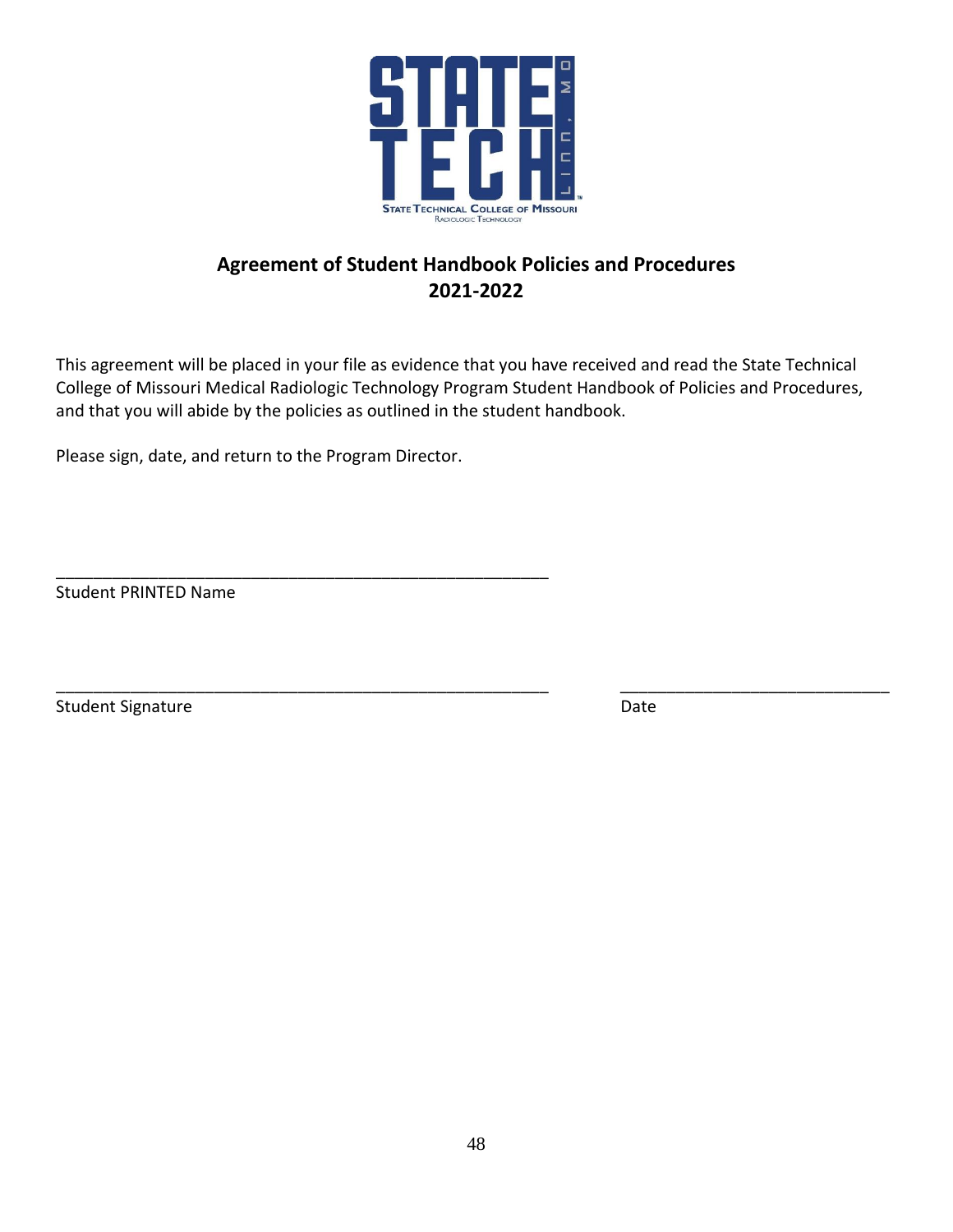## Agreement of Student Handbook Policies and Procedures
## 2021-2022

This agreement will be placed in your file as evidence that you have received and read the State Technical College of Missouri Medical Radiologic Technology Program Student Handbook of Policies and Procedures, and that you will abide by the policies as outlined in the student handbook.

Please sign, date, and return to the Program Director.

_______________________________________________________
Student PRINTED Name

_______________________________________________________ ______________________________
Student Signature Date